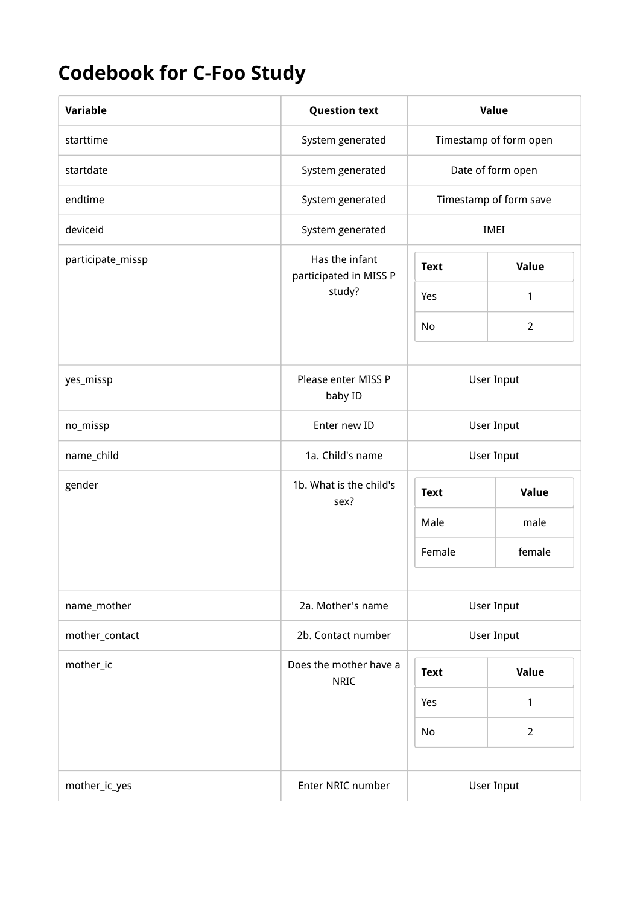# Codebook for C-Foo Study

| Variable | Question text | Value |
| --- | --- | --- |
| starttime | System generated | Timestamp of form open |
| startdate | System generated | Date of form open |
| endtime | System generated | Timestamp of form save |
| deviceid | System generated | IMEI |
| participate_missp | Has the infant participated in MISS P study? | **Text** / **Value**: Yes = 1; No = 2 |
| yes_missp | Please enter MISS P baby ID | User Input |
| no_missp | Enter new ID | User Input |
| name_child | 1a. Child's name | User Input |
| gender | 1b. What is the child's sex? | **Text** / **Value**: Male = male; Female = female |
| name_mother | 2a. Mother's name | User Input |
| mother_contact | 2b. Contact number | User Input |
| mother_ic | Does the mother have a NRIC | **Text** / **Value**: Yes = 1; No = 2 |
| mother_ic_yes | Enter NRIC number | User Input |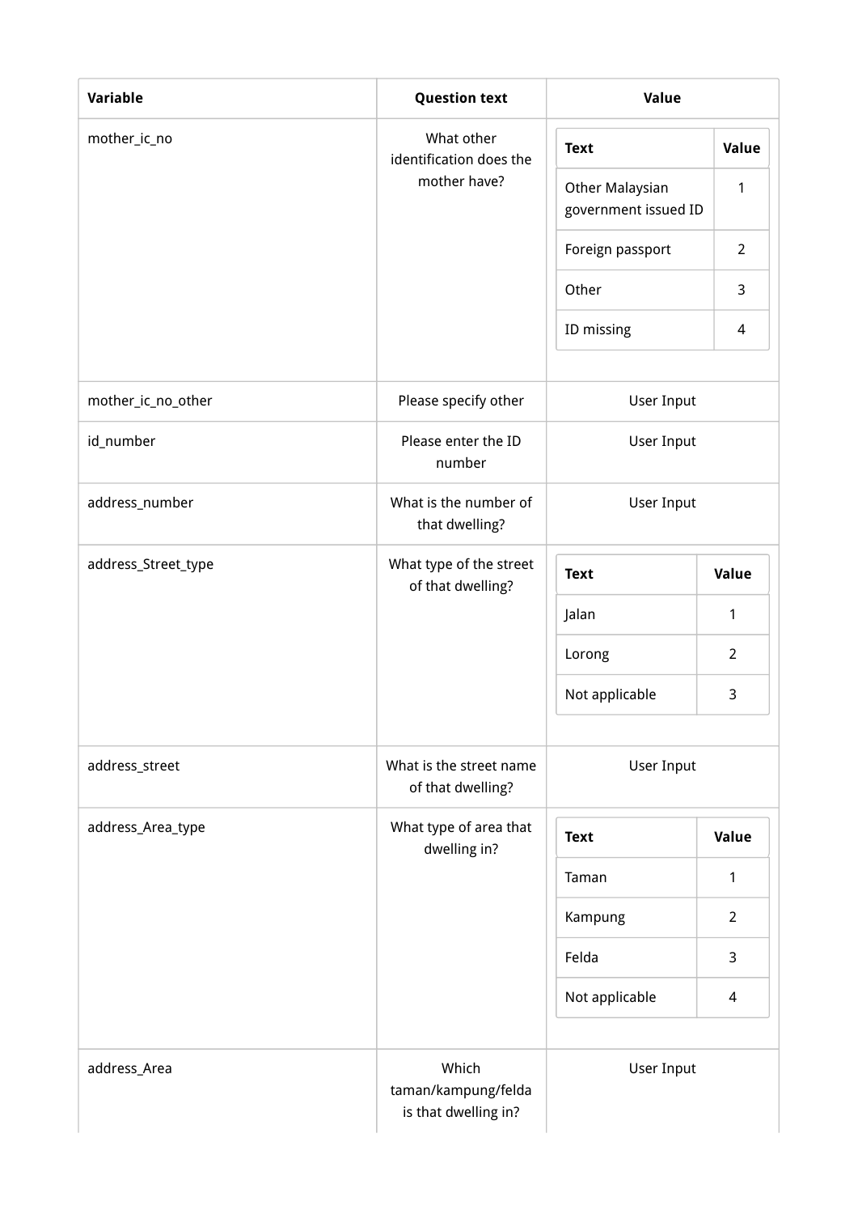| Variable | Question text | Value |
| --- | --- | --- |
| mother_ic_no | What other identification does the mother have? | Text / Value: Other Malaysian government issued ID = 1; Foreign passport = 2; Other = 3; ID missing = 4 |
| mother_ic_no_other | Please specify other | User Input |
| id_number | Please enter the ID number | User Input |
| address_number | What is the number of that dwelling? | User Input |
| address_Street_type | What type of the street of that dwelling? | Text / Value: Jalan = 1; Lorong = 2; Not applicable = 3 |
| address_street | What is the street name of that dwelling? | User Input |
| address_Area_type | What type of area that dwelling in? | Text / Value: Taman = 1; Kampung = 2; Felda = 3; Not applicable = 4 |
| address_Area | Which taman/kampung/felda is that dwelling in? | User Input |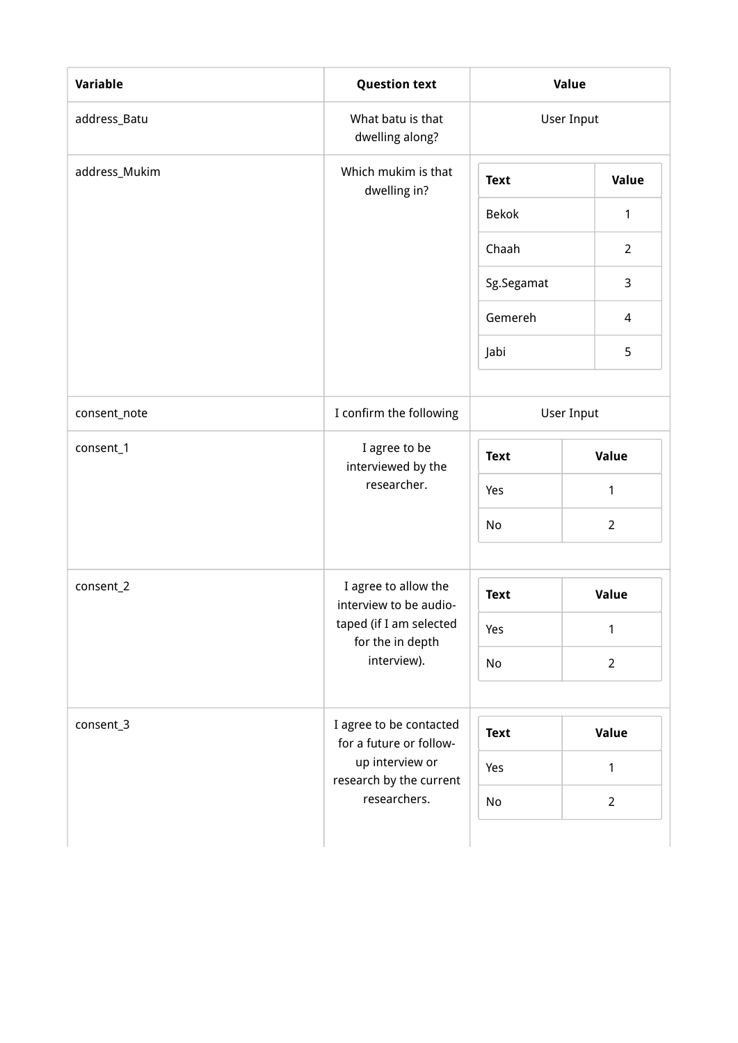| Variable | Question text | Value |
| --- | --- | --- |
| address_Batu | What batu is that dwelling along? | User Input |
| address_Mukim | Which mukim is that dwelling in? | Text: Bekok = 1; Chaah = 2; Sg.Segamat = 3; Gemereh = 4; Jabi = 5 |
| consent_note | I confirm the following | User Input |
| consent_1 | I agree to be interviewed by the researcher. | Text: Yes = 1; No = 2 |
| consent_2 | I agree to allow the interview to be audio-taped (if I am selected for the in depth interview). | Text: Yes = 1; No = 2 |
| consent_3 | I agree to be contacted for a future or follow-up interview or research by the current researchers. | Text: Yes = 1; No = 2 |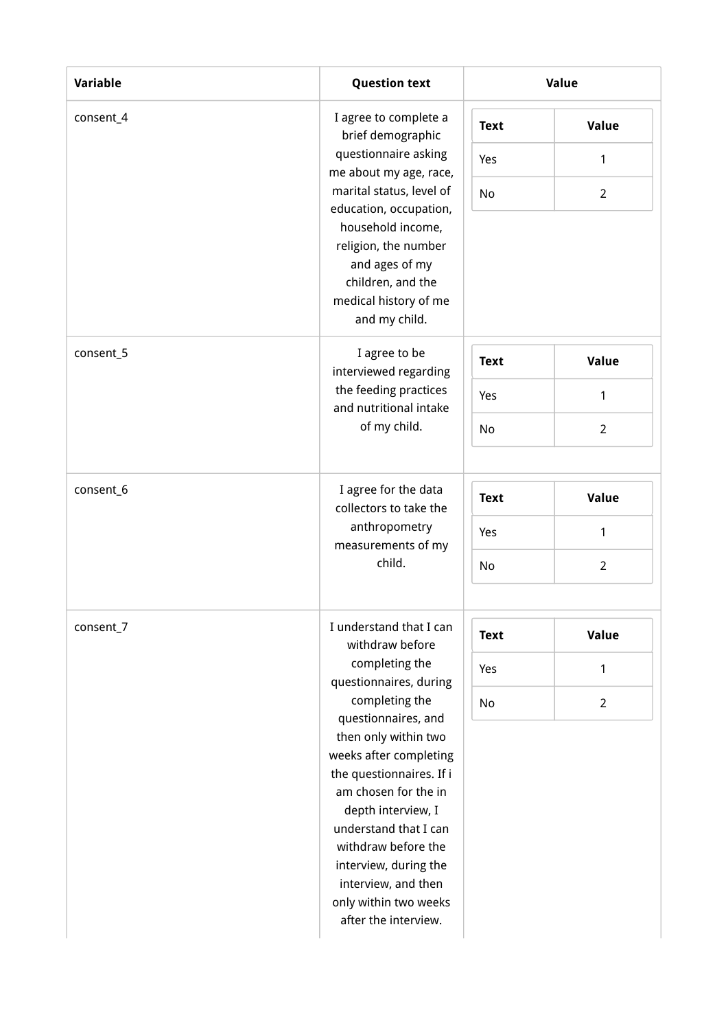| Variable | Question text | Value |
| --- | --- | --- |
| consent_4 | I agree to complete a brief demographic questionnaire asking me about my age, race, marital status, level of education, occupation, household income, religion, the number and ages of my children, and the medical history of me and my child. | Text: Yes = 1; No = 2 |
| consent_5 | I agree to be interviewed regarding the feeding practices and nutritional intake of my child. | Text: Yes = 1; No = 2 |
| consent_6 | I agree for the data collectors to take the anthropometry measurements of my child. | Text: Yes = 1; No = 2 |
| consent_7 | I understand that I can withdraw before completing the questionnaires, during completing the questionnaires, and then only within two weeks after completing the questionnaires. If i am chosen for the in depth interview, I understand that I can withdraw before the interview, during the interview, and then only within two weeks after the interview. | Text: Yes = 1; No = 2 |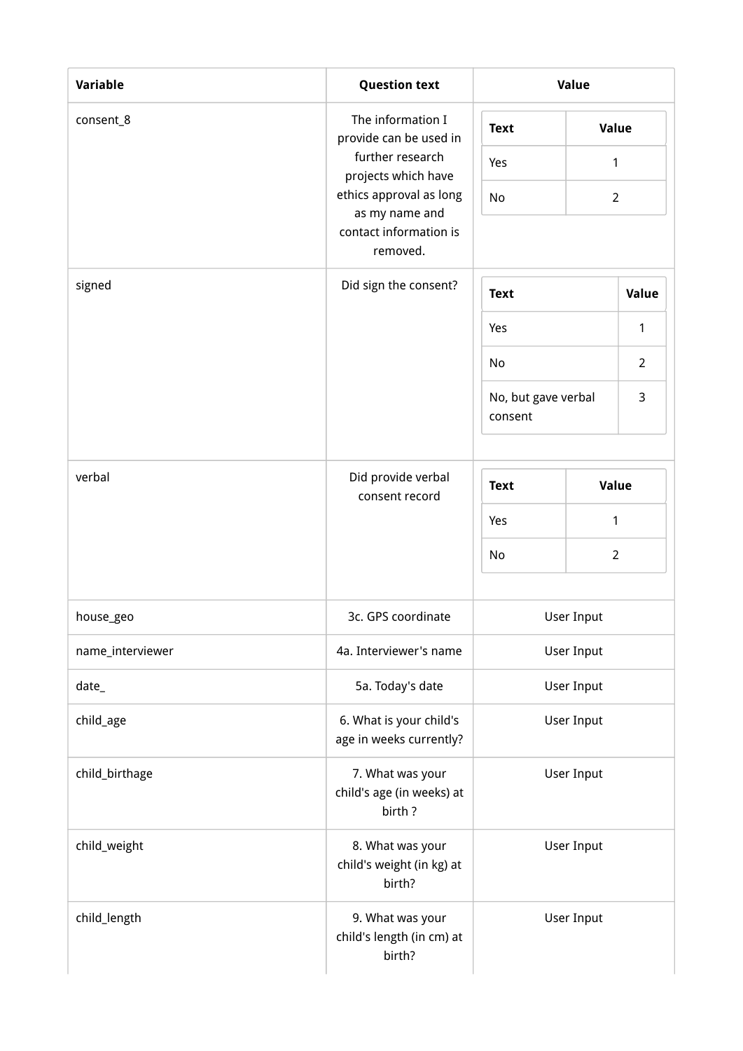| Variable | Question text | Value |
| --- | --- | --- |
| consent_8 | The information I provide can be used in further research projects which have ethics approval as long as my name and contact information is removed. | Text / Value: Yes = 1; No = 2 |
| signed | Did sign the consent? | Text / Value: Yes = 1; No = 2; No, but gave verbal consent = 3 |
| verbal | Did provide verbal consent record | Text / Value: Yes = 1; No = 2 |
| house_geo | 3c. GPS coordinate | User Input |
| name_interviewer | 4a. Interviewer's name | User Input |
| date_ | 5a. Today's date | User Input |
| child_age | 6. What is your child's age in weeks currently? | User Input |
| child_birthage | 7. What was your child's age (in weeks) at birth ? | User Input |
| child_weight | 8. What was your child's weight (in kg) at birth? | User Input |
| child_length | 9. What was your child's length (in cm) at birth? | User Input |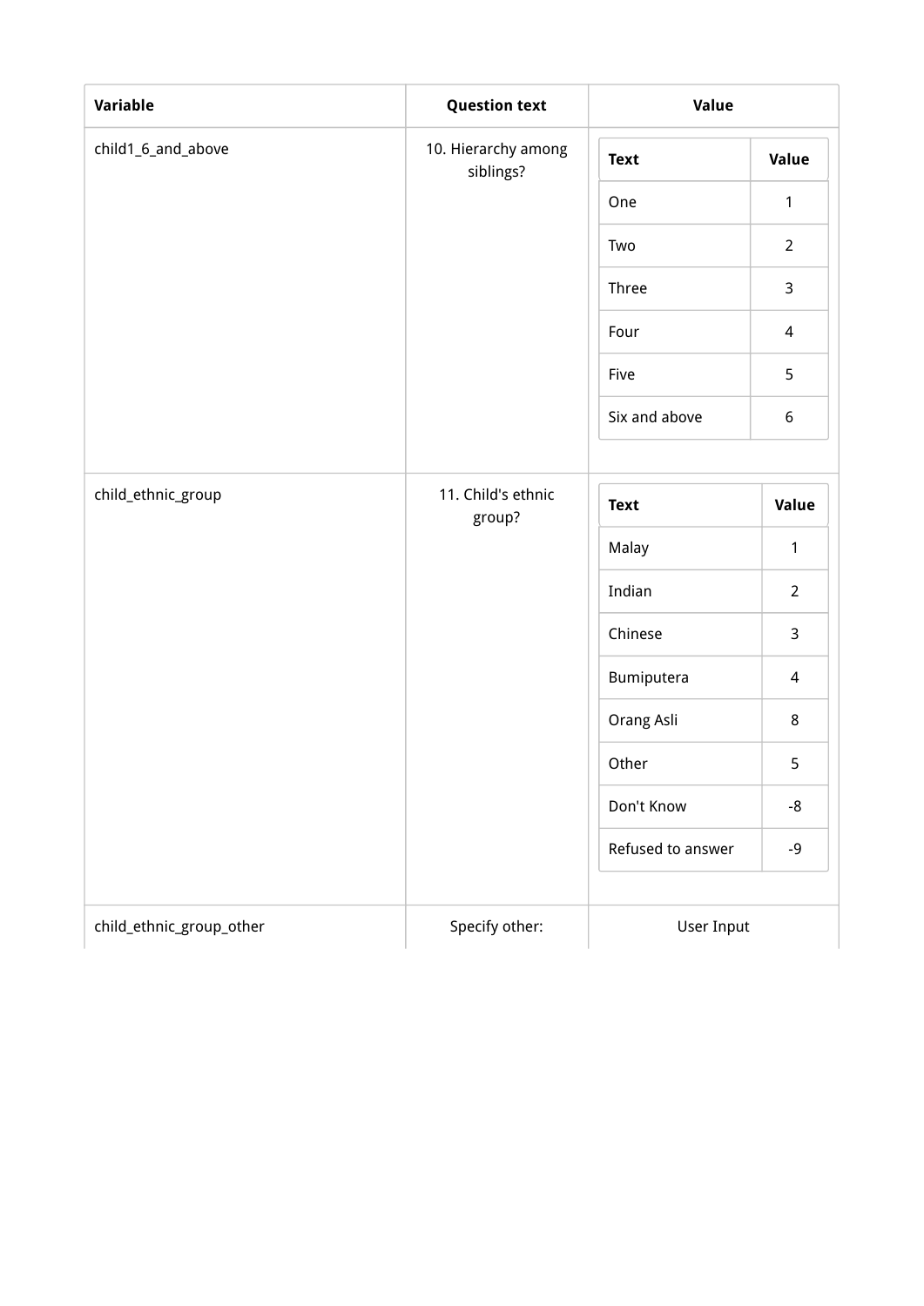| Variable | Question text | Value |
|---|---|---|
| child1_6_and_above | 10. Hierarchy among siblings? | <table><tr><th>Text</th><th>Value</th></tr><tr><td>One</td><td>1</td></tr><tr><td>Two</td><td>2</td></tr><tr><td>Three</td><td>3</td></tr><tr><td>Four</td><td>4</td></tr><tr><td>Five</td><td>5</td></tr><tr><td>Six and above</td><td>6</td></tr></table> |
| child_ethnic_group | 11. Child's ethnic group? | <table><tr><th>Text</th><th>Value</th></tr><tr><td>Malay</td><td>1</td></tr><tr><td>Indian</td><td>2</td></tr><tr><td>Chinese</td><td>3</td></tr><tr><td>Bumiputera</td><td>4</td></tr><tr><td>Orang Asli</td><td>8</td></tr><tr><td>Other</td><td>5</td></tr><tr><td>Don't Know</td><td>-8</td></tr><tr><td>Refused to answer</td><td>-9</td></tr></table> |
| child_ethnic_group_other | Specify other: | User Input |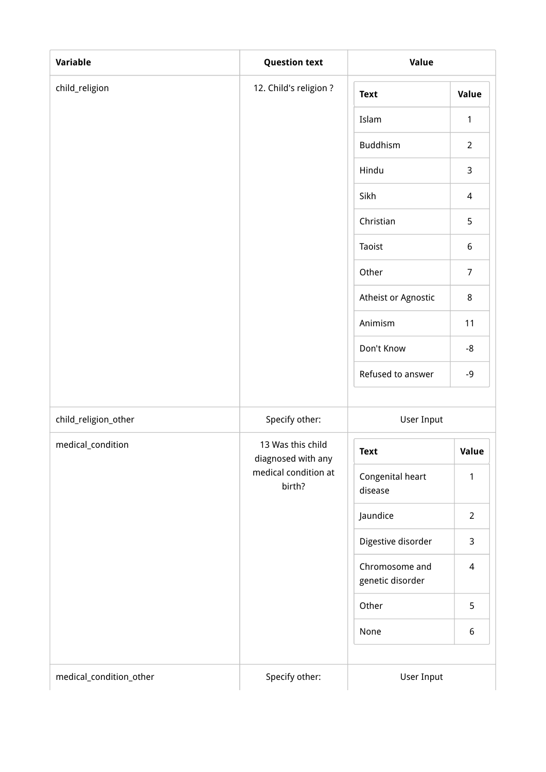| Variable | Question text | Value |
| --- | --- | --- |
| child_religion | 12. Child's religion ? | |

| Text | Value |
| --- | --- |
| Islam | 1 |
| Buddhism | 2 |
| Hindu | 3 |
| Sikh | 4 |
| Christian | 5 |
| Taoist | 6 |
| Other | 7 |
| Atheist or Agnostic | 8 |
| Animism | 11 |
| Don't Know | -8 |
| Refused to answer | -9 |

| Variable | Question text | Value |
| --- | --- | --- |
| child_religion_other | Specify other: | User Input |
| medical_condition | 13 Was this child diagnosed with any medical condition at birth? | |

| Text | Value |
| --- | --- |
| Congenital heart disease | 1 |
| Jaundice | 2 |
| Digestive disorder | 3 |
| Chromosome and genetic disorder | 4 |
| Other | 5 |
| None | 6 |

| Variable | Question text | Value |
| --- | --- | --- |
| medical_condition_other | Specify other: | User Input |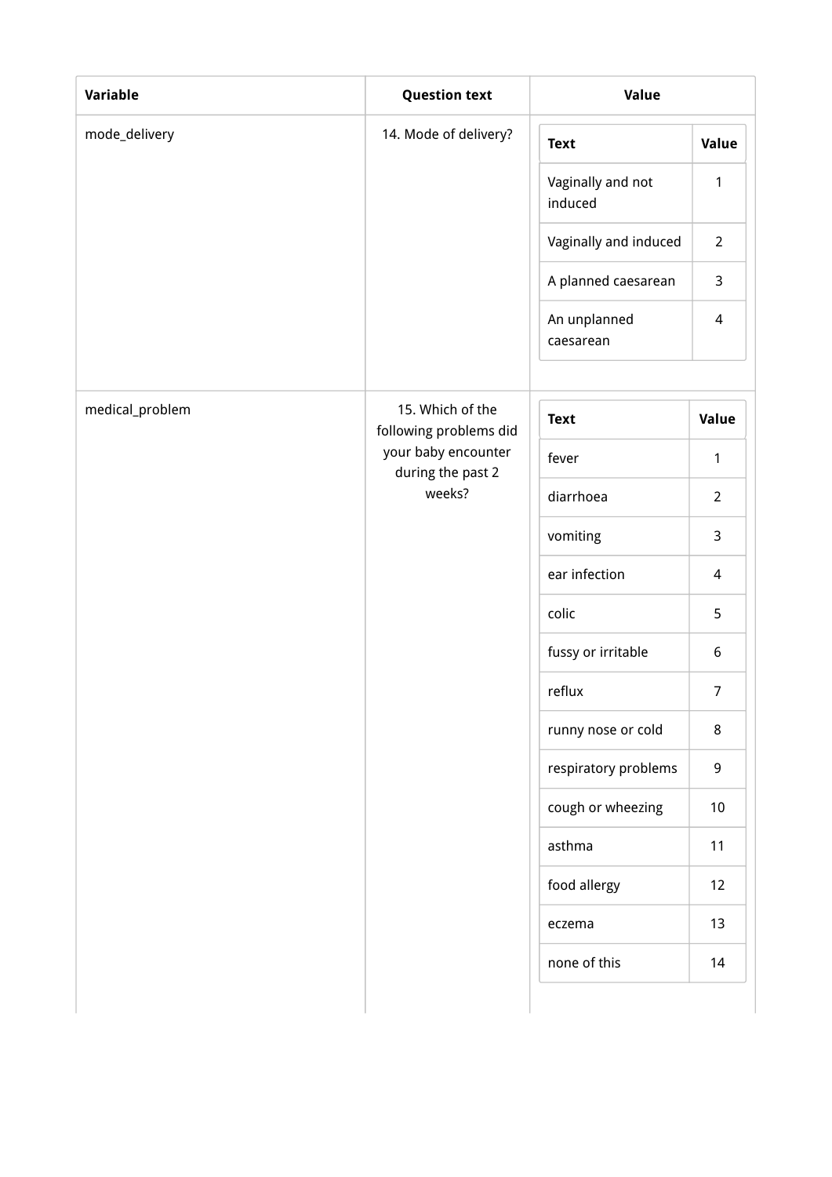| Variable | Question text | Value |
| --- | --- | --- |
| mode_delivery | 14. Mode of delivery? | <table><tr><th>Text</th><th>Value</th></tr><tr><td>Vaginally and not induced</td><td>1</td></tr><tr><td>Vaginally and induced</td><td>2</td></tr><tr><td>A planned caesarean</td><td>3</td></tr><tr><td>An unplanned caesarean</td><td>4</td></tr></table> |
| medical_problem | 15. Which of the following problems did your baby encounter during the past 2 weeks? | <table><tr><th>Text</th><th>Value</th></tr><tr><td>fever</td><td>1</td></tr><tr><td>diarrhoea</td><td>2</td></tr><tr><td>vomiting</td><td>3</td></tr><tr><td>ear infection</td><td>4</td></tr><tr><td>colic</td><td>5</td></tr><tr><td>fussy or irritable</td><td>6</td></tr><tr><td>reflux</td><td>7</td></tr><tr><td>runny nose or cold</td><td>8</td></tr><tr><td>respiratory problems</td><td>9</td></tr><tr><td>cough or wheezing</td><td>10</td></tr><tr><td>asthma</td><td>11</td></tr><tr><td>food allergy</td><td>12</td></tr><tr><td>eczema</td><td>13</td></tr><tr><td>none of this</td><td>14</td></tr></table> |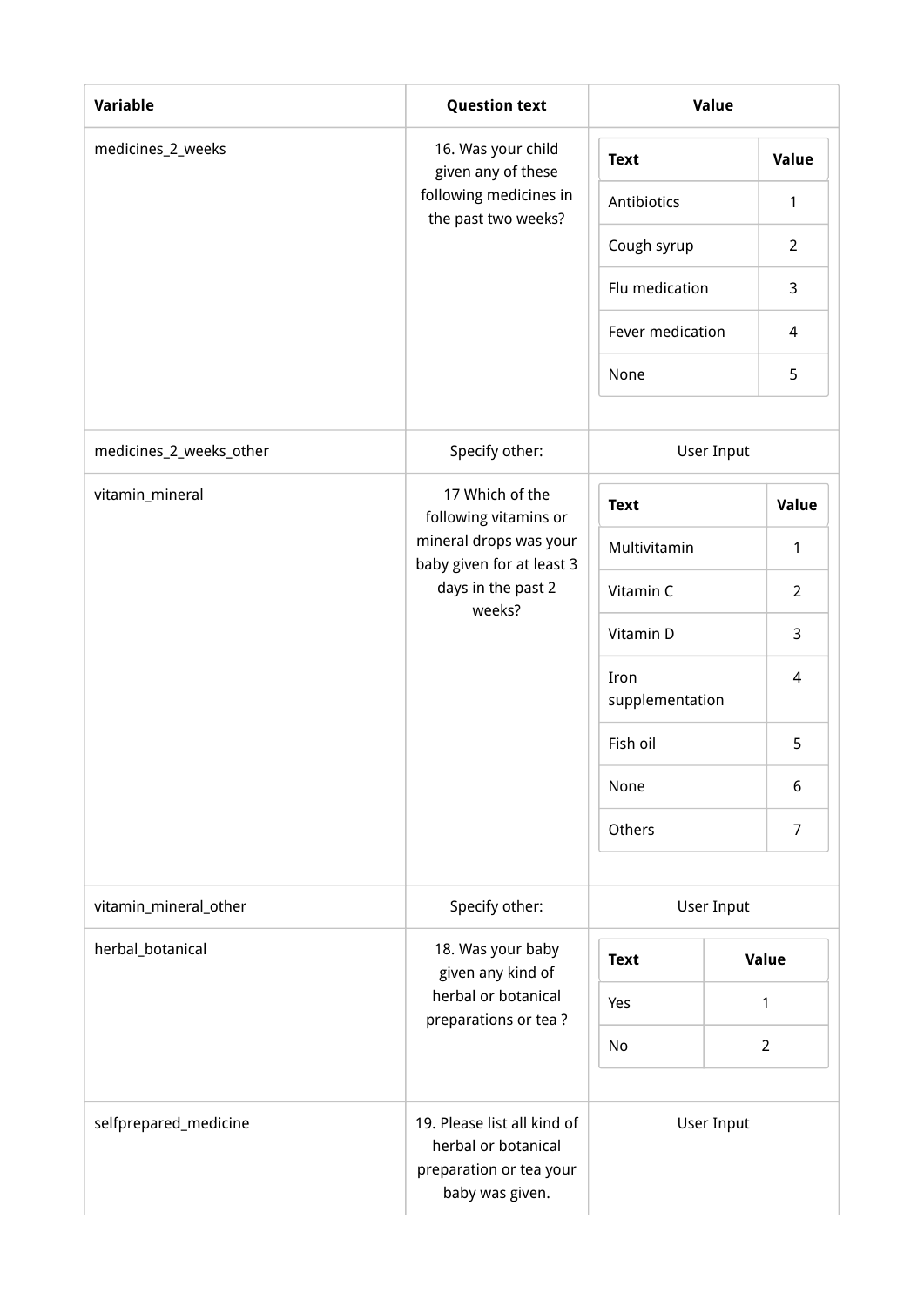| Variable | Question text | Value |
| --- | --- | --- |
| medicines_2_weeks | 16. Was your child given any of these following medicines in the past two weeks? | Text: Antibiotics = 1; Cough syrup = 2; Flu medication = 3; Fever medication = 4; None = 5 |
| medicines_2_weeks_other | Specify other: | User Input |
| vitamin_mineral | 17 Which of the following vitamins or mineral drops was your baby given for at least 3 days in the past 2 weeks? | Text: Multivitamin = 1; Vitamin C = 2; Vitamin D = 3; Iron supplementation = 4; Fish oil = 5; None = 6; Others = 7 |
| vitamin_mineral_other | Specify other: | User Input |
| herbal_botanical | 18. Was your baby given any kind of herbal or botanical preparations or tea ? | Text: Yes = 1; No = 2 |
| selfprepared_medicine | 19. Please list all kind of herbal or botanical preparation or tea your baby was given. | User Input |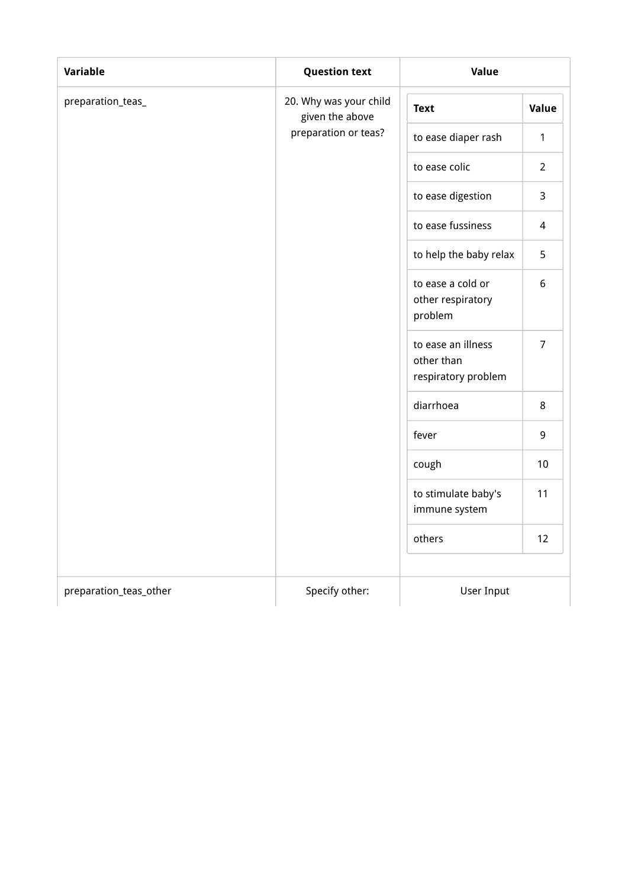| Variable | Question text | Value |
| --- | --- | --- |
| preparation_teas_ | 20. Why was your child given the above preparation or teas? | <table><tr><th>Text</th><th>Value</th></tr><tr><td>to ease diaper rash</td><td>1</td></tr><tr><td>to ease colic</td><td>2</td></tr><tr><td>to ease digestion</td><td>3</td></tr><tr><td>to ease fussiness</td><td>4</td></tr><tr><td>to help the baby relax</td><td>5</td></tr><tr><td>to ease a cold or other respiratory problem</td><td>6</td></tr><tr><td>to ease an illness other than respiratory problem</td><td>7</td></tr><tr><td>diarrhoea</td><td>8</td></tr><tr><td>fever</td><td>9</td></tr><tr><td>cough</td><td>10</td></tr><tr><td>to stimulate baby's immune system</td><td>11</td></tr><tr><td>others</td><td>12</td></tr></table> |
| preparation_teas_other | Specify other: | User Input |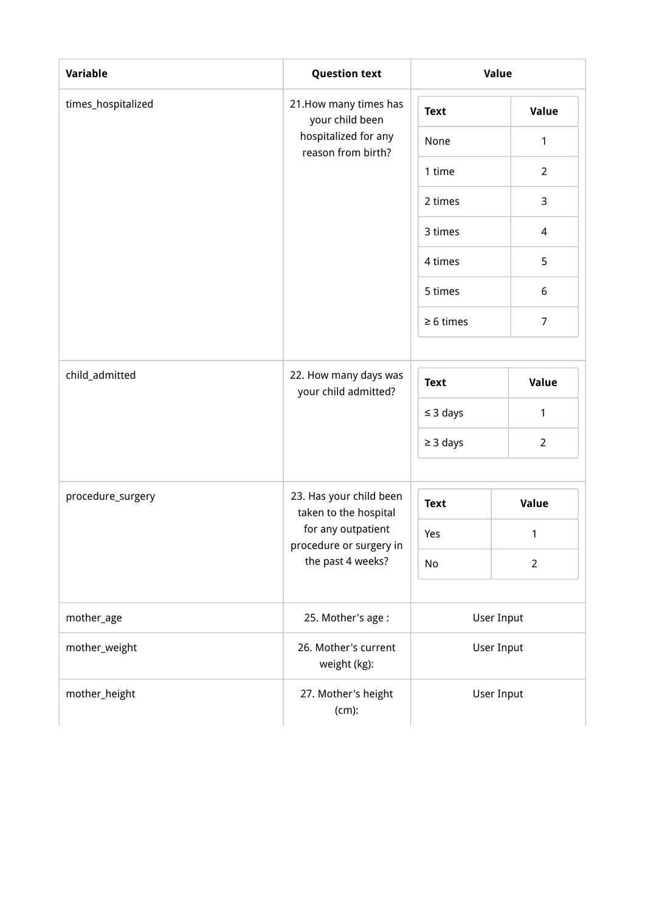| Variable | Question text | Value |
| --- | --- | --- |
| times_hospitalized | 21.How many times has your child been hospitalized for any reason from birth? | Text: None = 1; 1 time = 2; 2 times = 3; 3 times = 4; 4 times = 5; 5 times = 6; ≥ 6 times = 7 |
| child_admitted | 22. How many days was your child admitted? | Text: ≤ 3 days = 1; ≥ 3 days = 2 |
| procedure_surgery | 23. Has your child been taken to the hospital for any outpatient procedure or surgery in the past 4 weeks? | Text: Yes = 1; No = 2 |
| mother_age | 25. Mother's age : | User Input |
| mother_weight | 26. Mother's current weight (kg): | User Input |
| mother_height | 27. Mother's height (cm): | User Input |

**times_hospitalized**

| Text | Value |
| --- | --- |
| None | 1 |
| 1 time | 2 |
| 2 times | 3 |
| 3 times | 4 |
| 4 times | 5 |
| 5 times | 6 |
| ≥ 6 times | 7 |

**child_admitted**

| Text | Value |
| --- | --- |
| ≤ 3 days | 1 |
| ≥ 3 days | 2 |

**procedure_surgery**

| Text | Value |
| --- | --- |
| Yes | 1 |
| No | 2 |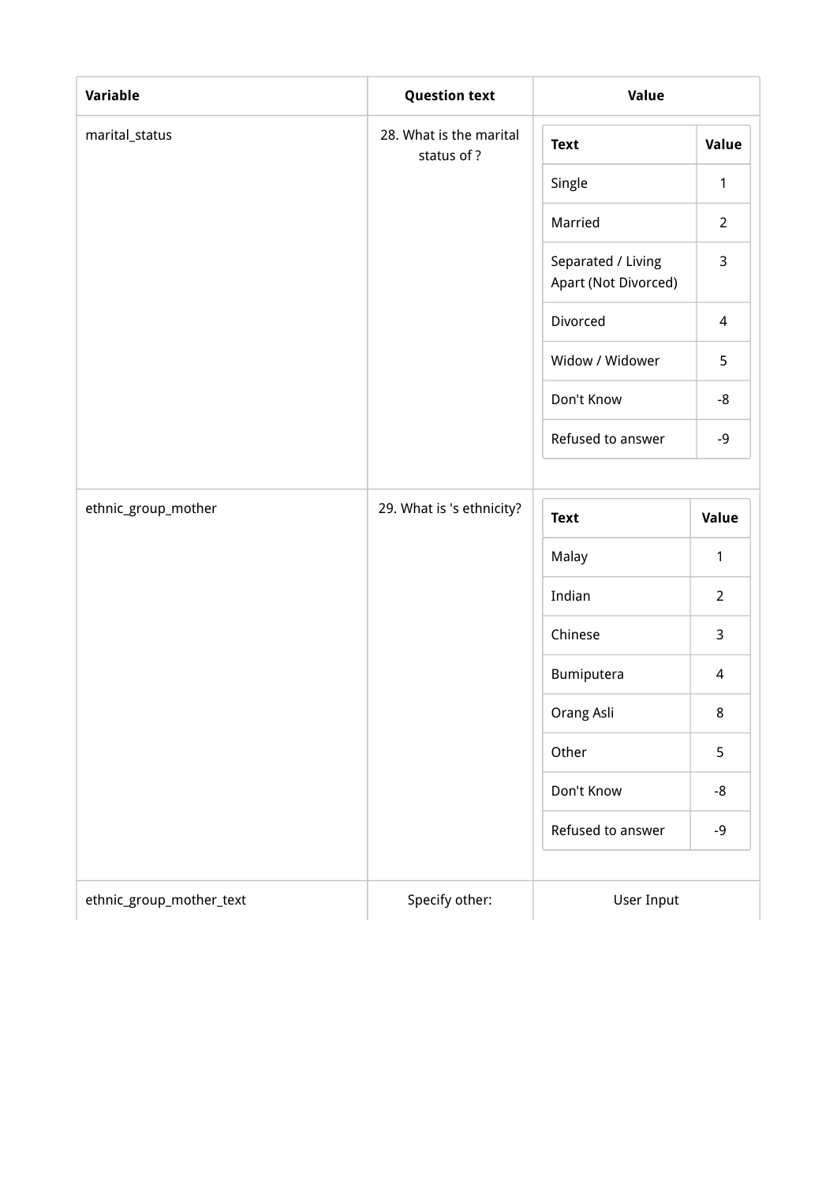| Variable | Question text | Value |
|---|---|---|
| marital_status | 28. What is the marital status of ? | |
| | | **Text** / **Value** |
| | | Single / 1 |
| | | Married / 2 |
| | | Separated / Living Apart (Not Divorced) / 3 |
| | | Divorced / 4 |
| | | Widow / Widower / 5 |
| | | Don't Know / -8 |
| | | Refused to answer / -9 |
| ethnic_group_mother | 29. What is 's ethnicity? | |
| | | **Text** / **Value** |
| | | Malay / 1 |
| | | Indian / 2 |
| | | Chinese / 3 |
| | | Bumiputera / 4 |
| | | Orang Asli / 8 |
| | | Other / 5 |
| | | Don't Know / -8 |
| | | Refused to answer / -9 |
| ethnic_group_mother_text | Specify other: | User Input |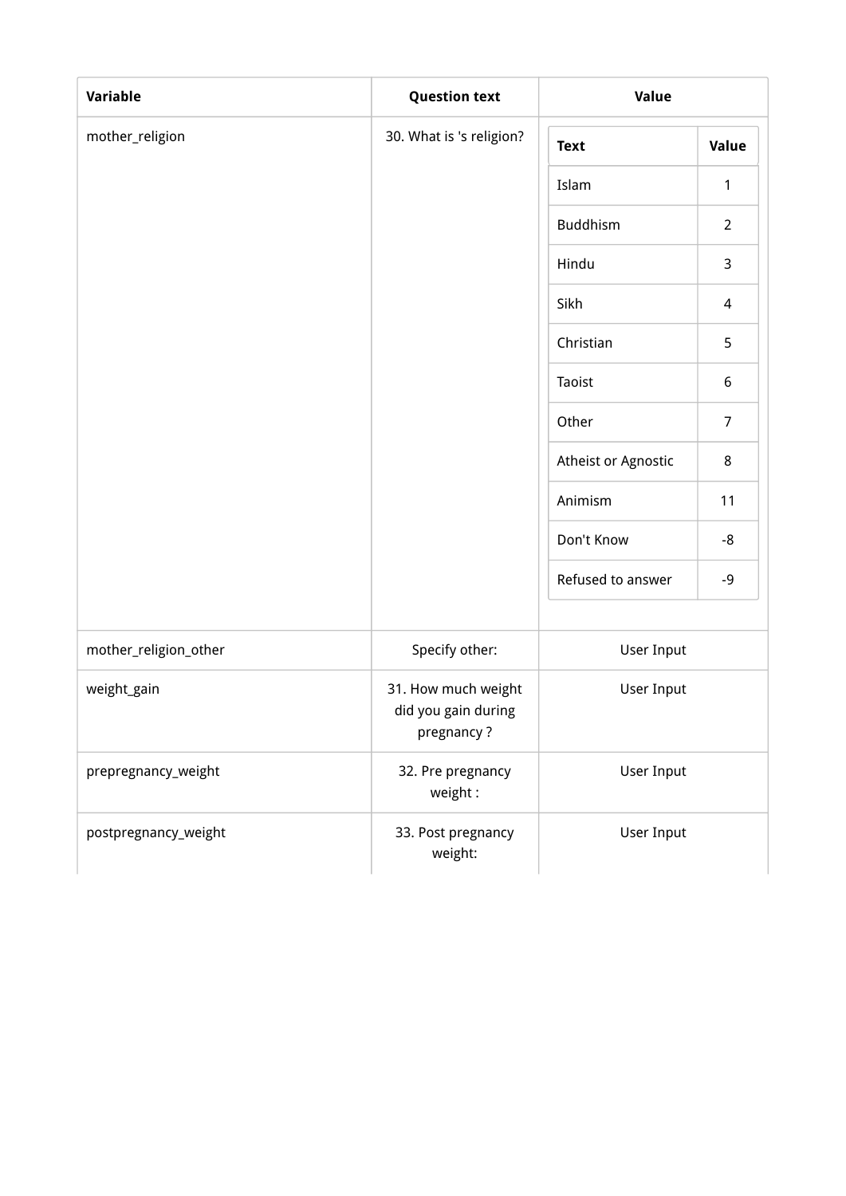| Variable | Question text | Value |
| --- | --- | --- |
| mother_religion | 30. What is 's religion? | Text / Value: Islam = 1; Buddhism = 2; Hindu = 3; Sikh = 4; Christian = 5; Taoist = 6; Other = 7; Atheist or Agnostic = 8; Animism = 11; Don't Know = -8; Refused to answer = -9 |
| mother_religion_other | Specify other: | User Input |
| weight_gain | 31. How much weight did you gain during pregnancy ? | User Input |
| prepregnancy_weight | 32. Pre pregnancy weight : | User Input |
| postpregnancy_weight | 33. Post pregnancy weight: | User Input |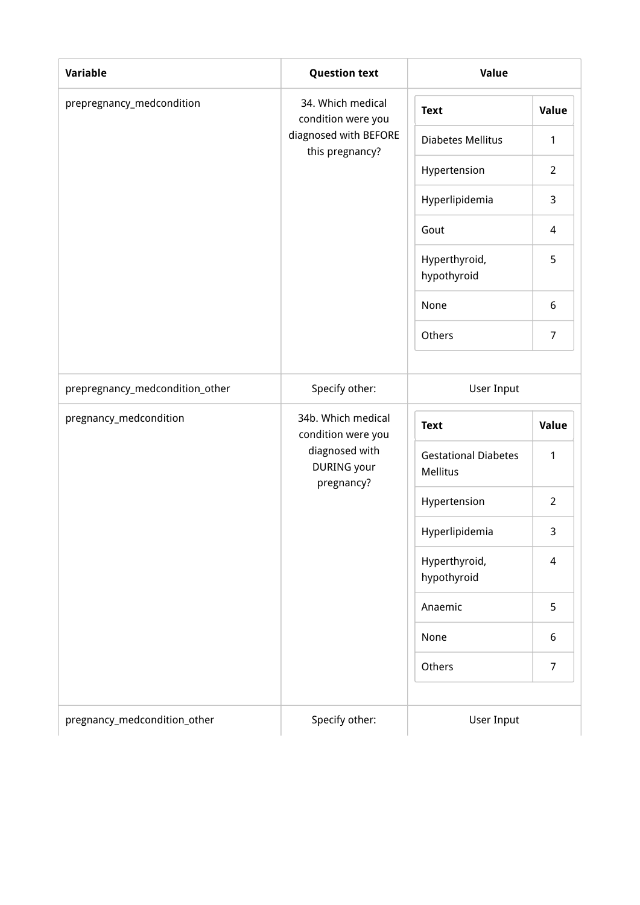| Variable | Question text | Value |
| --- | --- | --- |
| prepregnancy_medcondition | 34. Which medical condition were you diagnosed with BEFORE this pregnancy? | **Text** / **Value**: Diabetes Mellitus = 1; Hypertension = 2; Hyperlipidemia = 3; Gout = 4; Hyperthyroid, hypothyroid = 5; None = 6; Others = 7 |
| prepregnancy_medcondition_other | Specify other: | User Input |
| pregnancy_medcondition | 34b. Which medical condition were you diagnosed with DURING your pregnancy? | **Text** / **Value**: Gestational Diabetes Mellitus = 1; Hypertension = 2; Hyperlipidemia = 3; Hyperthyroid, hypothyroid = 4; Anaemic = 5; None = 6; Others = 7 |
| pregnancy_medcondition_other | Specify other: | User Input |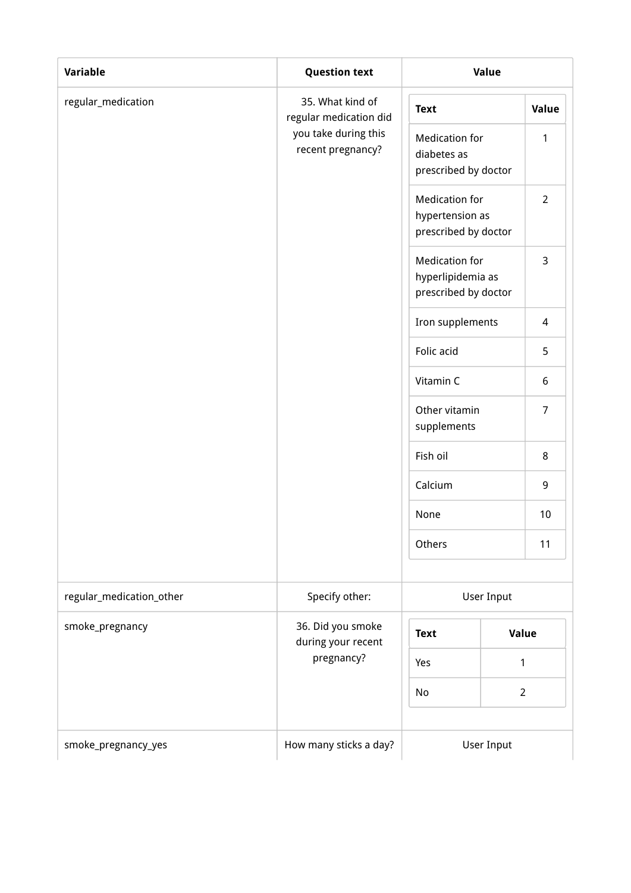| Variable | Question text | Value |
| --- | --- | --- |
| regular_medication | 35. What kind of regular medication did you take during this recent pregnancy? | Text / Value: Medication for diabetes as prescribed by doctor = 1; Medication for hypertension as prescribed by doctor = 2; Medication for hyperlipidemia as prescribed by doctor = 3; Iron supplements = 4; Folic acid = 5; Vitamin C = 6; Other vitamin supplements = 7; Fish oil = 8; Calcium = 9; None = 10; Others = 11 |
| regular_medication_other | Specify other: | User Input |
| smoke_pregnancy | 36. Did you smoke during your recent pregnancy? | Text / Value: Yes = 1; No = 2 |
| smoke_pregnancy_yes | How many sticks a day? | User Input |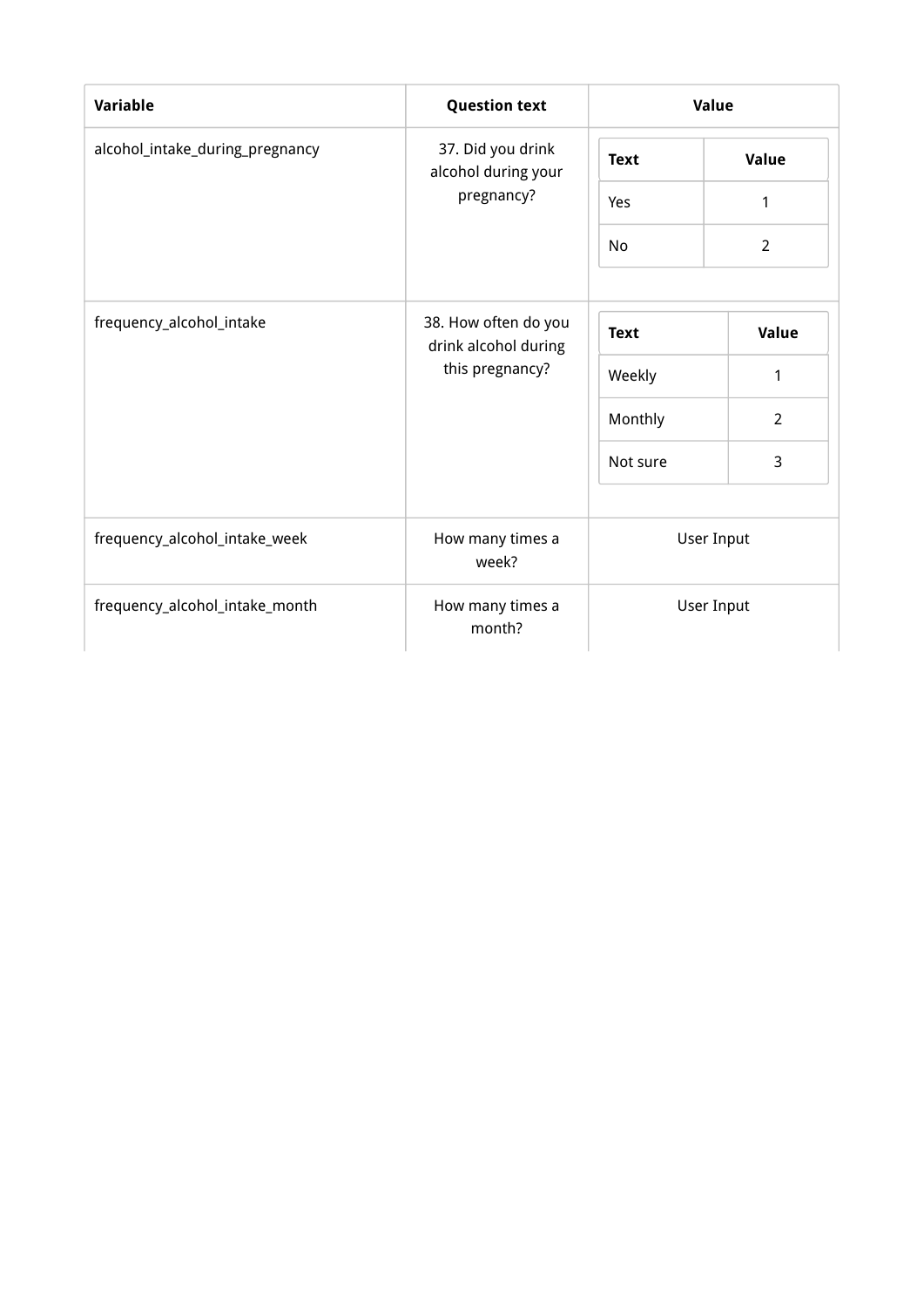| Variable | Question text | Value |
| --- | --- | --- |
| alcohol_intake_during_pregnancy | 37. Did you drink alcohol during your pregnancy? | Text / Value: Yes = 1; No = 2 |
| frequency_alcohol_intake | 38. How often do you drink alcohol during this pregnancy? | Text / Value: Weekly = 1; Monthly = 2; Not sure = 3 |
| frequency_alcohol_intake_week | How many times a week? | User Input |
| frequency_alcohol_intake_month | How many times a month? | User Input |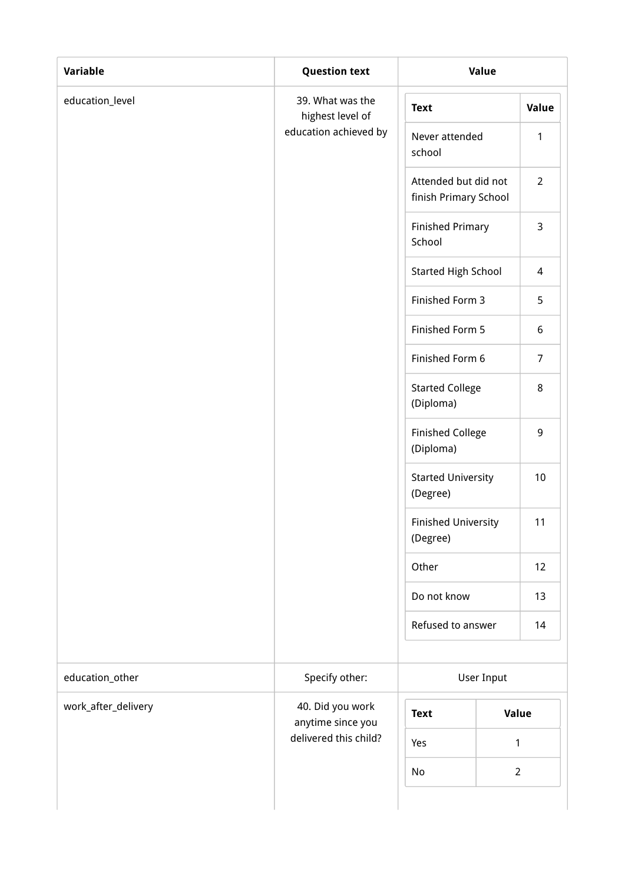| Variable | Question text | Value |
|---|---|---|
| education_level | 39. What was the highest level of education achieved by | |
| | | **Text** / **Value** |
| | | Never attended school / 1 |
| | | Attended but did not finish Primary School / 2 |
| | | Finished Primary School / 3 |
| | | Started High School / 4 |
| | | Finished Form 3 / 5 |
| | | Finished Form 5 / 6 |
| | | Finished Form 6 / 7 |
| | | Started College (Diploma) / 8 |
| | | Finished College (Diploma) / 9 |
| | | Started University (Degree) / 10 |
| | | Finished University (Degree) / 11 |
| | | Other / 12 |
| | | Do not know / 13 |
| | | Refused to answer / 14 |
| education_other | Specify other: | User Input |
| work_after_delivery | 40. Did you work anytime since you delivered this child? | |
| | | **Text** / **Value** |
| | | Yes / 1 |
| | | No / 2 |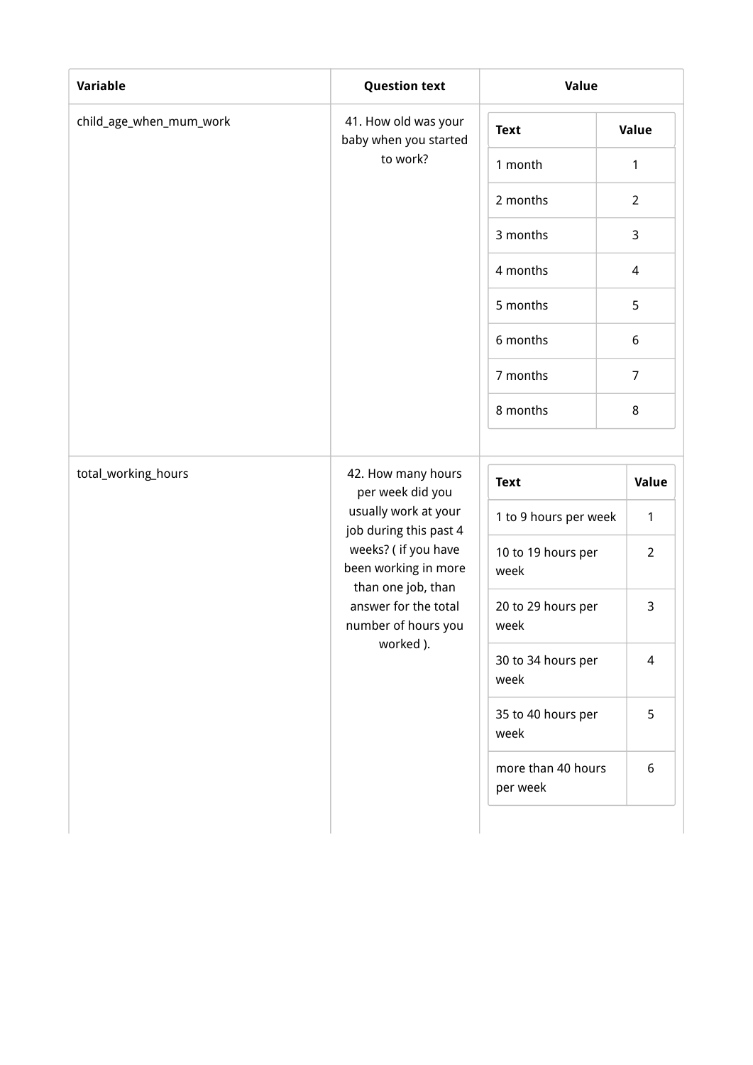| Variable | Question text | Value |
| --- | --- | --- |
| child_age_when_mum_work | 41. How old was your baby when you started to work? | <table><tr><th>Text</th><th>Value</th></tr><tr><td>1 month</td><td>1</td></tr><tr><td>2 months</td><td>2</td></tr><tr><td>3 months</td><td>3</td></tr><tr><td>4 months</td><td>4</td></tr><tr><td>5 months</td><td>5</td></tr><tr><td>6 months</td><td>6</td></tr><tr><td>7 months</td><td>7</td></tr><tr><td>8 months</td><td>8</td></tr></table> |
| total_working_hours | 42. How many hours per week did you usually work at your job during this past 4 weeks? ( if you have been working in more than one job, than answer for the total number of hours you worked ). | <table><tr><th>Text</th><th>Value</th></tr><tr><td>1 to 9 hours per week</td><td>1</td></tr><tr><td>10 to 19 hours per week</td><td>2</td></tr><tr><td>20 to 29 hours per week</td><td>3</td></tr><tr><td>30 to 34 hours per week</td><td>4</td></tr><tr><td>35 to 40 hours per week</td><td>5</td></tr><tr><td>more than 40 hours per week</td><td>6</td></tr></table> |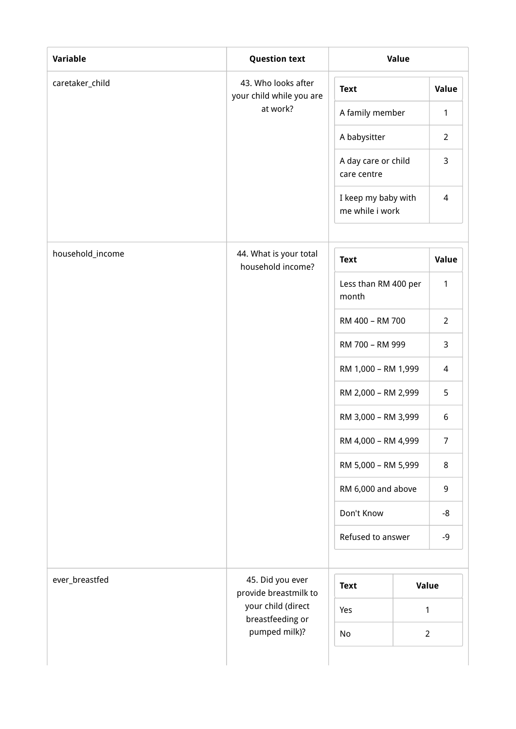| Variable | Question text | Value |
| --- | --- | --- |
| caretaker_child | 43. Who looks after your child while you are at work? | <table><tr><th>Text</th><th>Value</th></tr><tr><td>A family member</td><td>1</td></tr><tr><td>A babysitter</td><td>2</td></tr><tr><td>A day care or child care centre</td><td>3</td></tr><tr><td>I keep my baby with me while i work</td><td>4</td></tr></table> |
| household_income | 44. What is your total household income? | <table><tr><th>Text</th><th>Value</th></tr><tr><td>Less than RM 400 per month</td><td>1</td></tr><tr><td>RM 400 – RM 700</td><td>2</td></tr><tr><td>RM 700 – RM 999</td><td>3</td></tr><tr><td>RM 1,000 – RM 1,999</td><td>4</td></tr><tr><td>RM 2,000 – RM 2,999</td><td>5</td></tr><tr><td>RM 3,000 – RM 3,999</td><td>6</td></tr><tr><td>RM 4,000 – RM 4,999</td><td>7</td></tr><tr><td>RM 5,000 – RM 5,999</td><td>8</td></tr><tr><td>RM 6,000 and above</td><td>9</td></tr><tr><td>Don't Know</td><td>-8</td></tr><tr><td>Refused to answer</td><td>-9</td></tr></table> |
| ever_breastfed | 45. Did you ever provide breastmilk to your child (direct breastfeeding or pumped milk)? | <table><tr><th>Text</th><th>Value</th></tr><tr><td>Yes</td><td>1</td></tr><tr><td>No</td><td>2</td></tr></table> |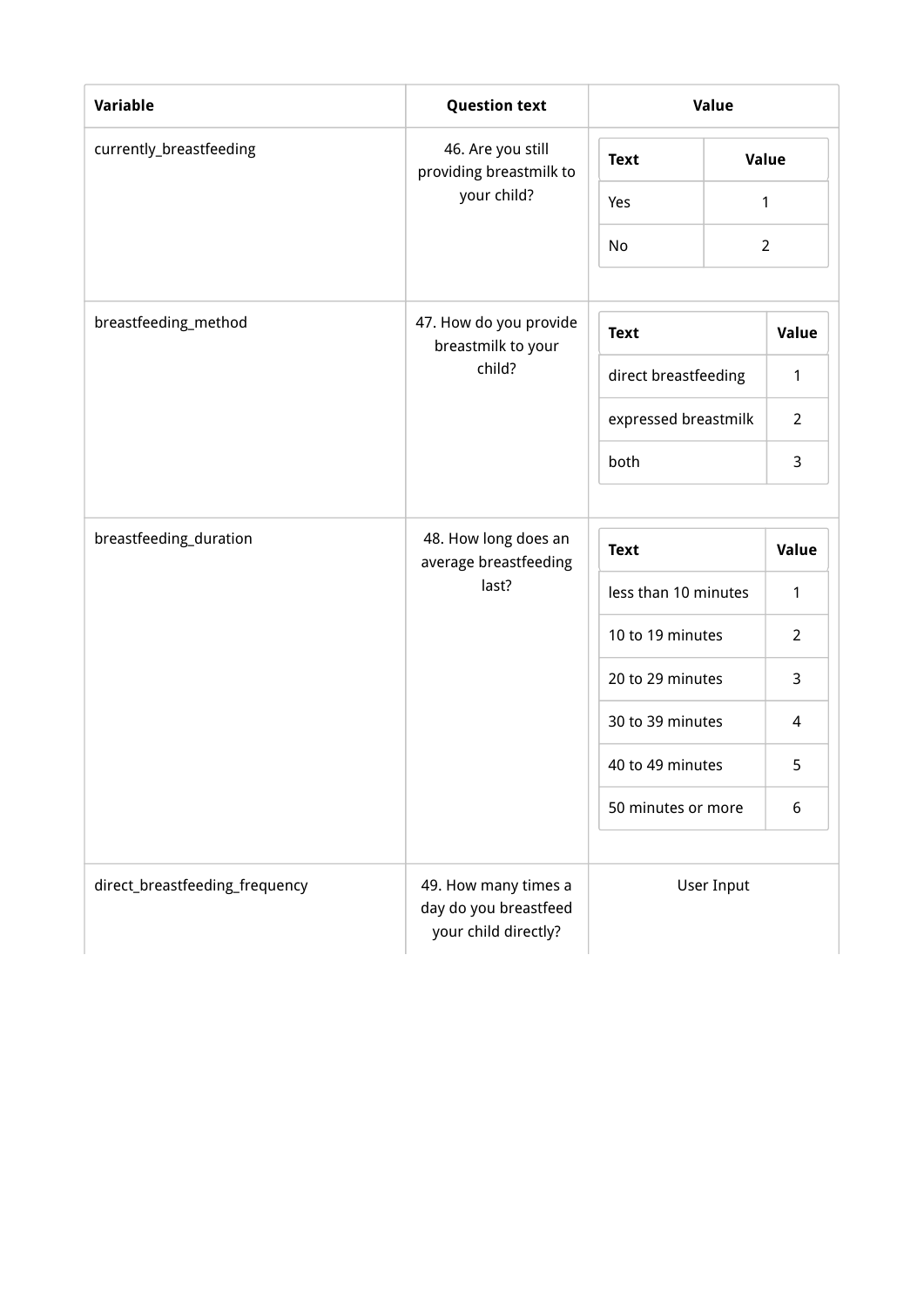| Variable | Question text | Value |
| --- | --- | --- |
| currently_breastfeeding | 46. Are you still providing breastmilk to your child? | Text: Yes = 1; No = 2 |
| breastfeeding_method | 47. How do you provide breastmilk to your child? | Text: direct breastfeeding = 1; expressed breastmilk = 2; both = 3 |
| breastfeeding_duration | 48. How long does an average breastfeeding last? | Text: less than 10 minutes = 1; 10 to 19 minutes = 2; 20 to 29 minutes = 3; 30 to 39 minutes = 4; 40 to 49 minutes = 5; 50 minutes or more = 6 |
| direct_breastfeeding_frequency | 49. How many times a day do you breastfeed your child directly? | User Input |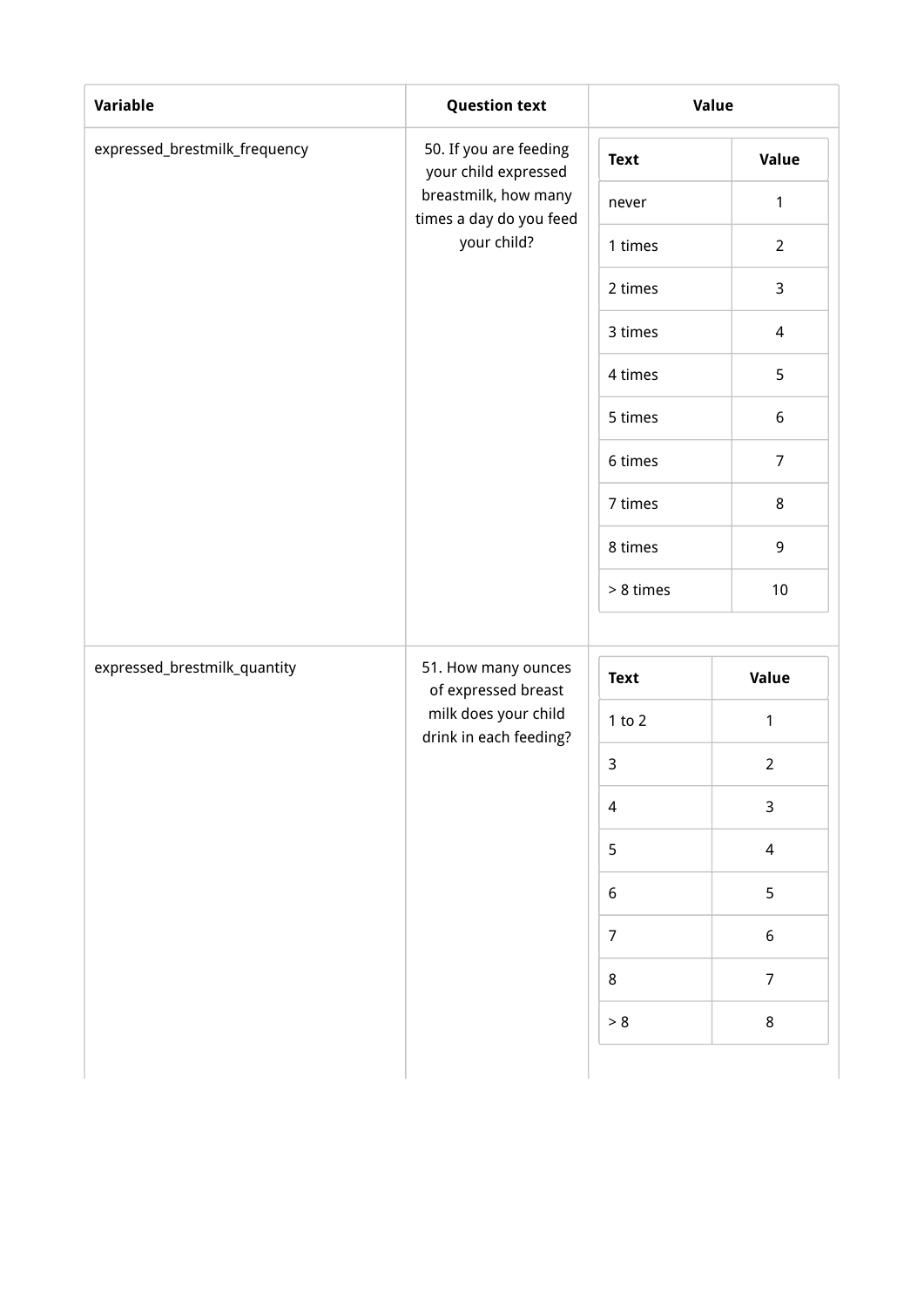| Variable | Question text | Value |
| --- | --- | --- |
| expressed_brestmilk_frequency | 50. If you are feeding your child expressed breastmilk, how many times a day do you feed your child? | <table><tr><th>Text</th><th>Value</th></tr><tr><td>never</td><td>1</td></tr><tr><td>1 times</td><td>2</td></tr><tr><td>2 times</td><td>3</td></tr><tr><td>3 times</td><td>4</td></tr><tr><td>4 times</td><td>5</td></tr><tr><td>5 times</td><td>6</td></tr><tr><td>6 times</td><td>7</td></tr><tr><td>7 times</td><td>8</td></tr><tr><td>8 times</td><td>9</td></tr><tr><td>> 8 times</td><td>10</td></tr></table> |
| expressed_brestmilk_quantity | 51. How many ounces of expressed breast milk does your child drink in each feeding? | <table><tr><th>Text</th><th>Value</th></tr><tr><td>1 to 2</td><td>1</td></tr><tr><td>3</td><td>2</td></tr><tr><td>4</td><td>3</td></tr><tr><td>5</td><td>4</td></tr><tr><td>6</td><td>5</td></tr><tr><td>7</td><td>6</td></tr><tr><td>8</td><td>7</td></tr><tr><td>> 8</td><td>8</td></tr></table> |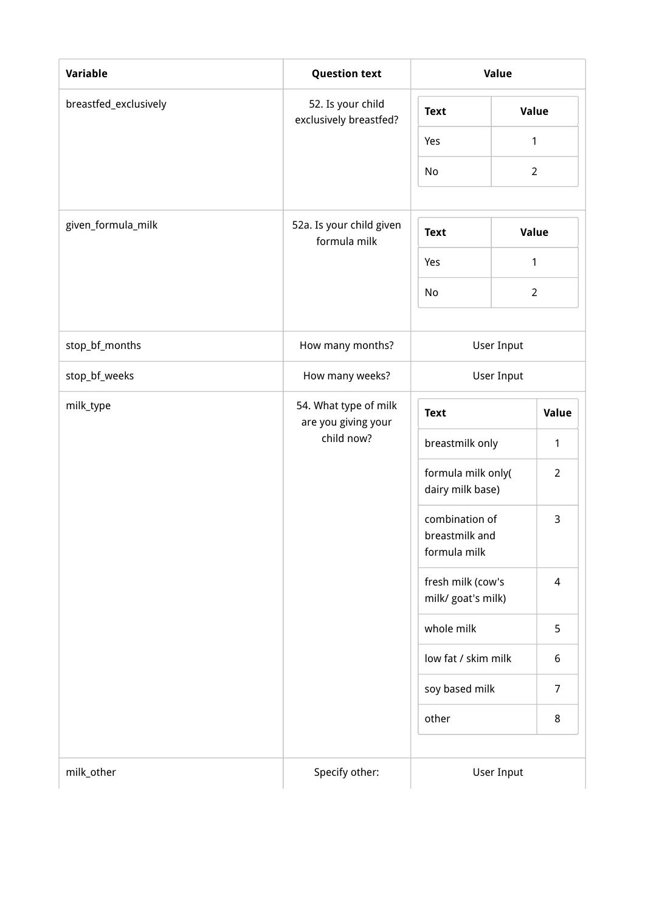| Variable | Question text | Value |
| --- | --- | --- |
| breastfed_exclusively | 52. Is your child exclusively breastfed? | Text / Value: Yes = 1; No = 2 |
| given_formula_milk | 52a. Is your child given formula milk | Text / Value: Yes = 1; No = 2 |
| stop_bf_months | How many months? | User Input |
| stop_bf_weeks | How many weeks? | User Input |
| milk_type | 54. What type of milk are you giving your child now? | Text / Value: breastmilk only = 1; formula milk only( dairy milk base) = 2; combination of breastmilk and formula milk = 3; fresh milk (cow's milk/ goat's milk) = 4; whole milk = 5; low fat / skim milk = 6; soy based milk = 7; other = 8 |
| milk_other | Specify other: | User Input |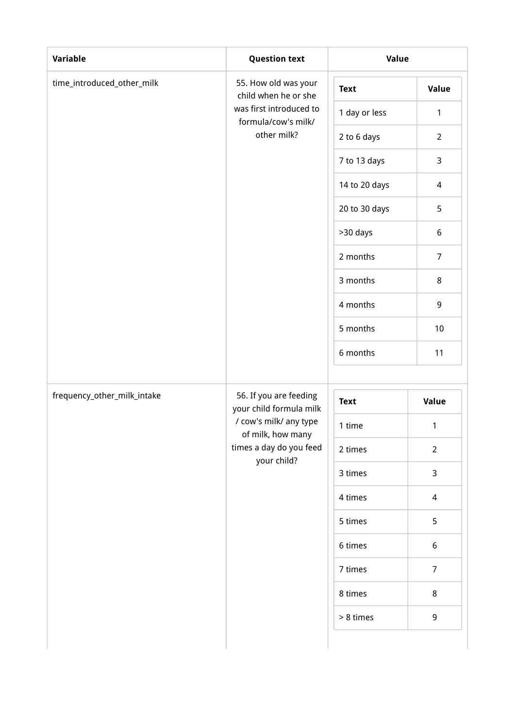| Variable | Question text | Value |
|---|---|---|
| time_introduced_other_milk | 55. How old was your child when he or she was first introduced to formula/cow's milk/ other milk? | |

| Text | Value |
|---|---|
| 1 day or less | 1 |
| 2 to 6 days | 2 |
| 7 to 13 days | 3 |
| 14 to 20 days | 4 |
| 20 to 30 days | 5 |
| >30 days | 6 |
| 2 months | 7 |
| 3 months | 8 |
| 4 months | 9 |
| 5 months | 10 |
| 6 months | 11 |

| Variable | Question text | Value |
|---|---|---|
| frequency_other_milk_intake | 56. If you are feeding your child formula milk / cow's milk/ any type of milk, how many times a day do you feed your child? | |

| Text | Value |
|---|---|
| 1 time | 1 |
| 2 times | 2 |
| 3 times | 3 |
| 4 times | 4 |
| 5 times | 5 |
| 6 times | 6 |
| 7 times | 7 |
| 8 times | 8 |
| > 8 times | 9 |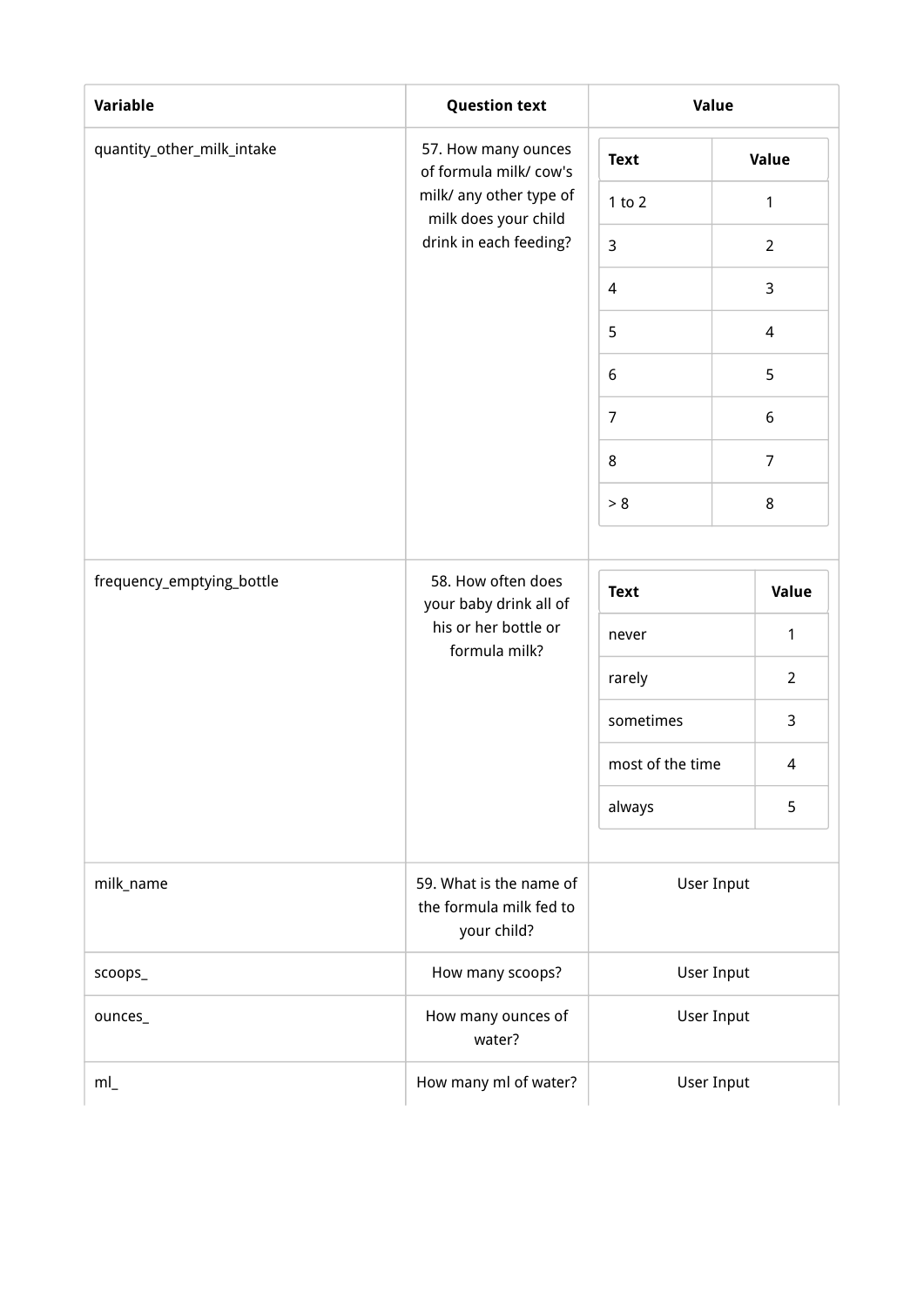| Variable | Question text | Value |
| --- | --- | --- |
| quantity_other_milk_intake | 57. How many ounces of formula milk/ cow's milk/ any other type of milk does your child drink in each feeding? | Text: 1 to 2 = 1; 3 = 2; 4 = 3; 5 = 4; 6 = 5; 7 = 6; 8 = 7; > 8 = 8 |
| frequency_emptying_bottle | 58. How often does your baby drink all of his or her bottle or formula milk? | Text: never = 1; rarely = 2; sometimes = 3; most of the time = 4; always = 5 |
| milk_name | 59. What is the name of the formula milk fed to your child? | User Input |
| scoops_ | How many scoops? | User Input |
| ounces_ | How many ounces of water? | User Input |
| ml_ | How many ml of water? | User Input |

**quantity_other_milk_intake**

| Text | Value |
| --- | --- |
| 1 to 2 | 1 |
| 3 | 2 |
| 4 | 3 |
| 5 | 4 |
| 6 | 5 |
| 7 | 6 |
| 8 | 7 |
| > 8 | 8 |

**frequency_emptying_bottle**

| Text | Value |
| --- | --- |
| never | 1 |
| rarely | 2 |
| sometimes | 3 |
| most of the time | 4 |
| always | 5 |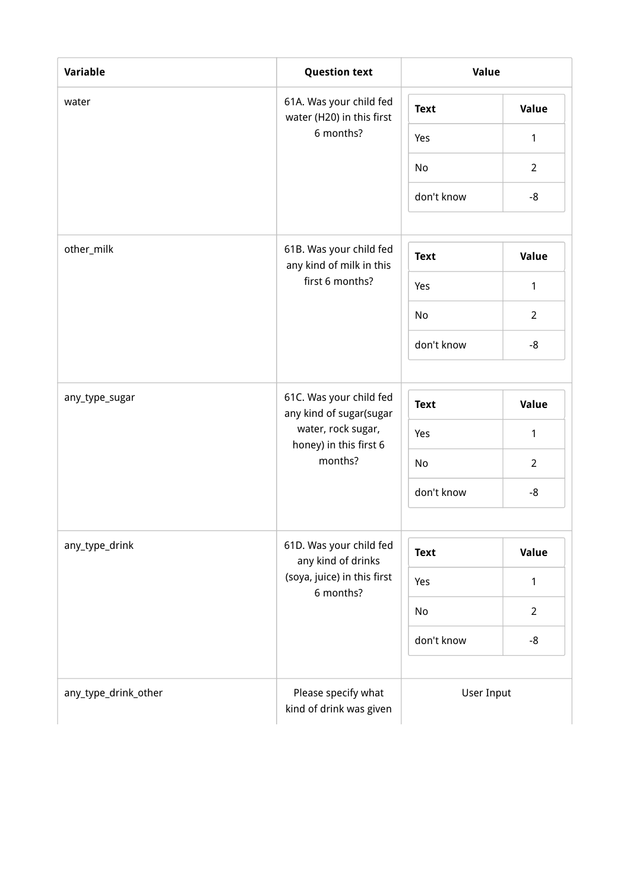| Variable | Question text | Value |
| --- | --- | --- |
| water | 61A. Was your child fed water (H20) in this first 6 months? | Text: Yes = 1; No = 2; don't know = -8 |
| other_milk | 61B. Was your child fed any kind of milk in this first 6 months? | Text: Yes = 1; No = 2; don't know = -8 |
| any_type_sugar | 61C. Was your child fed any kind of sugar(sugar water, rock sugar, honey) in this first 6 months? | Text: Yes = 1; No = 2; don't know = -8 |
| any_type_drink | 61D. Was your child fed any kind of drinks (soya, juice) in this first 6 months? | Text: Yes = 1; No = 2; don't know = -8 |
| any_type_drink_other | Please specify what kind of drink was given | User Input |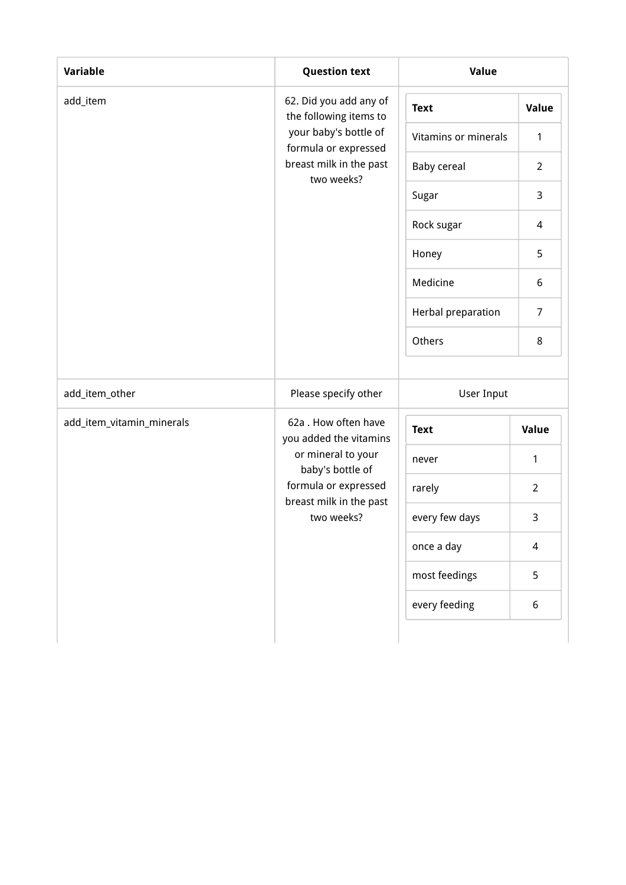| Variable | Question text | Value |
| --- | --- | --- |
| add_item | 62. Did you add any of the following items to your baby's bottle of formula or expressed breast milk in the past two weeks? | <table><tr><th>Text</th><th>Value</th></tr><tr><td>Vitamins or minerals</td><td>1</td></tr><tr><td>Baby cereal</td><td>2</td></tr><tr><td>Sugar</td><td>3</td></tr><tr><td>Rock sugar</td><td>4</td></tr><tr><td>Honey</td><td>5</td></tr><tr><td>Medicine</td><td>6</td></tr><tr><td>Herbal preparation</td><td>7</td></tr><tr><td>Others</td><td>8</td></tr></table> |
| add_item_other | Please specify other | User Input |
| add_item_vitamin_minerals | 62a . How often have you added the vitamins or mineral to your baby's bottle of formula or expressed breast milk in the past two weeks? | <table><tr><th>Text</th><th>Value</th></tr><tr><td>never</td><td>1</td></tr><tr><td>rarely</td><td>2</td></tr><tr><td>every few days</td><td>3</td></tr><tr><td>once a day</td><td>4</td></tr><tr><td>most feedings</td><td>5</td></tr><tr><td>every feeding</td><td>6</td></tr></table> |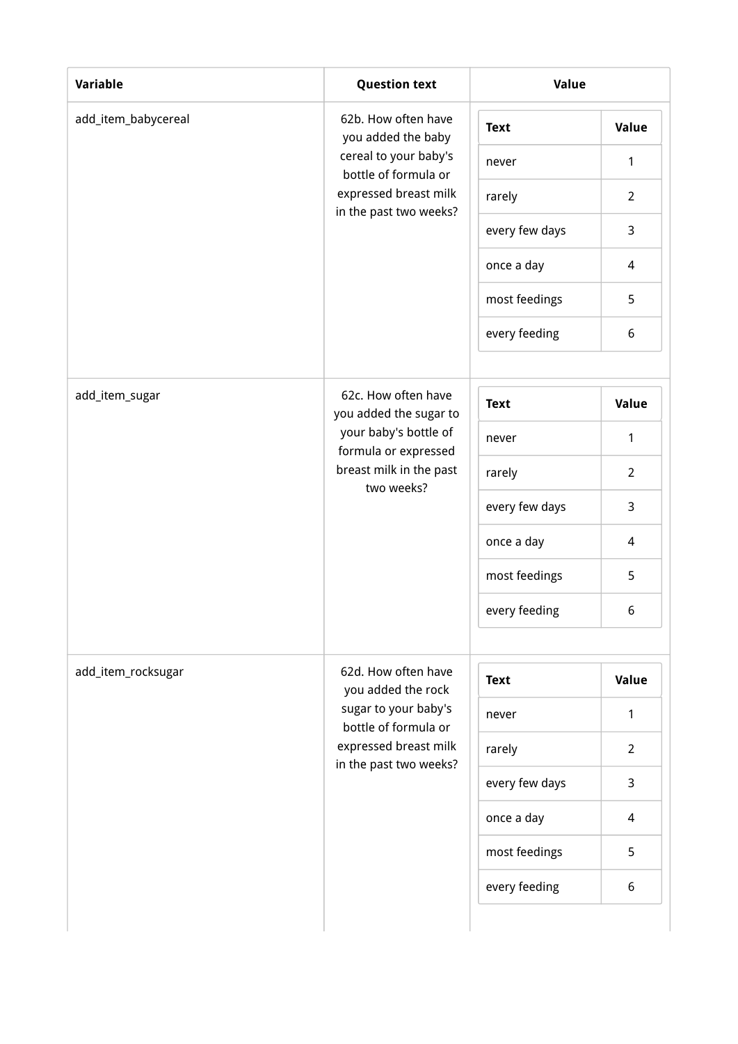| Variable | Question text | Value |
| --- | --- | --- |
| add_item_babycereal | 62b. How often have you added the baby cereal to your baby's bottle of formula or expressed breast milk in the past two weeks? | **Text** / **Value**: never = 1; rarely = 2; every few days = 3; once a day = 4; most feedings = 5; every feeding = 6 |
| add_item_sugar | 62c. How often have you added the sugar to your baby's bottle of formula or expressed breast milk in the past two weeks? | **Text** / **Value**: never = 1; rarely = 2; every few days = 3; once a day = 4; most feedings = 5; every feeding = 6 |
| add_item_rocksugar | 62d. How often have you added the rock sugar to your baby's bottle of formula or expressed breast milk in the past two weeks? | **Text** / **Value**: never = 1; rarely = 2; every few days = 3; once a day = 4; most feedings = 5; every feeding = 6 |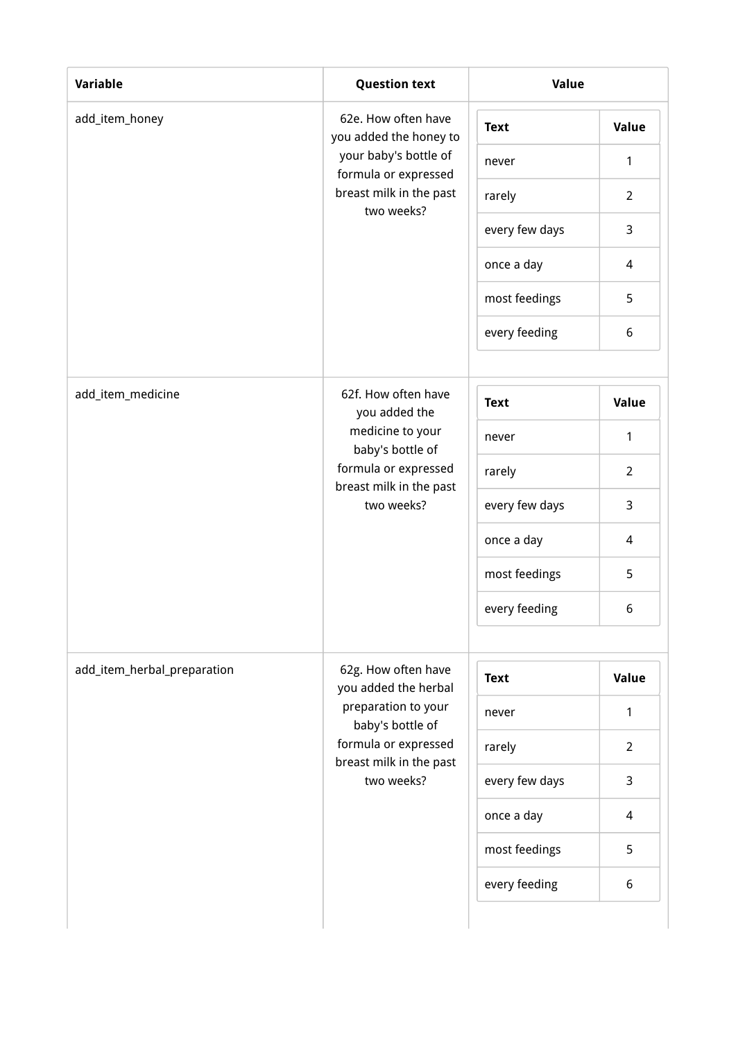| Variable | Question text | Value |
| --- | --- | --- |
| add_item_honey | 62e. How often have you added the honey to your baby's bottle of formula or expressed breast milk in the past two weeks? | Text: never = 1; rarely = 2; every few days = 3; once a day = 4; most feedings = 5; every feeding = 6 |
| add_item_medicine | 62f. How often have you added the medicine to your baby's bottle of formula or expressed breast milk in the past two weeks? | Text: never = 1; rarely = 2; every few days = 3; once a day = 4; most feedings = 5; every feeding = 6 |
| add_item_herbal_preparation | 62g. How often have you added the herbal preparation to your baby's bottle of formula or expressed breast milk in the past two weeks? | Text: never = 1; rarely = 2; every few days = 3; once a day = 4; most feedings = 5; every feeding = 6 |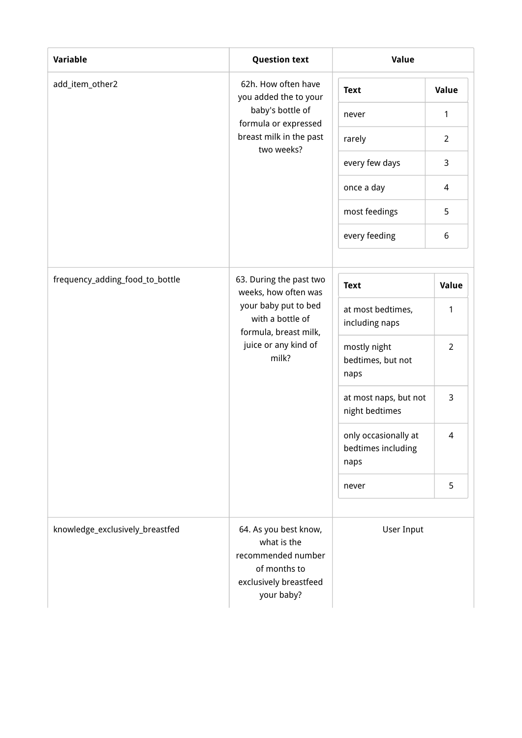| Variable | Question text | Value |
| --- | --- | --- |
| add_item_other2 | 62h. How often have you added the to your baby's bottle of formula or expressed breast milk in the past two weeks? | Text: never = 1; rarely = 2; every few days = 3; once a day = 4; most feedings = 5; every feeding = 6 |
| frequency_adding_food_to_bottle | 63. During the past two weeks, how often was your baby put to bed with a bottle of formula, breast milk, juice or any kind of milk? | Text: at most bedtimes, including naps = 1; mostly night bedtimes, but not naps = 2; at most naps, but not night bedtimes = 3; only occasionally at bedtimes including naps = 4; never = 5 |
| knowledge_exclusively_breastfed | 64. As you best know, what is the recommended number of months to exclusively breastfeed your baby? | User Input |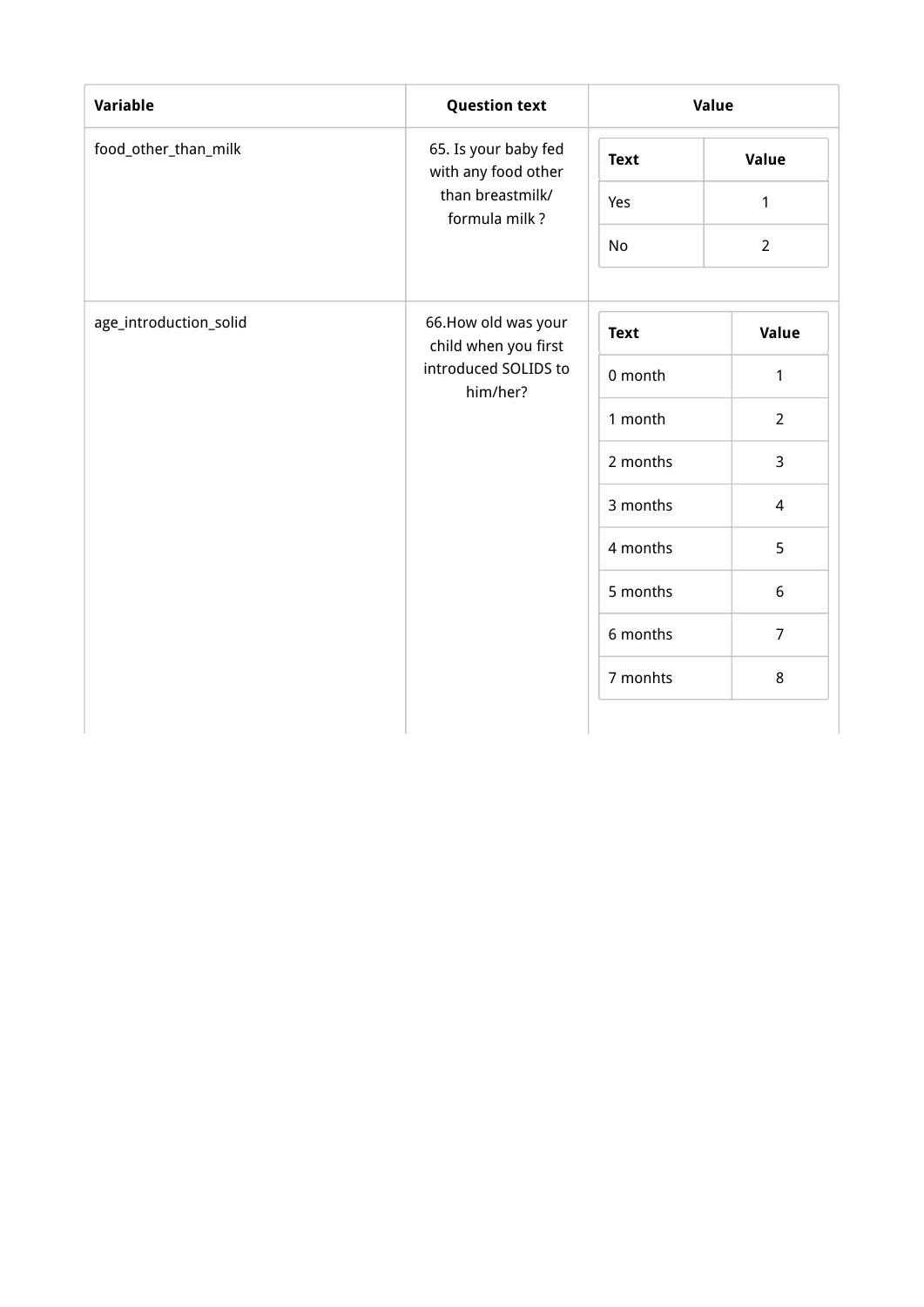<table>
<thead>
<tr><th>Variable</th><th>Question text</th><th>Value</th></tr>
</thead>
<tbody>
<tr><td>food_other_than_milk</td><td>65. Is your baby fed with any food other than breastmilk/ formula milk ?</td><td>

| Text | Value |
| --- | --- |
| Yes | 1 |
| No | 2 |

</td></tr>
<tr><td>age_introduction_solid</td><td>66.How old was your child when you first introduced SOLIDS to him/her?</td><td>

| Text | Value |
| --- | --- |
| 0 month | 1 |
| 1 month | 2 |
| 2 months | 3 |
| 3 months | 4 |
| 4 months | 5 |
| 5 months | 6 |
| 6 months | 7 |
| 7 monhts | 8 |

</td></tr>
</tbody>
</table>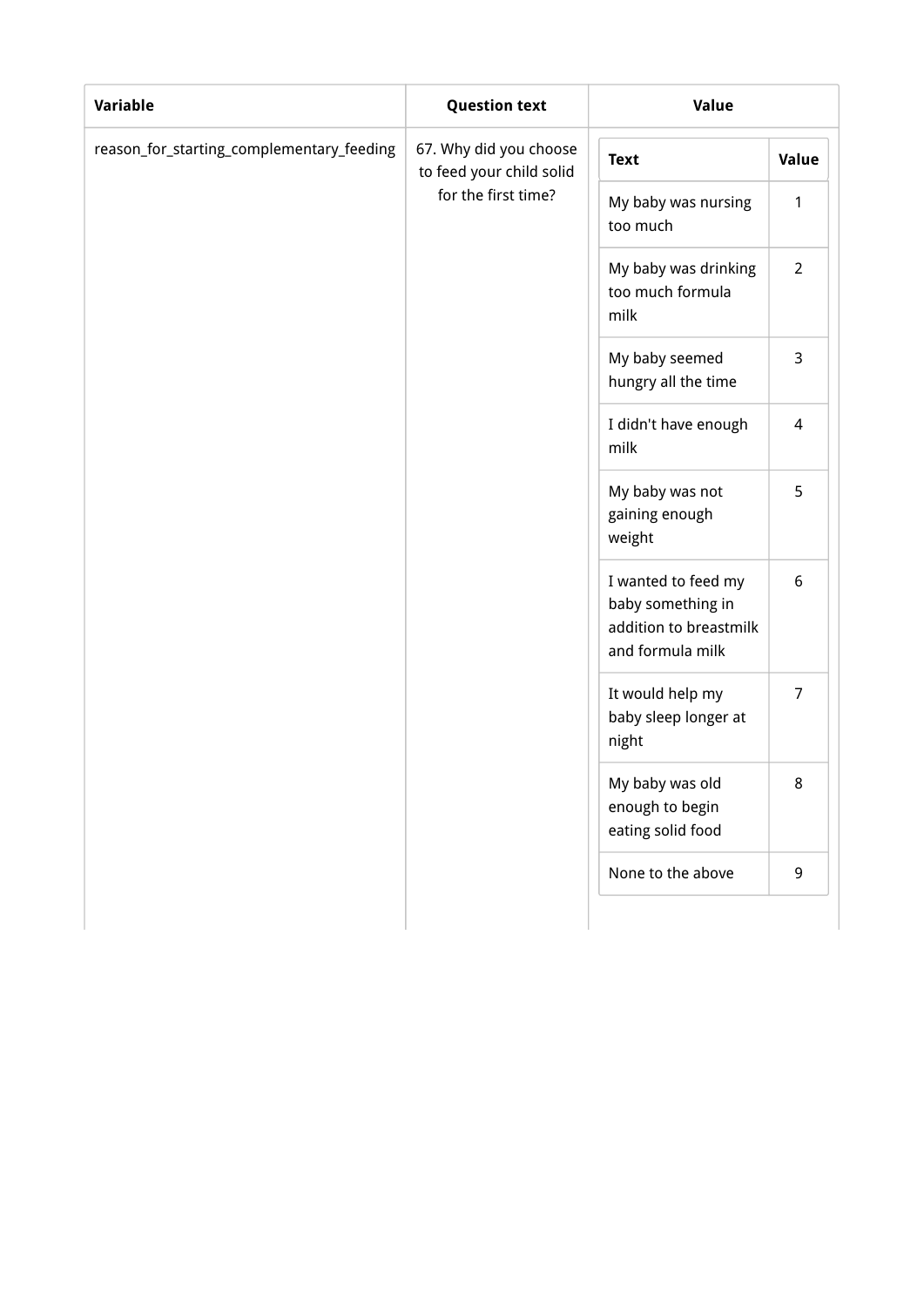| Variable | Question text | Value | |
|---|---|---|---|
| reason_for_starting_complementary_feeding | 67. Why did you choose to feed your child solid for the first time? | **Text** | **Value** |
| | | My baby was nursing too much | 1 |
| | | My baby was drinking too much formula milk | 2 |
| | | My baby seemed hungry all the time | 3 |
| | | I didn't have enough milk | 4 |
| | | My baby was not gaining enough weight | 5 |
| | | I wanted to feed my baby something in addition to breastmilk and formula milk | 6 |
| | | It would help my baby sleep longer at night | 7 |
| | | My baby was old enough to begin eating solid food | 8 |
| | | None to the above | 9 |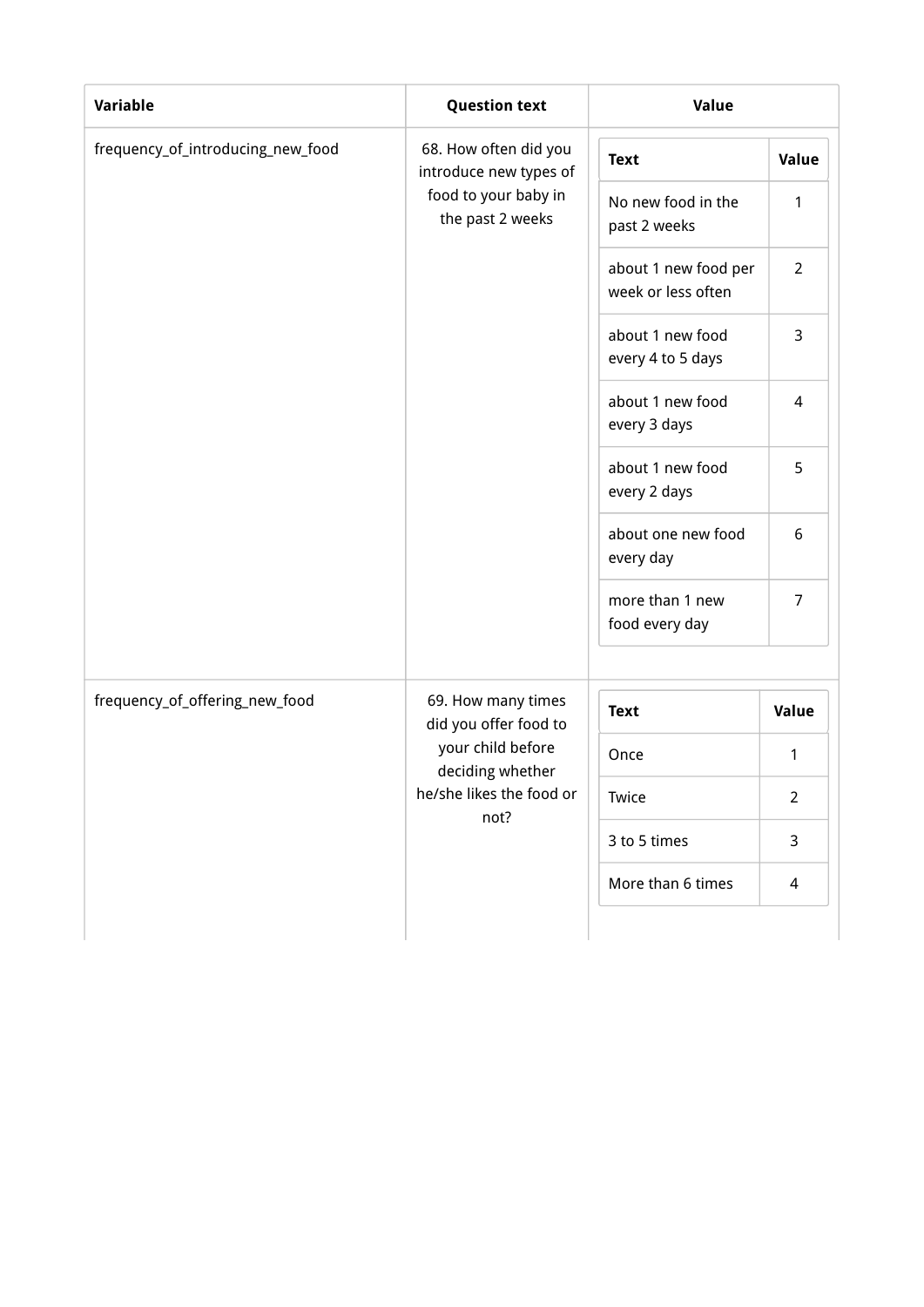| Variable | Question text | Value |
| --- | --- | --- |
| frequency_of_introducing_new_food | 68. How often did you introduce new types of food to your baby in the past 2 weeks | Text: Value<br>No new food in the past 2 weeks: 1<br>about 1 new food per week or less often: 2<br>about 1 new food every 4 to 5 days: 3<br>about 1 new food every 3 days: 4<br>about 1 new food every 2 days: 5<br>about one new food every day: 6<br>more than 1 new food every day: 7 |
| frequency_of_offering_new_food | 69. How many times did you offer food to your child before deciding whether he/she likes the food or not? | Text: Value<br>Once: 1<br>Twice: 2<br>3 to 5 times: 3<br>More than 6 times: 4 |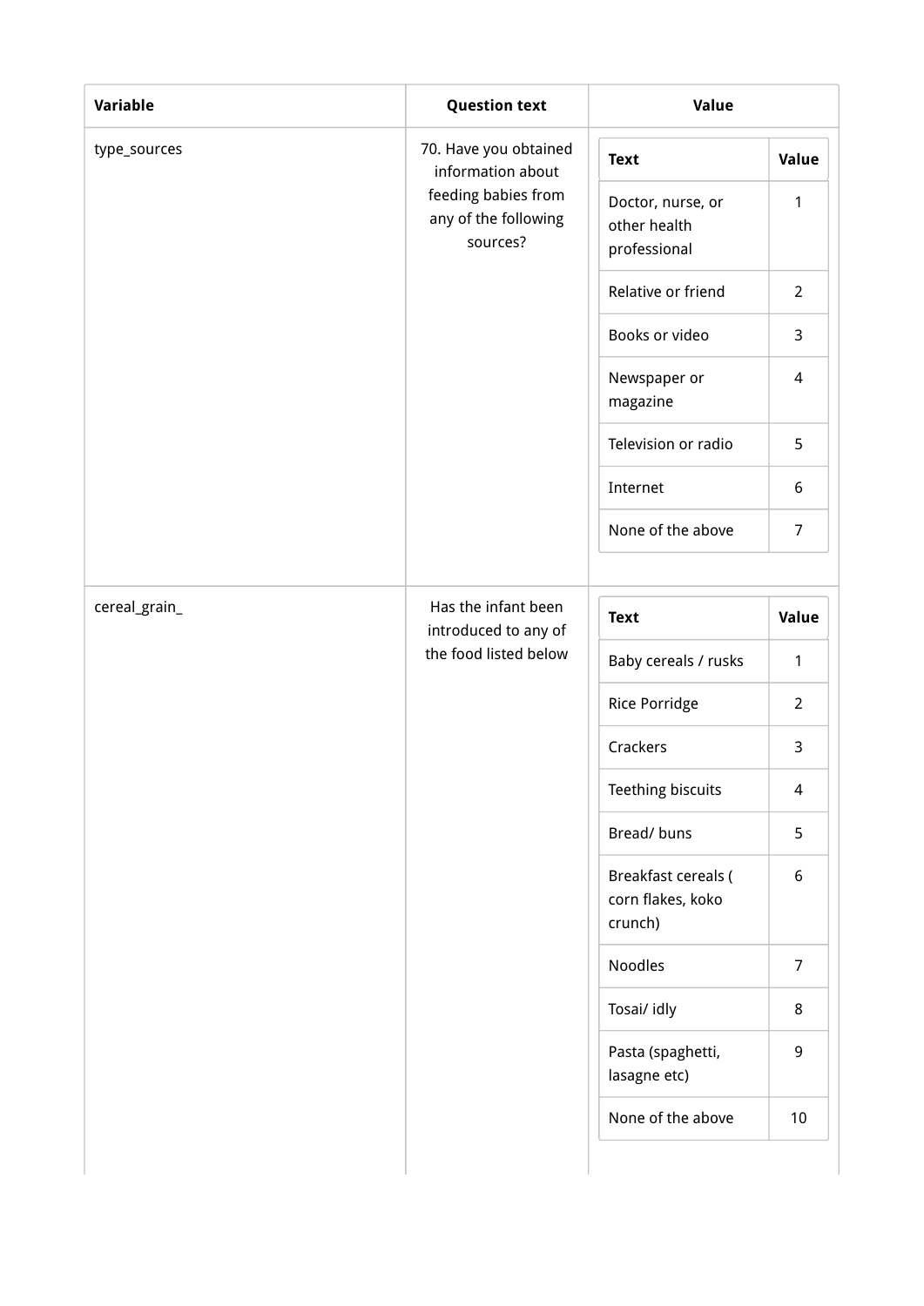| Variable | Question text | Value |
| --- | --- | --- |
| type_sources | 70. Have you obtained information about feeding babies from any of the following sources? | **Text** / **Value**: Doctor, nurse, or other health professional = 1; Relative or friend = 2; Books or video = 3; Newspaper or magazine = 4; Television or radio = 5; Internet = 6; None of the above = 7 |
| cereal_grain_ | Has the infant been introduced to any of the food listed below | **Text** / **Value**: Baby cereals / rusks = 1; Rice Porridge = 2; Crackers = 3; Teething biscuits = 4; Bread/ buns = 5; Breakfast cereals ( corn flakes, koko crunch) = 6; Noodles = 7; Tosai/ idly = 8; Pasta (spaghetti, lasagne etc) = 9; None of the above = 10 |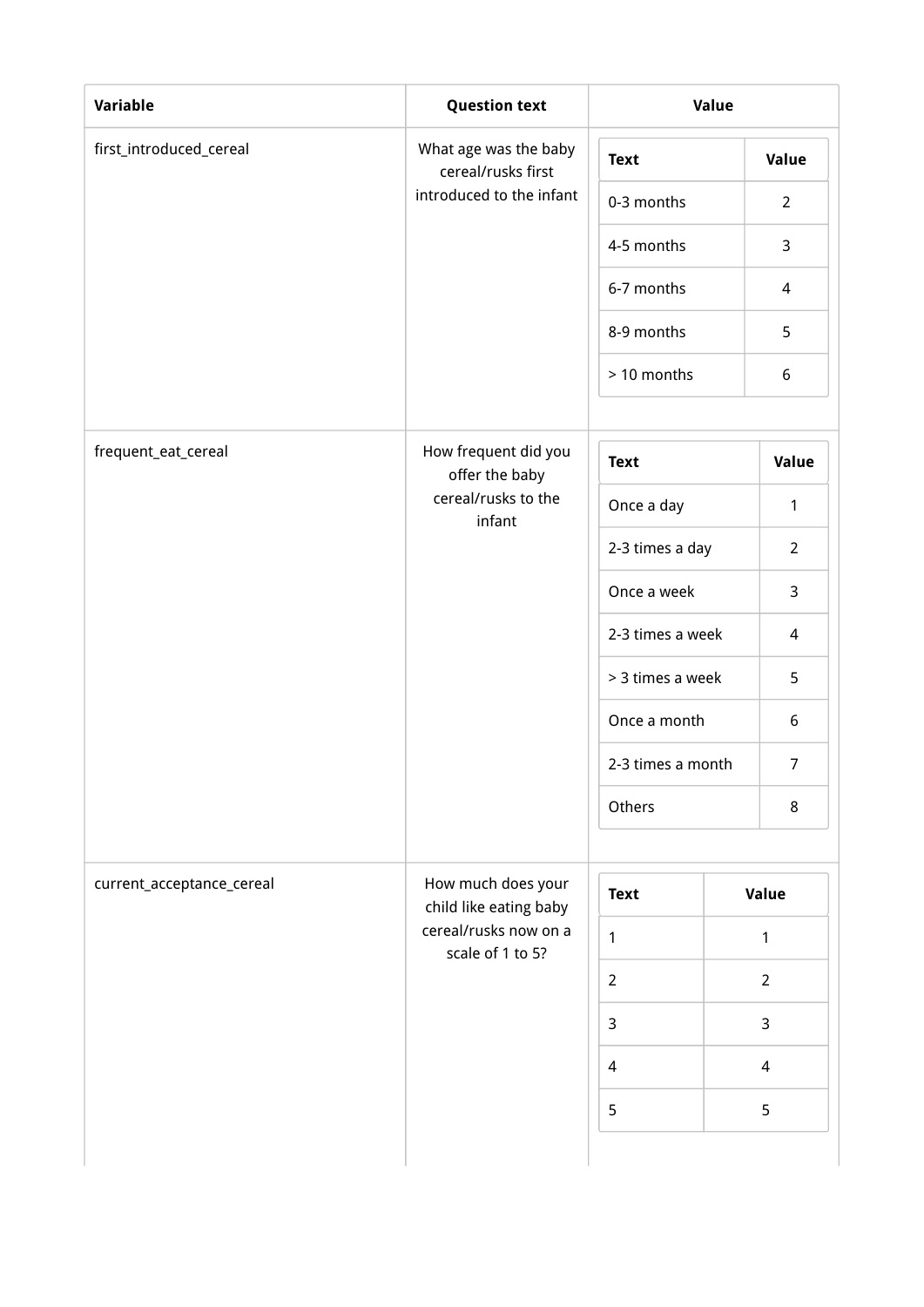<table>
<tr><th>Variable</th><th>Question text</th><th>Value</th></tr>
<tr><td>first_introduced_cereal</td><td>What age was the baby cereal/rusks first introduced to the infant</td><td>

| Text | Value |
| --- | --- |
| 0-3 months | 2 |
| 4-5 months | 3 |
| 6-7 months | 4 |
| 8-9 months | 5 |
| > 10 months | 6 |

</td></tr>
<tr><td>frequent_eat_cereal</td><td>How frequent did you offer the baby cereal/rusks to the infant</td><td>

| Text | Value |
| --- | --- |
| Once a day | 1 |
| 2-3 times a day | 2 |
| Once a week | 3 |
| 2-3 times a week | 4 |
| > 3 times a week | 5 |
| Once a month | 6 |
| 2-3 times a month | 7 |
| Others | 8 |

</td></tr>
<tr><td>current_acceptance_cereal</td><td>How much does your child like eating baby cereal/rusks now on a scale of 1 to 5?</td><td>

| Text | Value |
| --- | --- |
| 1 | 1 |
| 2 | 2 |
| 3 | 3 |
| 4 | 4 |
| 5 | 5 |

</td></tr>
</table>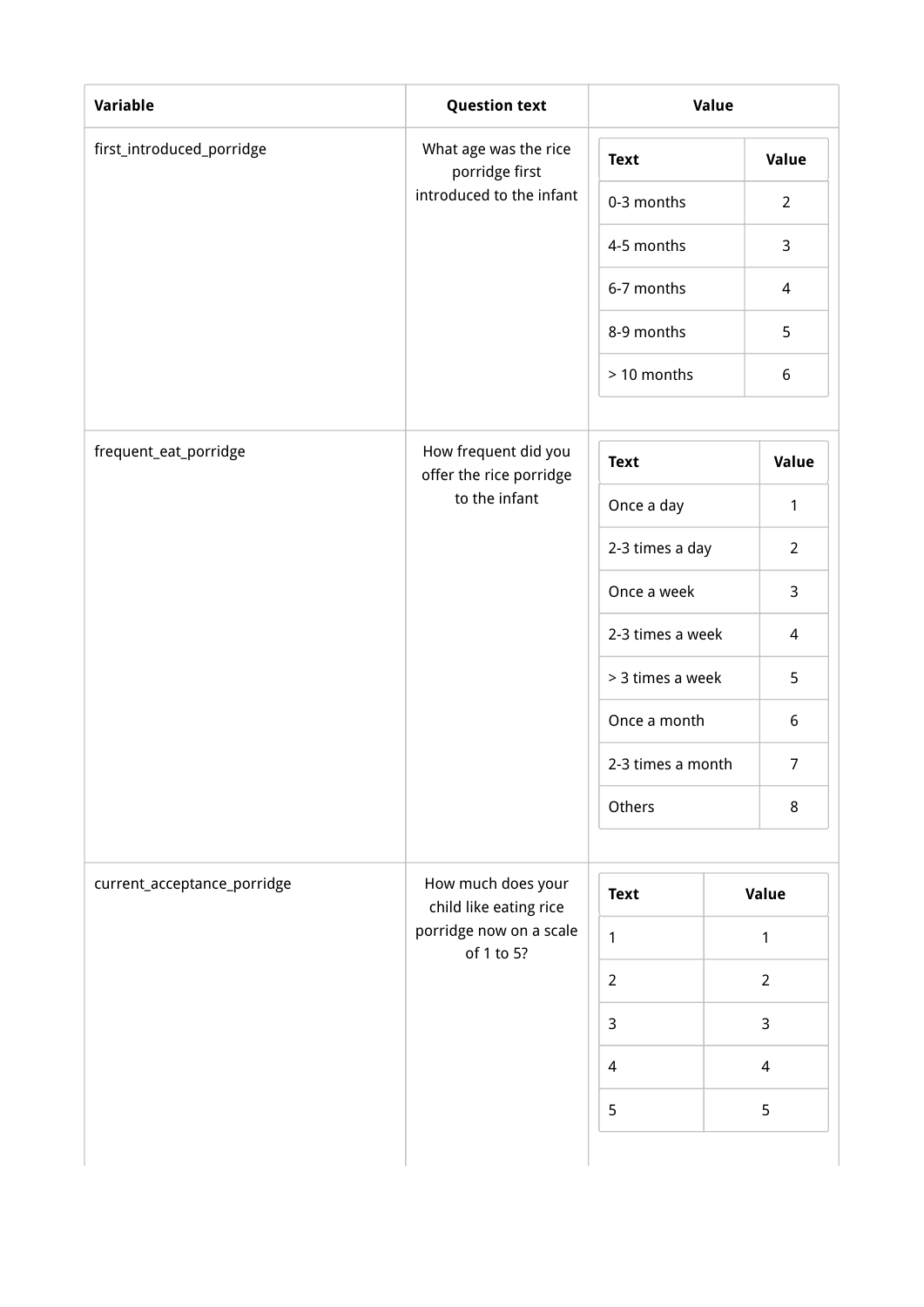| Variable | Question text | Value |
|---|---|---|
| first_introduced_porridge | What age was the rice porridge first introduced to the infant | <table><tr><th>Text</th><th>Value</th></tr><tr><td>0-3 months</td><td>2</td></tr><tr><td>4-5 months</td><td>3</td></tr><tr><td>6-7 months</td><td>4</td></tr><tr><td>8-9 months</td><td>5</td></tr><tr><td>> 10 months</td><td>6</td></tr></table> |
| frequent_eat_porridge | How frequent did you offer the rice porridge to the infant | <table><tr><th>Text</th><th>Value</th></tr><tr><td>Once a day</td><td>1</td></tr><tr><td>2-3 times a day</td><td>2</td></tr><tr><td>Once a week</td><td>3</td></tr><tr><td>2-3 times a week</td><td>4</td></tr><tr><td>> 3 times a week</td><td>5</td></tr><tr><td>Once a month</td><td>6</td></tr><tr><td>2-3 times a month</td><td>7</td></tr><tr><td>Others</td><td>8</td></tr></table> |
| current_acceptance_porridge | How much does your child like eating rice porridge now on a scale of 1 to 5? | <table><tr><th>Text</th><th>Value</th></tr><tr><td>1</td><td>1</td></tr><tr><td>2</td><td>2</td></tr><tr><td>3</td><td>3</td></tr><tr><td>4</td><td>4</td></tr><tr><td>5</td><td>5</td></tr></table> |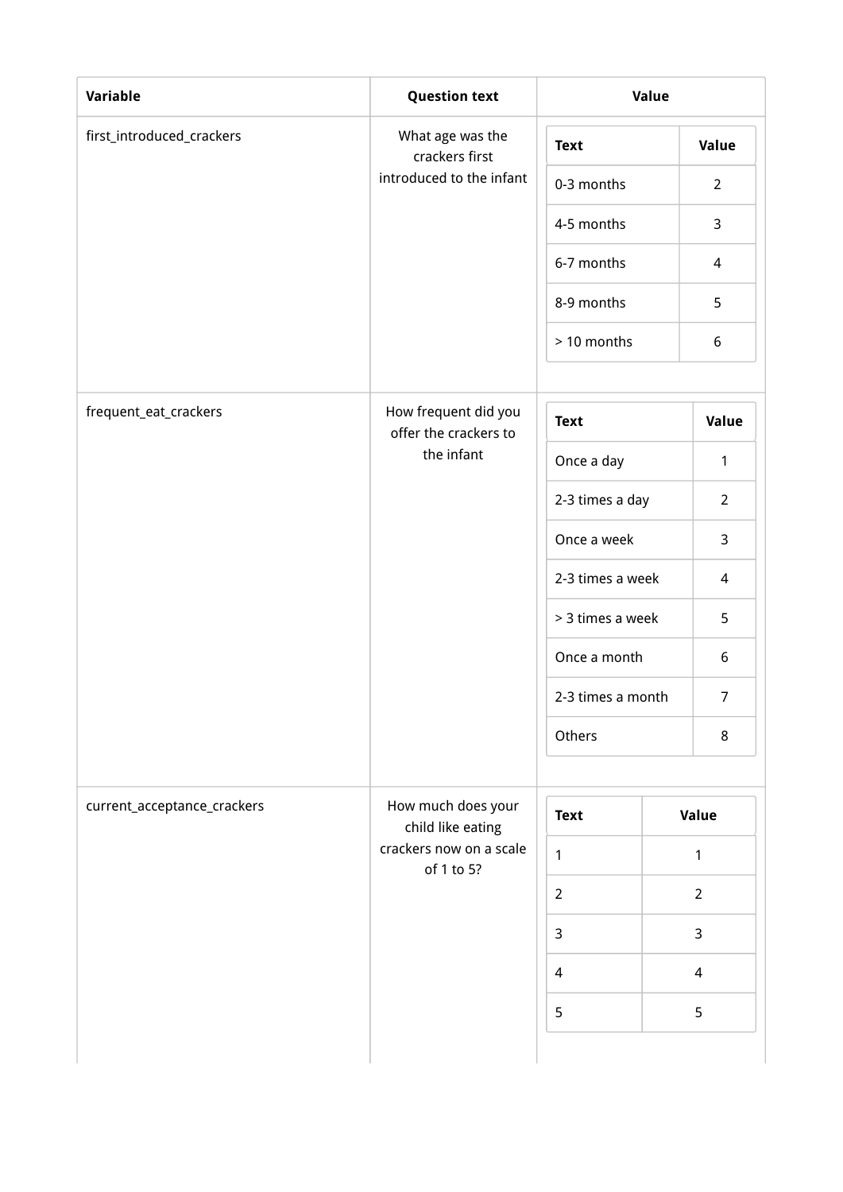| Variable | Question text | Value |
| --- | --- | --- |
| first_introduced_crackers | What age was the crackers first introduced to the infant | <table><tr><th>Text</th><th>Value</th></tr><tr><td>0-3 months</td><td>2</td></tr><tr><td>4-5 months</td><td>3</td></tr><tr><td>6-7 months</td><td>4</td></tr><tr><td>8-9 months</td><td>5</td></tr><tr><td>> 10 months</td><td>6</td></tr></table> |
| frequent_eat_crackers | How frequent did you offer the crackers to the infant | <table><tr><th>Text</th><th>Value</th></tr><tr><td>Once a day</td><td>1</td></tr><tr><td>2-3 times a day</td><td>2</td></tr><tr><td>Once a week</td><td>3</td></tr><tr><td>2-3 times a week</td><td>4</td></tr><tr><td>> 3 times a week</td><td>5</td></tr><tr><td>Once a month</td><td>6</td></tr><tr><td>2-3 times a month</td><td>7</td></tr><tr><td>Others</td><td>8</td></tr></table> |
| current_acceptance_crackers | How much does your child like eating crackers now on a scale of 1 to 5? | <table><tr><th>Text</th><th>Value</th></tr><tr><td>1</td><td>1</td></tr><tr><td>2</td><td>2</td></tr><tr><td>3</td><td>3</td></tr><tr><td>4</td><td>4</td></tr><tr><td>5</td><td>5</td></tr></table> |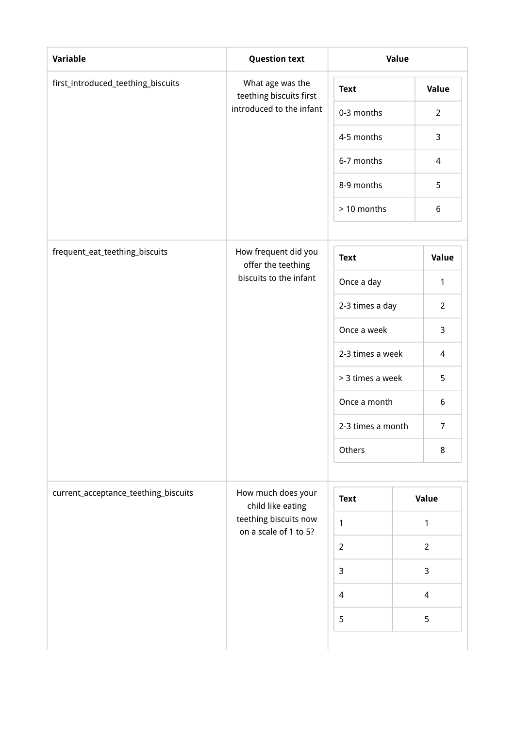| Variable | Question text | Value |
| --- | --- | --- |
| first_introduced_teething_biscuits | What age was the teething biscuits first introduced to the infant | <table><tr><th>Text</th><th>Value</th></tr><tr><td>0-3 months</td><td>2</td></tr><tr><td>4-5 months</td><td>3</td></tr><tr><td>6-7 months</td><td>4</td></tr><tr><td>8-9 months</td><td>5</td></tr><tr><td>> 10 months</td><td>6</td></tr></table> |
| frequent_eat_teething_biscuits | How frequent did you offer the teething biscuits to the infant | <table><tr><th>Text</th><th>Value</th></tr><tr><td>Once a day</td><td>1</td></tr><tr><td>2-3 times a day</td><td>2</td></tr><tr><td>Once a week</td><td>3</td></tr><tr><td>2-3 times a week</td><td>4</td></tr><tr><td>> 3 times a week</td><td>5</td></tr><tr><td>Once a month</td><td>6</td></tr><tr><td>2-3 times a month</td><td>7</td></tr><tr><td>Others</td><td>8</td></tr></table> |
| current_acceptance_teething_biscuits | How much does your child like eating teething biscuits now on a scale of 1 to 5? | <table><tr><th>Text</th><th>Value</th></tr><tr><td>1</td><td>1</td></tr><tr><td>2</td><td>2</td></tr><tr><td>3</td><td>3</td></tr><tr><td>4</td><td>4</td></tr><tr><td>5</td><td>5</td></tr></table> |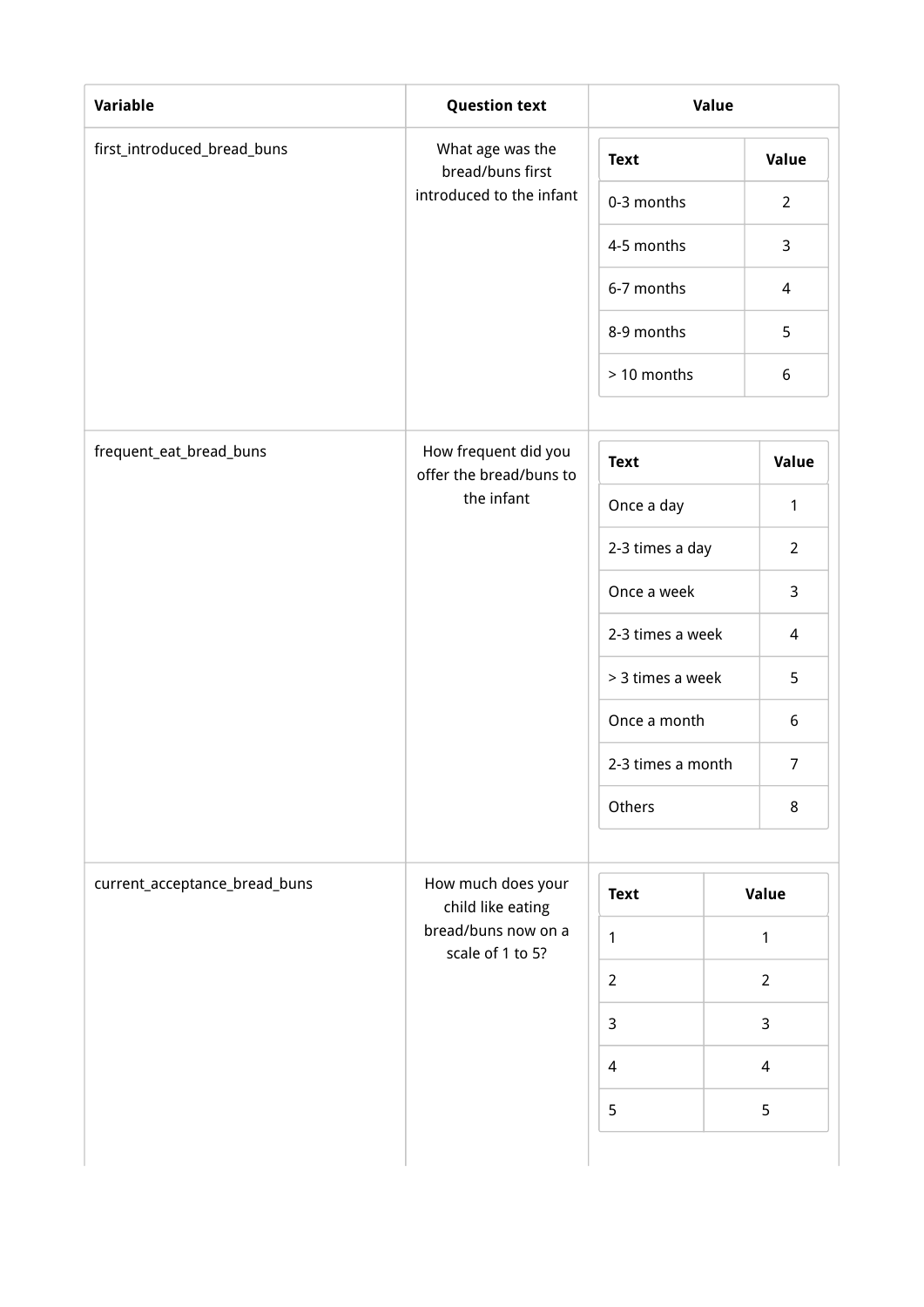| Variable | Question text | Value |
| --- | --- | --- |
| first_introduced_bread_buns | What age was the bread/buns first introduced to the infant | Text: 0-3 months = 2; 4-5 months = 3; 6-7 months = 4; 8-9 months = 5; > 10 months = 6 |
| frequent_eat_bread_buns | How frequent did you offer the bread/buns to the infant | Text: Once a day = 1; 2-3 times a day = 2; Once a week = 3; 2-3 times a week = 4; > 3 times a week = 5; Once a month = 6; 2-3 times a month = 7; Others = 8 |
| current_acceptance_bread_buns | How much does your child like eating bread/buns now on a scale of 1 to 5? | Text: 1 = 1; 2 = 2; 3 = 3; 4 = 4; 5 = 5 |

**first_introduced_bread_buns**

| Text | Value |
| --- | --- |
| 0-3 months | 2 |
| 4-5 months | 3 |
| 6-7 months | 4 |
| 8-9 months | 5 |
| > 10 months | 6 |

**frequent_eat_bread_buns**

| Text | Value |
| --- | --- |
| Once a day | 1 |
| 2-3 times a day | 2 |
| Once a week | 3 |
| 2-3 times a week | 4 |
| > 3 times a week | 5 |
| Once a month | 6 |
| 2-3 times a month | 7 |
| Others | 8 |

**current_acceptance_bread_buns**

| Text | Value |
| --- | --- |
| 1 | 1 |
| 2 | 2 |
| 3 | 3 |
| 4 | 4 |
| 5 | 5 |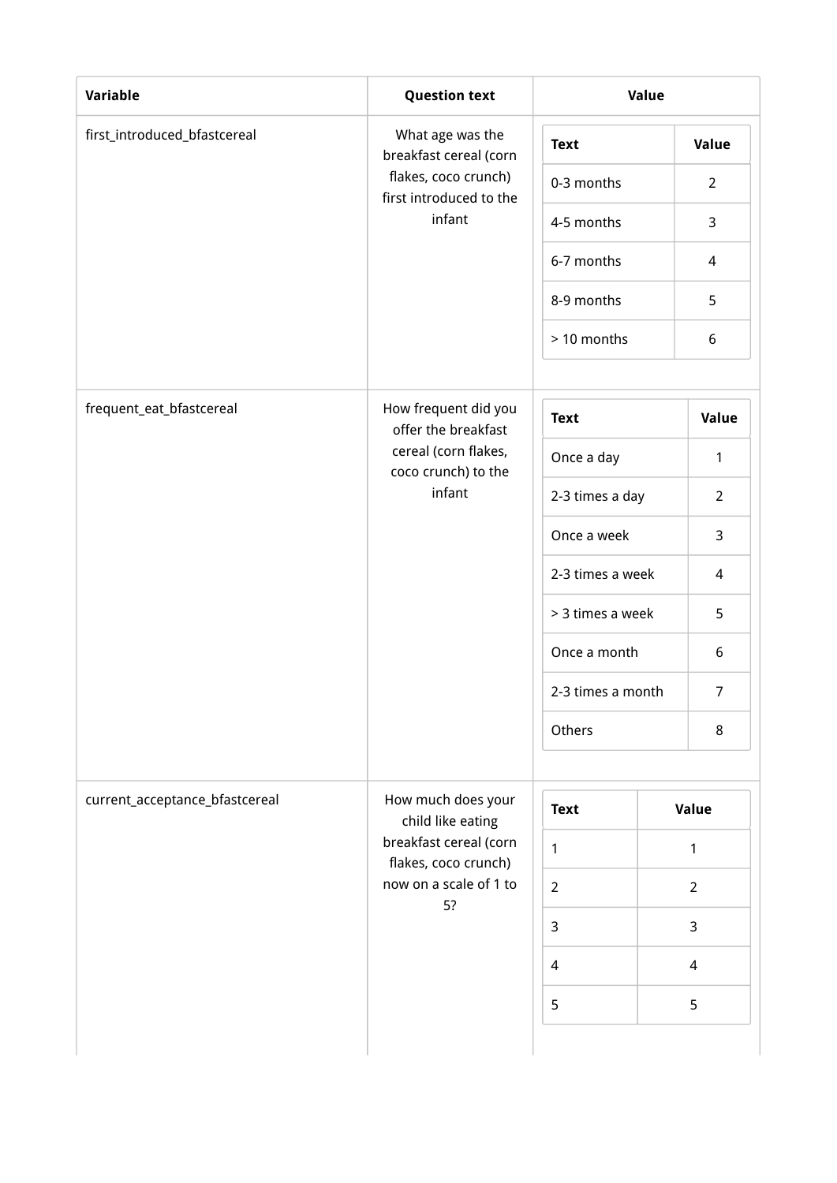| Variable | Question text | Value |
| --- | --- | --- |
| first_introduced_bfastcereal | What age was the breakfast cereal (corn flakes, coco crunch) first introduced to the infant | Text / Value: 0-3 months = 2; 4-5 months = 3; 6-7 months = 4; 8-9 months = 5; > 10 months = 6 |
| frequent_eat_bfastcereal | How frequent did you offer the breakfast cereal (corn flakes, coco crunch) to the infant | Text / Value: Once a day = 1; 2-3 times a day = 2; Once a week = 3; 2-3 times a week = 4; > 3 times a week = 5; Once a month = 6; 2-3 times a month = 7; Others = 8 |
| current_acceptance_bfastcereal | How much does your child like eating breakfast cereal (corn flakes, coco crunch) now on a scale of 1 to 5? | Text / Value: 1 = 1; 2 = 2; 3 = 3; 4 = 4; 5 = 5 |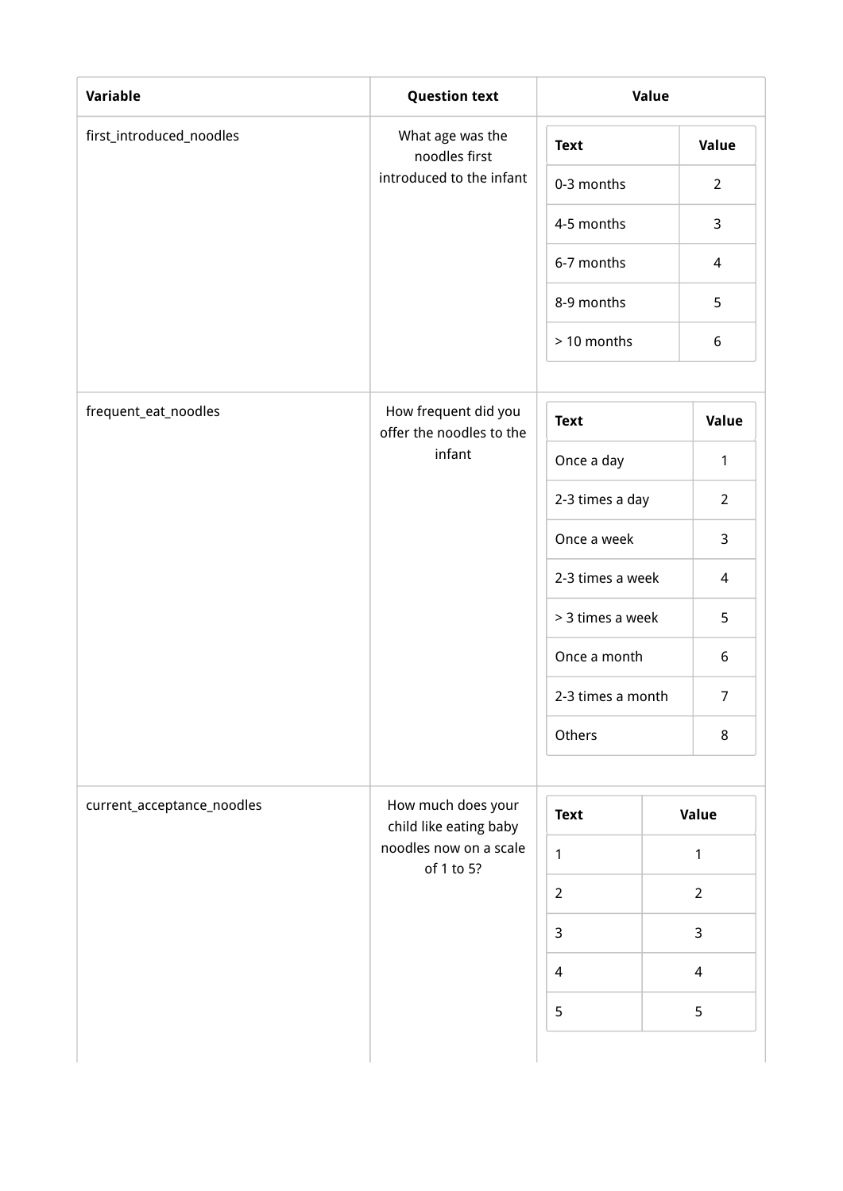| Variable | Question text | Value |
| --- | --- | --- |
| first_introduced_noodles | What age was the noodles first introduced to the infant | Text / Value: 0-3 months = 2; 4-5 months = 3; 6-7 months = 4; 8-9 months = 5; > 10 months = 6 |
| frequent_eat_noodles | How frequent did you offer the noodles to the infant | Text / Value: Once a day = 1; 2-3 times a day = 2; Once a week = 3; 2-3 times a week = 4; > 3 times a week = 5; Once a month = 6; 2-3 times a month = 7; Others = 8 |
| current_acceptance_noodles | How much does your child like eating baby noodles now on a scale of 1 to 5? | Text / Value: 1 = 1; 2 = 2; 3 = 3; 4 = 4; 5 = 5 |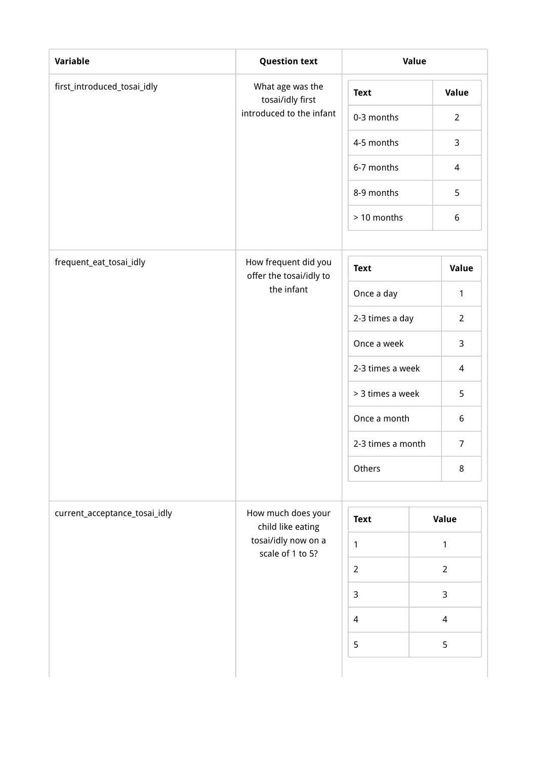| Variable | Question text | Value |
| --- | --- | --- |
| first_introduced_tosai_idly | What age was the tosai/idly first introduced to the infant | Text / Value: 0-3 months = 2; 4-5 months = 3; 6-7 months = 4; 8-9 months = 5; > 10 months = 6 |
| frequent_eat_tosai_idly | How frequent did you offer the tosai/idly to the infant | Text / Value: Once a day = 1; 2-3 times a day = 2; Once a week = 3; 2-3 times a week = 4; > 3 times a week = 5; Once a month = 6; 2-3 times a month = 7; Others = 8 |
| current_acceptance_tosai_idly | How much does your child like eating tosai/idly now on a scale of 1 to 5? | Text / Value: 1 = 1; 2 = 2; 3 = 3; 4 = 4; 5 = 5 |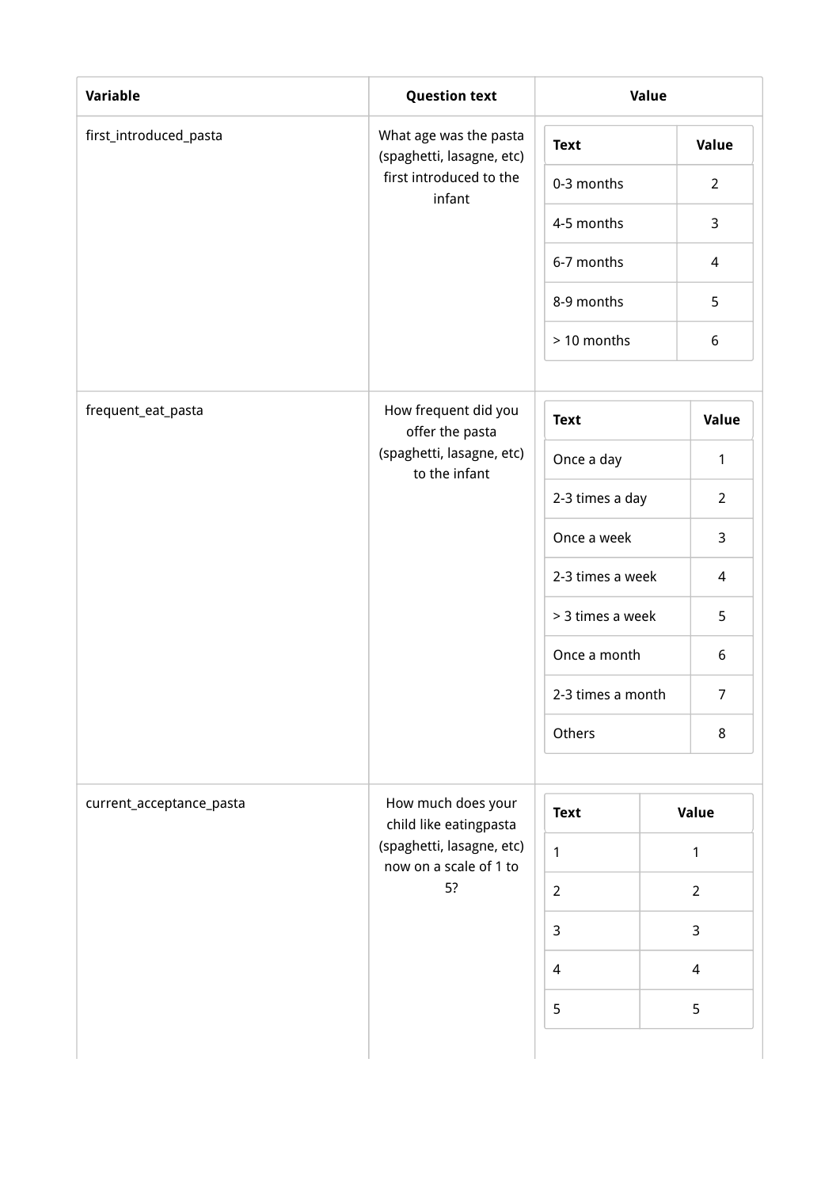| Variable | Question text | Value |
|---|---|---|
| first_introduced_pasta | What age was the pasta (spaghetti, lasagne, etc) first introduced to the infant | <table><tr><th>Text</th><th>Value</th></tr><tr><td>0-3 months</td><td>2</td></tr><tr><td>4-5 months</td><td>3</td></tr><tr><td>6-7 months</td><td>4</td></tr><tr><td>8-9 months</td><td>5</td></tr><tr><td>> 10 months</td><td>6</td></tr></table> |
| frequent_eat_pasta | How frequent did you offer the pasta (spaghetti, lasagne, etc) to the infant | <table><tr><th>Text</th><th>Value</th></tr><tr><td>Once a day</td><td>1</td></tr><tr><td>2-3 times a day</td><td>2</td></tr><tr><td>Once a week</td><td>3</td></tr><tr><td>2-3 times a week</td><td>4</td></tr><tr><td>> 3 times a week</td><td>5</td></tr><tr><td>Once a month</td><td>6</td></tr><tr><td>2-3 times a month</td><td>7</td></tr><tr><td>Others</td><td>8</td></tr></table> |
| current_acceptance_pasta | How much does your child like eatingpasta (spaghetti, lasagne, etc) now on a scale of 1 to 5? | <table><tr><th>Text</th><th>Value</th></tr><tr><td>1</td><td>1</td></tr><tr><td>2</td><td>2</td></tr><tr><td>3</td><td>3</td></tr><tr><td>4</td><td>4</td></tr><tr><td>5</td><td>5</td></tr></table> |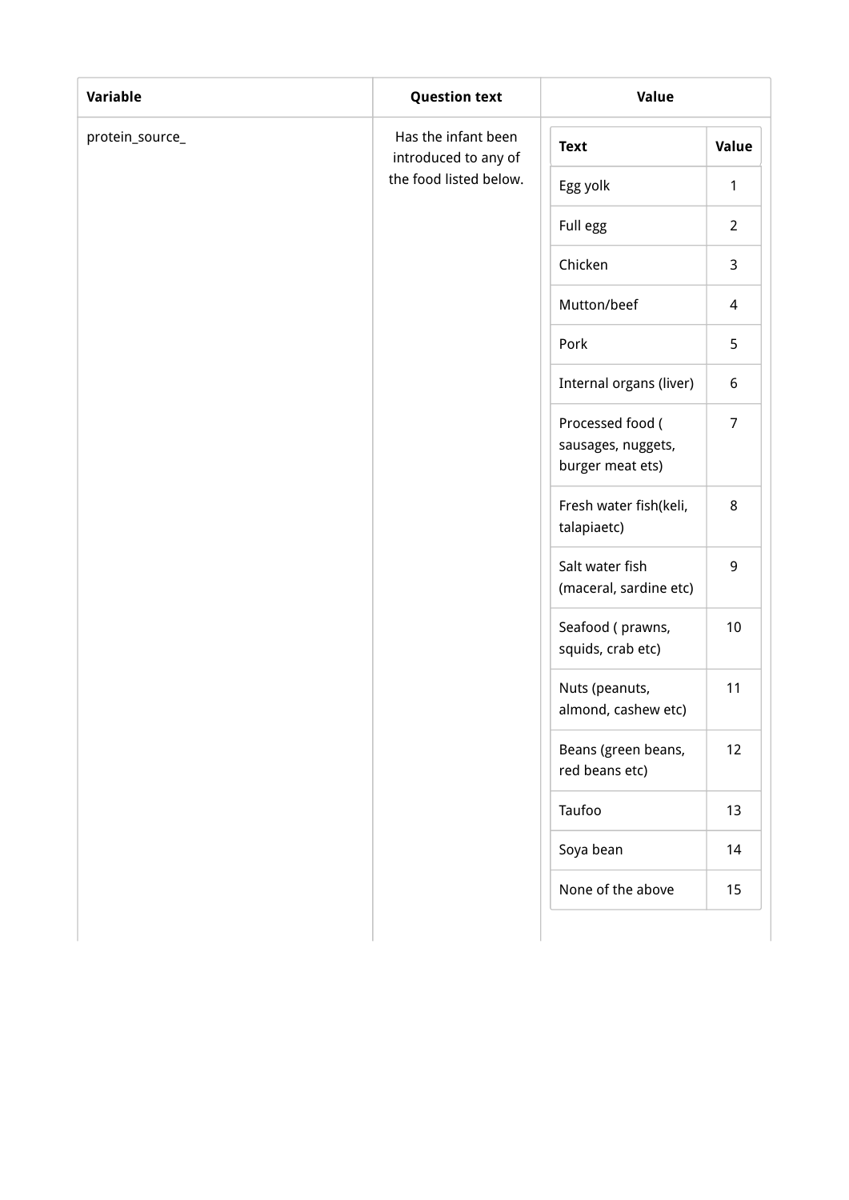| Variable | Question text | Value |
| --- | --- | --- |
| protein_source_ | Has the infant been introduced to any of the food listed below. | <table><tr><th>Text</th><th>Value</th></tr><tr><td>Egg yolk</td><td>1</td></tr><tr><td>Full egg</td><td>2</td></tr><tr><td>Chicken</td><td>3</td></tr><tr><td>Mutton/beef</td><td>4</td></tr><tr><td>Pork</td><td>5</td></tr><tr><td>Internal organs (liver)</td><td>6</td></tr><tr><td>Processed food ( sausages, nuggets, burger meat ets)</td><td>7</td></tr><tr><td>Fresh water fish(keli, talapiaetc)</td><td>8</td></tr><tr><td>Salt water fish (maceral, sardine etc)</td><td>9</td></tr><tr><td>Seafood ( prawns, squids, crab etc)</td><td>10</td></tr><tr><td>Nuts (peanuts, almond, cashew etc)</td><td>11</td></tr><tr><td>Beans (green beans, red beans etc)</td><td>12</td></tr><tr><td>Taufoo</td><td>13</td></tr><tr><td>Soya bean</td><td>14</td></tr><tr><td>None of the above</td><td>15</td></tr></table> |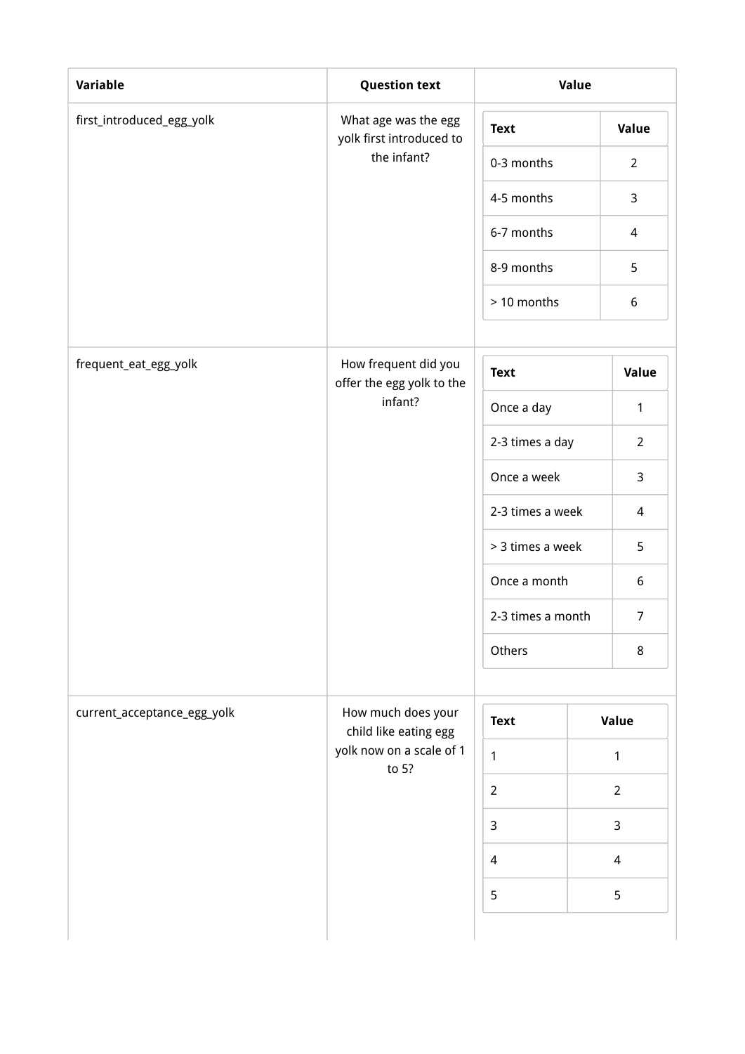| Variable | Question text | Value |
| --- | --- | --- |
| first_introduced_egg_yolk | What age was the egg yolk first introduced to the infant? | Text: 0-3 months, Value: 2; Text: 4-5 months, Value: 3; Text: 6-7 months, Value: 4; Text: 8-9 months, Value: 5; Text: > 10 months, Value: 6 |
| frequent_eat_egg_yolk | How frequent did you offer the egg yolk to the infant? | Text: Once a day, Value: 1; Text: 2-3 times a day, Value: 2; Text: Once a week, Value: 3; Text: 2-3 times a week, Value: 4; Text: > 3 times a week, Value: 5; Text: Once a month, Value: 6; Text: 2-3 times a month, Value: 7; Text: Others, Value: 8 |
| current_acceptance_egg_yolk | How much does your child like eating egg yolk now on a scale of 1 to 5? | Text: 1, Value: 1; Text: 2, Value: 2; Text: 3, Value: 3; Text: 4, Value: 4; Text: 5, Value: 5 |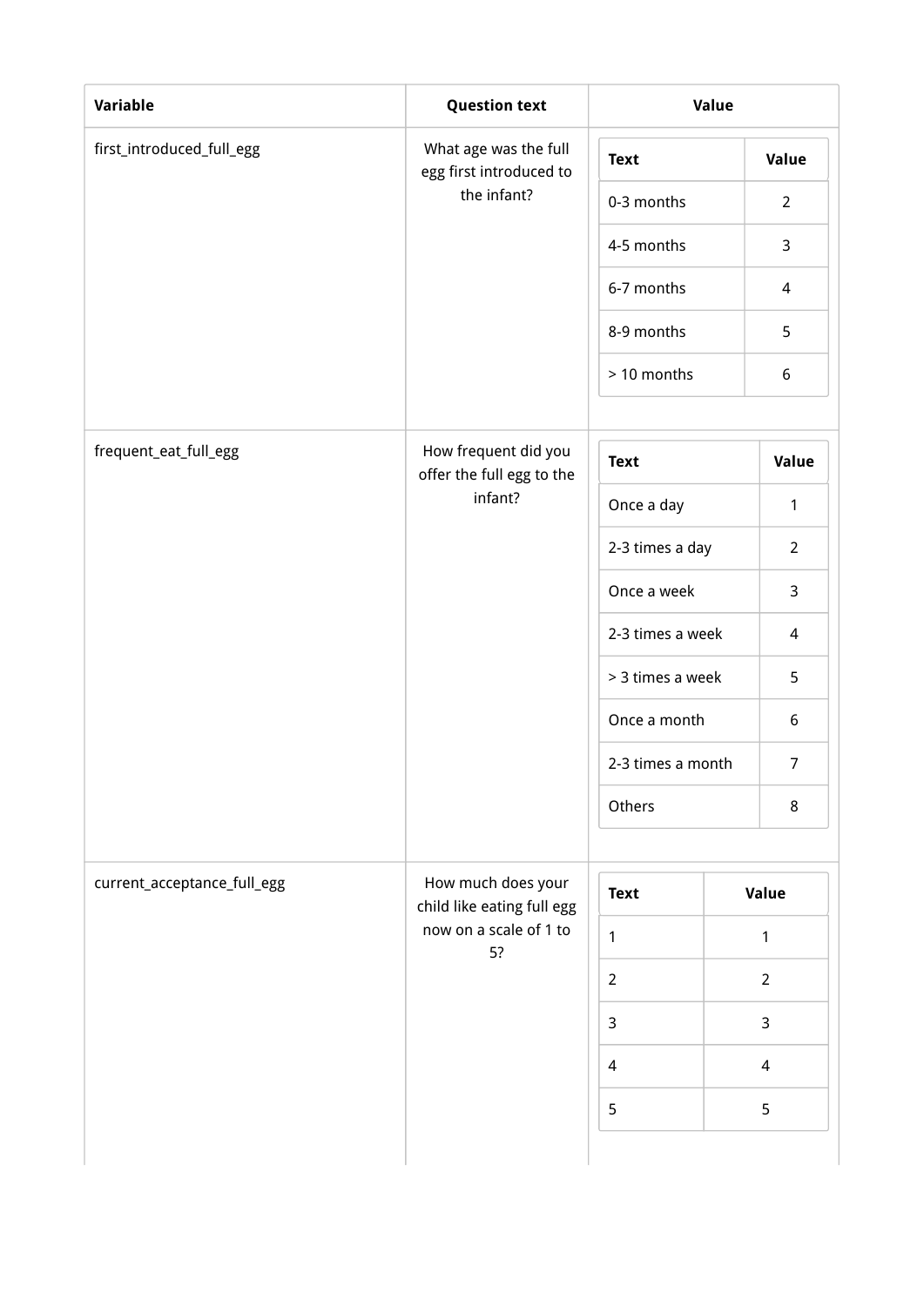| Variable | Question text | Value |
| --- | --- | --- |
| first_introduced_full_egg | What age was the full egg first introduced to the infant? | Text: 0-3 months = 2; 4-5 months = 3; 6-7 months = 4; 8-9 months = 5; > 10 months = 6 |
| frequent_eat_full_egg | How frequent did you offer the full egg to the infant? | Text: Once a day = 1; 2-3 times a day = 2; Once a week = 3; 2-3 times a week = 4; > 3 times a week = 5; Once a month = 6; 2-3 times a month = 7; Others = 8 |
| current_acceptance_full_egg | How much does your child like eating full egg now on a scale of 1 to 5? | Text: 1 = 1; 2 = 2; 3 = 3; 4 = 4; 5 = 5 |

**first_introduced_full_egg**

| Text | Value |
| --- | --- |
| 0-3 months | 2 |
| 4-5 months | 3 |
| 6-7 months | 4 |
| 8-9 months | 5 |
| > 10 months | 6 |

**frequent_eat_full_egg**

| Text | Value |
| --- | --- |
| Once a day | 1 |
| 2-3 times a day | 2 |
| Once a week | 3 |
| 2-3 times a week | 4 |
| > 3 times a week | 5 |
| Once a month | 6 |
| 2-3 times a month | 7 |
| Others | 8 |

**current_acceptance_full_egg**

| Text | Value |
| --- | --- |
| 1 | 1 |
| 2 | 2 |
| 3 | 3 |
| 4 | 4 |
| 5 | 5 |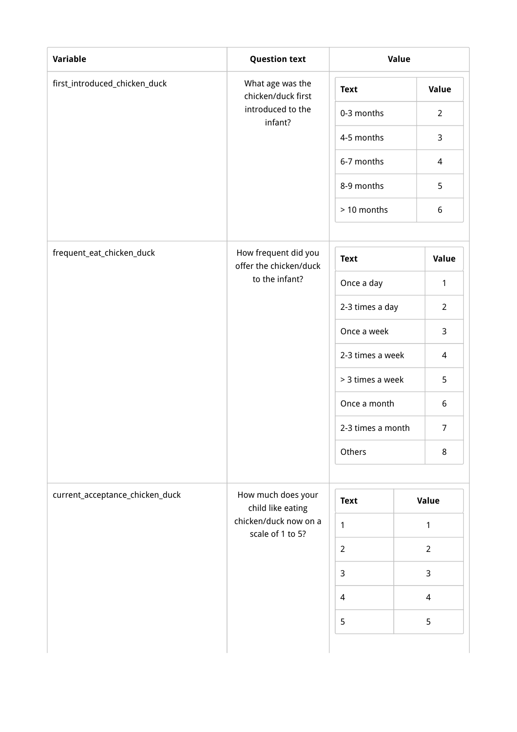| Variable | Question text | Value |
| --- | --- | --- |
| first_introduced_chicken_duck | What age was the chicken/duck first introduced to the infant? | Text: 0-3 months = 2; 4-5 months = 3; 6-7 months = 4; 8-9 months = 5; > 10 months = 6 |
| frequent_eat_chicken_duck | How frequent did you offer the chicken/duck to the infant? | Text: Once a day = 1; 2-3 times a day = 2; Once a week = 3; 2-3 times a week = 4; > 3 times a week = 5; Once a month = 6; 2-3 times a month = 7; Others = 8 |
| current_acceptance_chicken_duck | How much does your child like eating chicken/duck now on a scale of 1 to 5? | Text: 1 = 1; 2 = 2; 3 = 3; 4 = 4; 5 = 5 |

**first_introduced_chicken_duck**

| Text | Value |
| --- | --- |
| 0-3 months | 2 |
| 4-5 months | 3 |
| 6-7 months | 4 |
| 8-9 months | 5 |
| > 10 months | 6 |

**frequent_eat_chicken_duck**

| Text | Value |
| --- | --- |
| Once a day | 1 |
| 2-3 times a day | 2 |
| Once a week | 3 |
| 2-3 times a week | 4 |
| > 3 times a week | 5 |
| Once a month | 6 |
| 2-3 times a month | 7 |
| Others | 8 |

**current_acceptance_chicken_duck**

| Text | Value |
| --- | --- |
| 1 | 1 |
| 2 | 2 |
| 3 | 3 |
| 4 | 4 |
| 5 | 5 |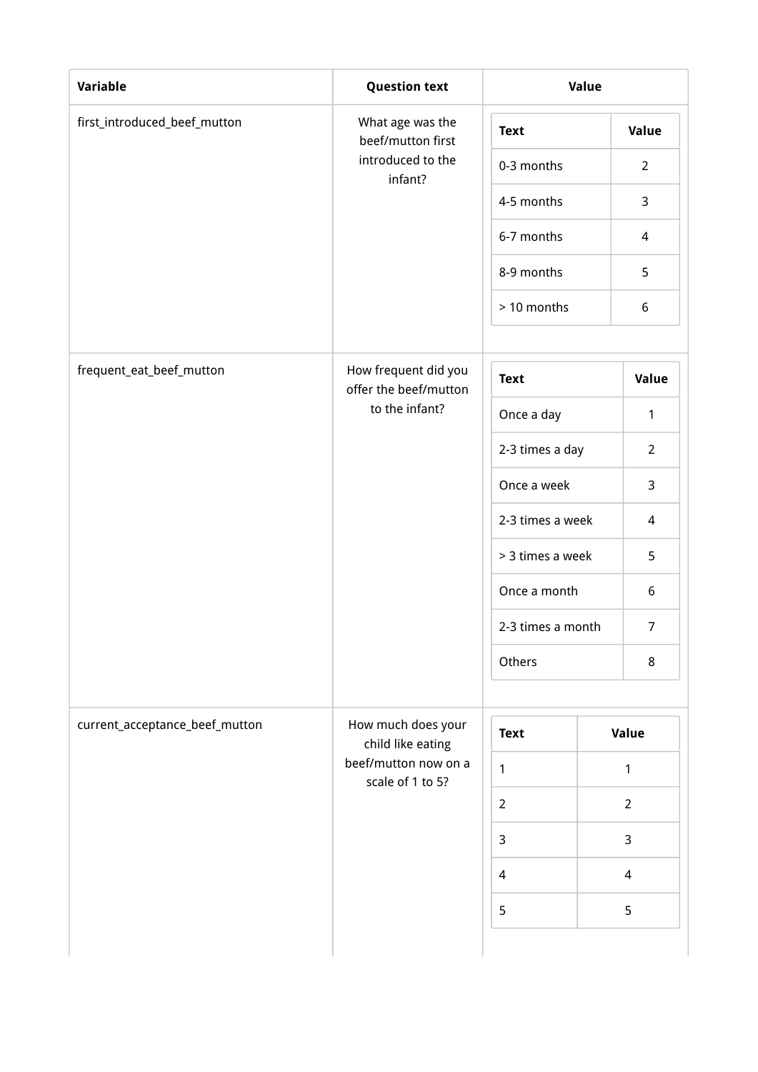| Variable | Question text | Value |
| --- | --- | --- |
| first_introduced_beef_mutton | What age was the beef/mutton first introduced to the infant? | Text: 0-3 months = 2; 4-5 months = 3; 6-7 months = 4; 8-9 months = 5; > 10 months = 6 |
| frequent_eat_beef_mutton | How frequent did you offer the beef/mutton to the infant? | Text: Once a day = 1; 2-3 times a day = 2; Once a week = 3; 2-3 times a week = 4; > 3 times a week = 5; Once a month = 6; 2-3 times a month = 7; Others = 8 |
| current_acceptance_beef_mutton | How much does your child like eating beef/mutton now on a scale of 1 to 5? | Text: 1 = 1; 2 = 2; 3 = 3; 4 = 4; 5 = 5 |

**first_introduced_beef_mutton**

| Text | Value |
| --- | --- |
| 0-3 months | 2 |
| 4-5 months | 3 |
| 6-7 months | 4 |
| 8-9 months | 5 |
| > 10 months | 6 |

**frequent_eat_beef_mutton**

| Text | Value |
| --- | --- |
| Once a day | 1 |
| 2-3 times a day | 2 |
| Once a week | 3 |
| 2-3 times a week | 4 |
| > 3 times a week | 5 |
| Once a month | 6 |
| 2-3 times a month | 7 |
| Others | 8 |

**current_acceptance_beef_mutton**

| Text | Value |
| --- | --- |
| 1 | 1 |
| 2 | 2 |
| 3 | 3 |
| 4 | 4 |
| 5 | 5 |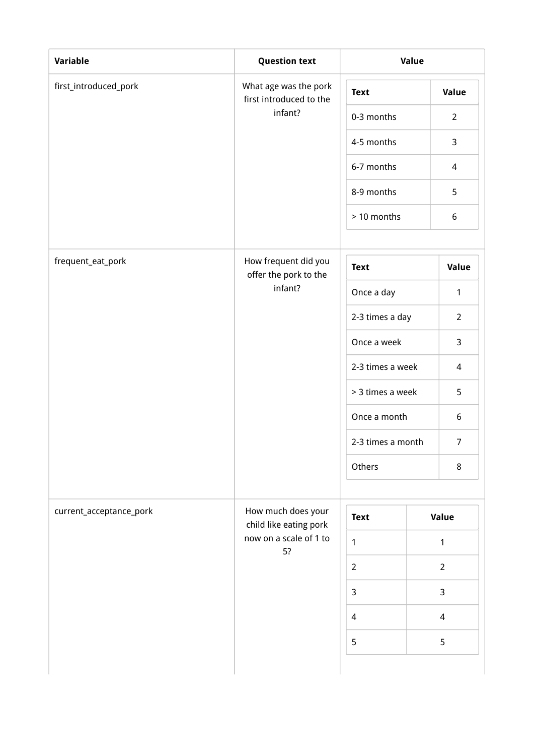| Variable | Question text | Value |
| --- | --- | --- |
| first_introduced_pork | What age was the pork first introduced to the infant? | <table><tr><th>Text</th><th>Value</th></tr><tr><td>0-3 months</td><td>2</td></tr><tr><td>4-5 months</td><td>3</td></tr><tr><td>6-7 months</td><td>4</td></tr><tr><td>8-9 months</td><td>5</td></tr><tr><td>> 10 months</td><td>6</td></tr></table> |
| frequent_eat_pork | How frequent did you offer the pork to the infant? | <table><tr><th>Text</th><th>Value</th></tr><tr><td>Once a day</td><td>1</td></tr><tr><td>2-3 times a day</td><td>2</td></tr><tr><td>Once a week</td><td>3</td></tr><tr><td>2-3 times a week</td><td>4</td></tr><tr><td>> 3 times a week</td><td>5</td></tr><tr><td>Once a month</td><td>6</td></tr><tr><td>2-3 times a month</td><td>7</td></tr><tr><td>Others</td><td>8</td></tr></table> |
| current_acceptance_pork | How much does your child like eating pork now on a scale of 1 to 5? | <table><tr><th>Text</th><th>Value</th></tr><tr><td>1</td><td>1</td></tr><tr><td>2</td><td>2</td></tr><tr><td>3</td><td>3</td></tr><tr><td>4</td><td>4</td></tr><tr><td>5</td><td>5</td></tr></table> |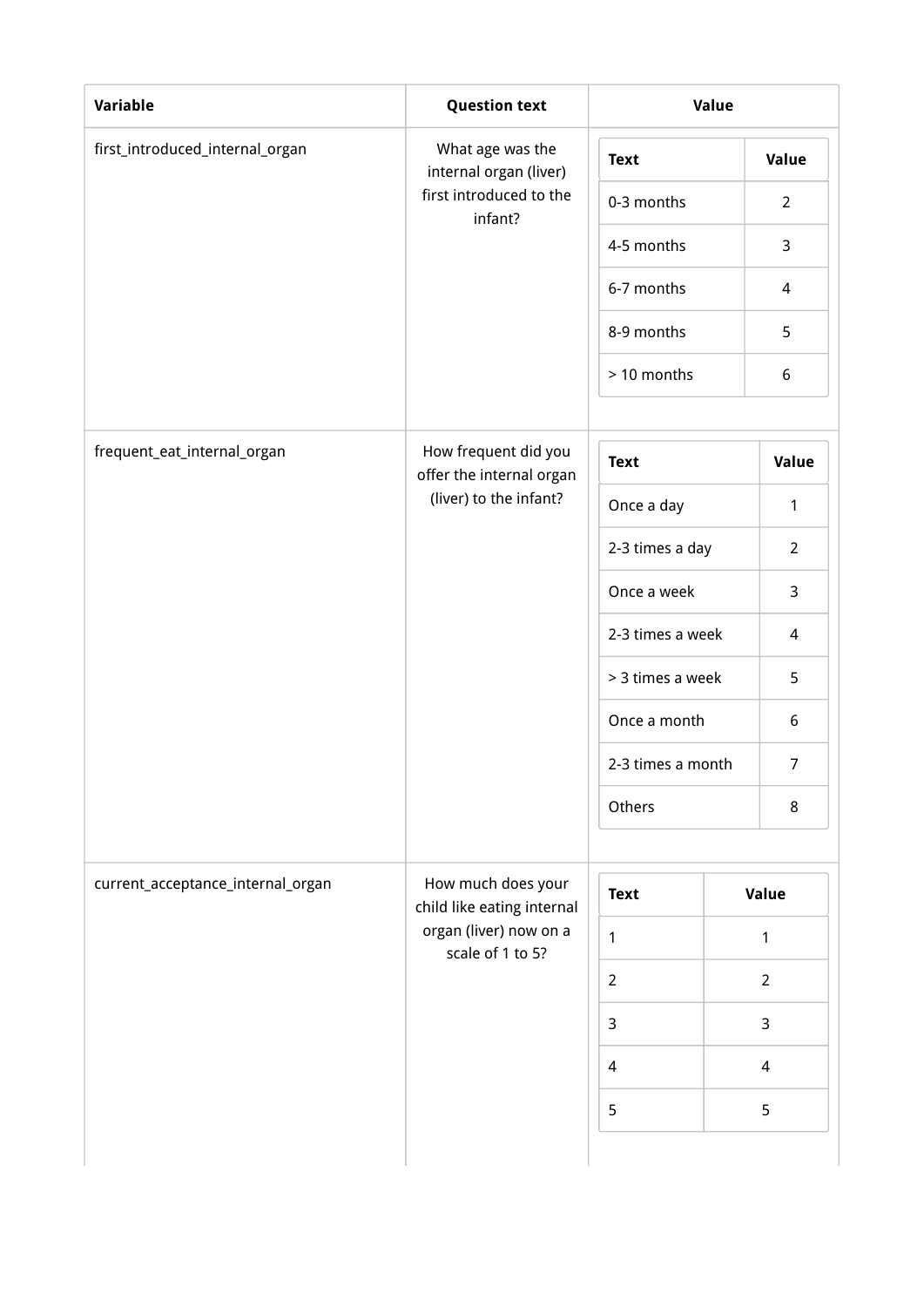| Variable | Question text | Value |
| --- | --- | --- |
| first_introduced_internal_organ | What age was the internal organ (liver) first introduced to the infant? | Text: 0-3 months, Value: 2; Text: 4-5 months, Value: 3; Text: 6-7 months, Value: 4; Text: 8-9 months, Value: 5; Text: > 10 months, Value: 6 |
| frequent_eat_internal_organ | How frequent did you offer the internal organ (liver) to the infant? | Text: Once a day, Value: 1; Text: 2-3 times a day, Value: 2; Text: Once a week, Value: 3; Text: 2-3 times a week, Value: 4; Text: > 3 times a week, Value: 5; Text: Once a month, Value: 6; Text: 2-3 times a month, Value: 7; Text: Others, Value: 8 |
| current_acceptance_internal_organ | How much does your child like eating internal organ (liver) now on a scale of 1 to 5? | Text: 1, Value: 1; Text: 2, Value: 2; Text: 3, Value: 3; Text: 4, Value: 4; Text: 5, Value: 5 |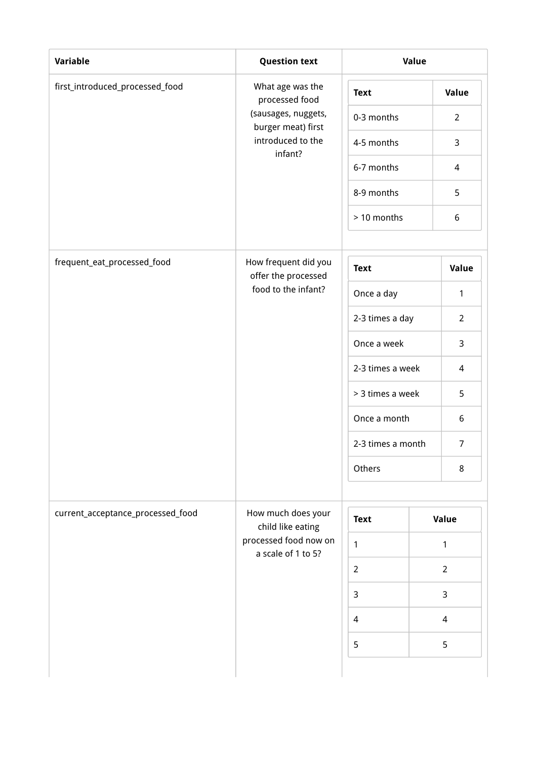| Variable | Question text | Value |
|---|---|---|
| first_introduced_processed_food | What age was the processed food (sausages, nuggets, burger meat) first introduced to the infant? | <table><tr><th>Text</th><th>Value</th></tr><tr><td>0-3 months</td><td>2</td></tr><tr><td>4-5 months</td><td>3</td></tr><tr><td>6-7 months</td><td>4</td></tr><tr><td>8-9 months</td><td>5</td></tr><tr><td>> 10 months</td><td>6</td></tr></table> |
| frequent_eat_processed_food | How frequent did you offer the processed food to the infant? | <table><tr><th>Text</th><th>Value</th></tr><tr><td>Once a day</td><td>1</td></tr><tr><td>2-3 times a day</td><td>2</td></tr><tr><td>Once a week</td><td>3</td></tr><tr><td>2-3 times a week</td><td>4</td></tr><tr><td>> 3 times a week</td><td>5</td></tr><tr><td>Once a month</td><td>6</td></tr><tr><td>2-3 times a month</td><td>7</td></tr><tr><td>Others</td><td>8</td></tr></table> |
| current_acceptance_processed_food | How much does your child like eating processed food now on a scale of 1 to 5? | <table><tr><th>Text</th><th>Value</th></tr><tr><td>1</td><td>1</td></tr><tr><td>2</td><td>2</td></tr><tr><td>3</td><td>3</td></tr><tr><td>4</td><td>4</td></tr><tr><td>5</td><td>5</td></tr></table> |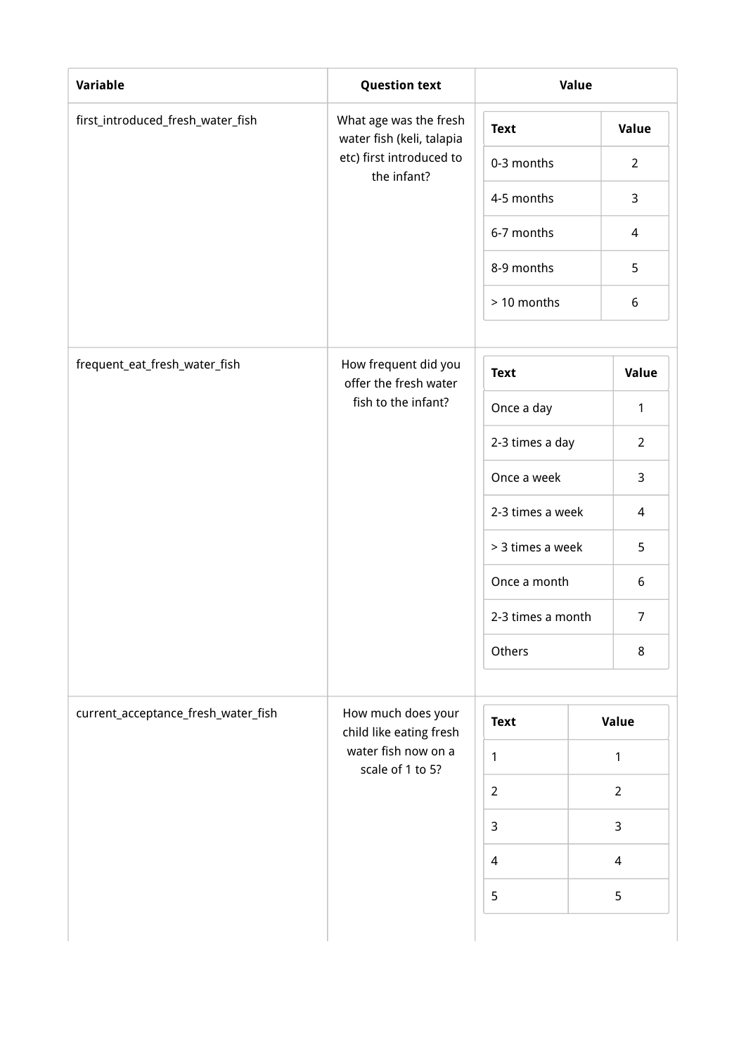| Variable | Question text | Value |
|---|---|---|
| first_introduced_fresh_water_fish | What age was the fresh water fish (keli, talapia etc) first introduced to the infant? | Text / Value: 0-3 months = 2; 4-5 months = 3; 6-7 months = 4; 8-9 months = 5; > 10 months = 6 |
| frequent_eat_fresh_water_fish | How frequent did you offer the fresh water fish to the infant? | Text / Value: Once a day = 1; 2-3 times a day = 2; Once a week = 3; 2-3 times a week = 4; > 3 times a week = 5; Once a month = 6; 2-3 times a month = 7; Others = 8 |
| current_acceptance_fresh_water_fish | How much does your child like eating fresh water fish now on a scale of 1 to 5? | Text / Value: 1 = 1; 2 = 2; 3 = 3; 4 = 4; 5 = 5 |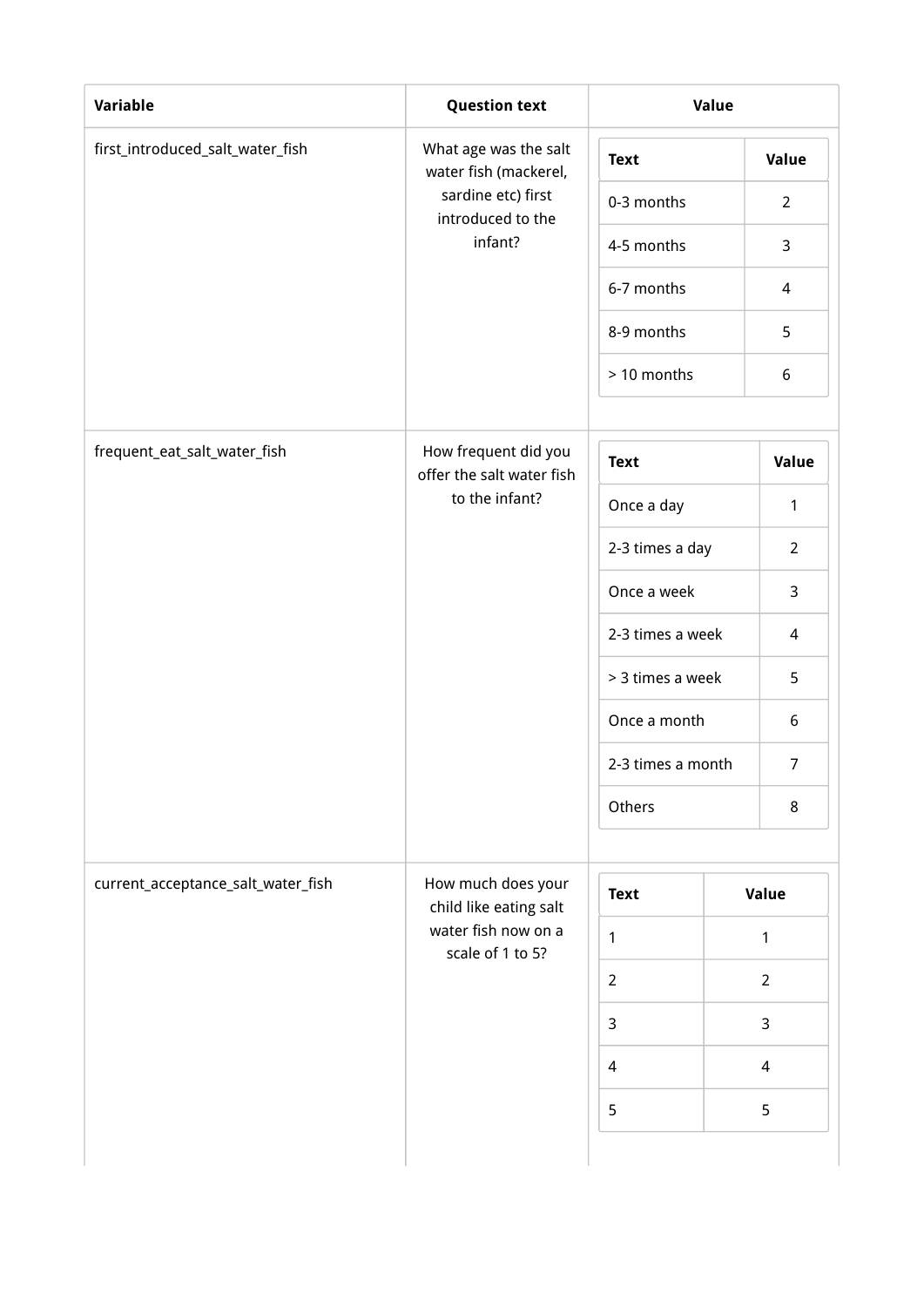| Variable | Question text | Value |
| --- | --- | --- |
| first_introduced_salt_water_fish | What age was the salt water fish (mackerel, sardine etc) first introduced to the infant? | <table><tr><th>Text</th><th>Value</th></tr><tr><td>0-3 months</td><td>2</td></tr><tr><td>4-5 months</td><td>3</td></tr><tr><td>6-7 months</td><td>4</td></tr><tr><td>8-9 months</td><td>5</td></tr><tr><td>> 10 months</td><td>6</td></tr></table> |
| frequent_eat_salt_water_fish | How frequent did you offer the salt water fish to the infant? | <table><tr><th>Text</th><th>Value</th></tr><tr><td>Once a day</td><td>1</td></tr><tr><td>2-3 times a day</td><td>2</td></tr><tr><td>Once a week</td><td>3</td></tr><tr><td>2-3 times a week</td><td>4</td></tr><tr><td>> 3 times a week</td><td>5</td></tr><tr><td>Once a month</td><td>6</td></tr><tr><td>2-3 times a month</td><td>7</td></tr><tr><td>Others</td><td>8</td></tr></table> |
| current_acceptance_salt_water_fish | How much does your child like eating salt water fish now on a scale of 1 to 5? | <table><tr><th>Text</th><th>Value</th></tr><tr><td>1</td><td>1</td></tr><tr><td>2</td><td>2</td></tr><tr><td>3</td><td>3</td></tr><tr><td>4</td><td>4</td></tr><tr><td>5</td><td>5</td></tr></table> |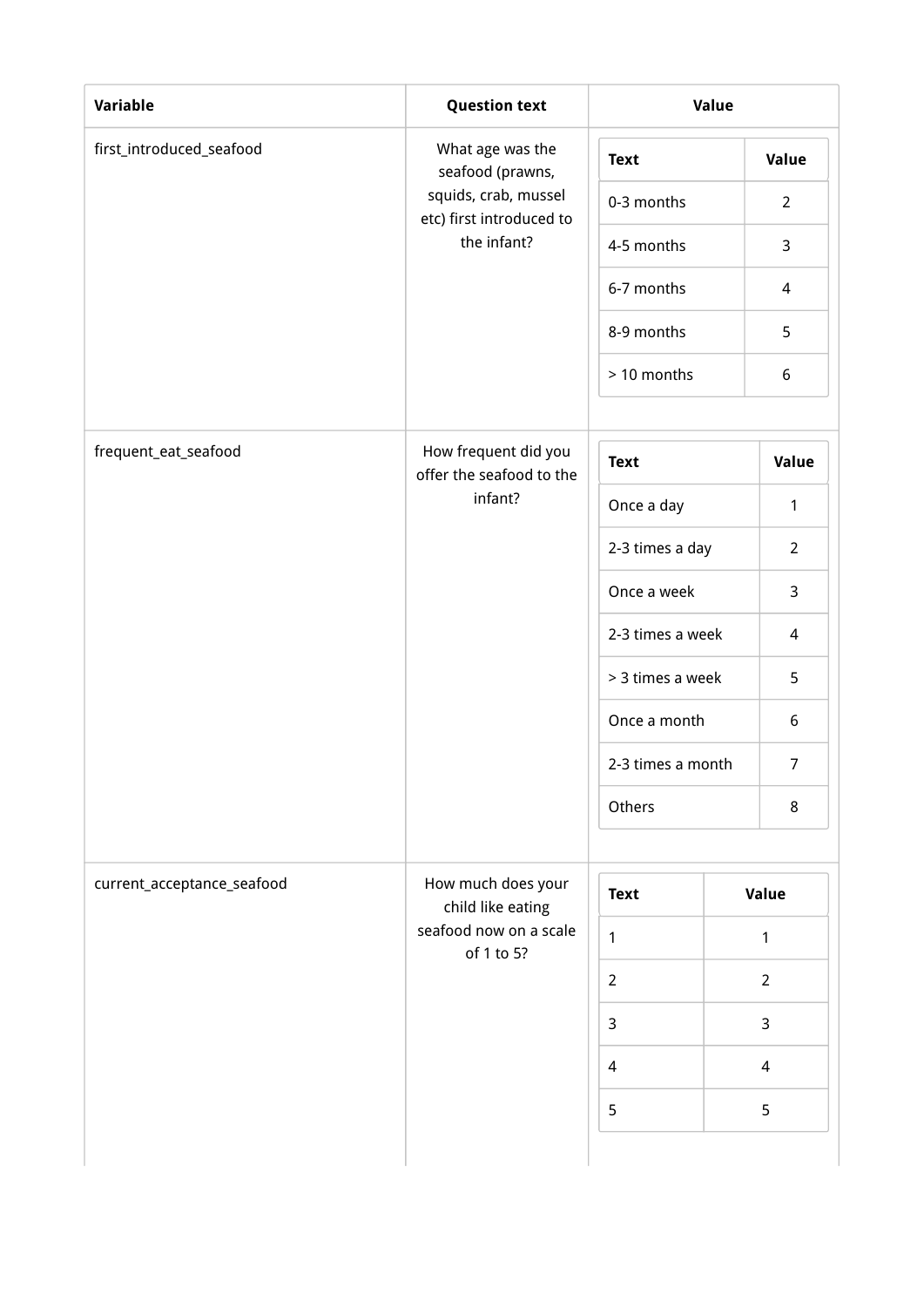| Variable | Question text | Value |
| --- | --- | --- |
| first_introduced_seafood | What age was the seafood (prawns, squids, crab, mussel etc) first introduced to the infant? | **Text** / **Value**: 0-3 months = 2; 4-5 months = 3; 6-7 months = 4; 8-9 months = 5; > 10 months = 6 |
| frequent_eat_seafood | How frequent did you offer the seafood to the infant? | **Text** / **Value**: Once a day = 1; 2-3 times a day = 2; Once a week = 3; 2-3 times a week = 4; > 3 times a week = 5; Once a month = 6; 2-3 times a month = 7; Others = 8 |
| current_acceptance_seafood | How much does your child like eating seafood now on a scale of 1 to 5? | **Text** / **Value**: 1 = 1; 2 = 2; 3 = 3; 4 = 4; 5 = 5 |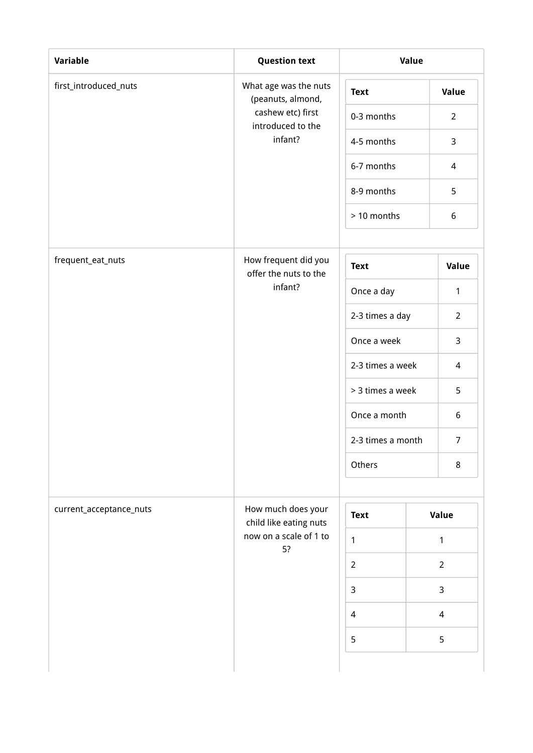| Variable | Question text | Value |
| --- | --- | --- |
| first_introduced_nuts | What age was the nuts (peanuts, almond, cashew etc) first introduced to the infant? | Text: 0-3 months = 2; 4-5 months = 3; 6-7 months = 4; 8-9 months = 5; > 10 months = 6 |
| frequent_eat_nuts | How frequent did you offer the nuts to the infant? | Text: Once a day = 1; 2-3 times a day = 2; Once a week = 3; 2-3 times a week = 4; > 3 times a week = 5; Once a month = 6; 2-3 times a month = 7; Others = 8 |
| current_acceptance_nuts | How much does your child like eating nuts now on a scale of 1 to 5? | Text: 1 = 1; 2 = 2; 3 = 3; 4 = 4; 5 = 5 |

**first_introduced_nuts**

| Text | Value |
| --- | --- |
| 0-3 months | 2 |
| 4-5 months | 3 |
| 6-7 months | 4 |
| 8-9 months | 5 |
| > 10 months | 6 |

**frequent_eat_nuts**

| Text | Value |
| --- | --- |
| Once a day | 1 |
| 2-3 times a day | 2 |
| Once a week | 3 |
| 2-3 times a week | 4 |
| > 3 times a week | 5 |
| Once a month | 6 |
| 2-3 times a month | 7 |
| Others | 8 |

**current_acceptance_nuts**

| Text | Value |
| --- | --- |
| 1 | 1 |
| 2 | 2 |
| 3 | 3 |
| 4 | 4 |
| 5 | 5 |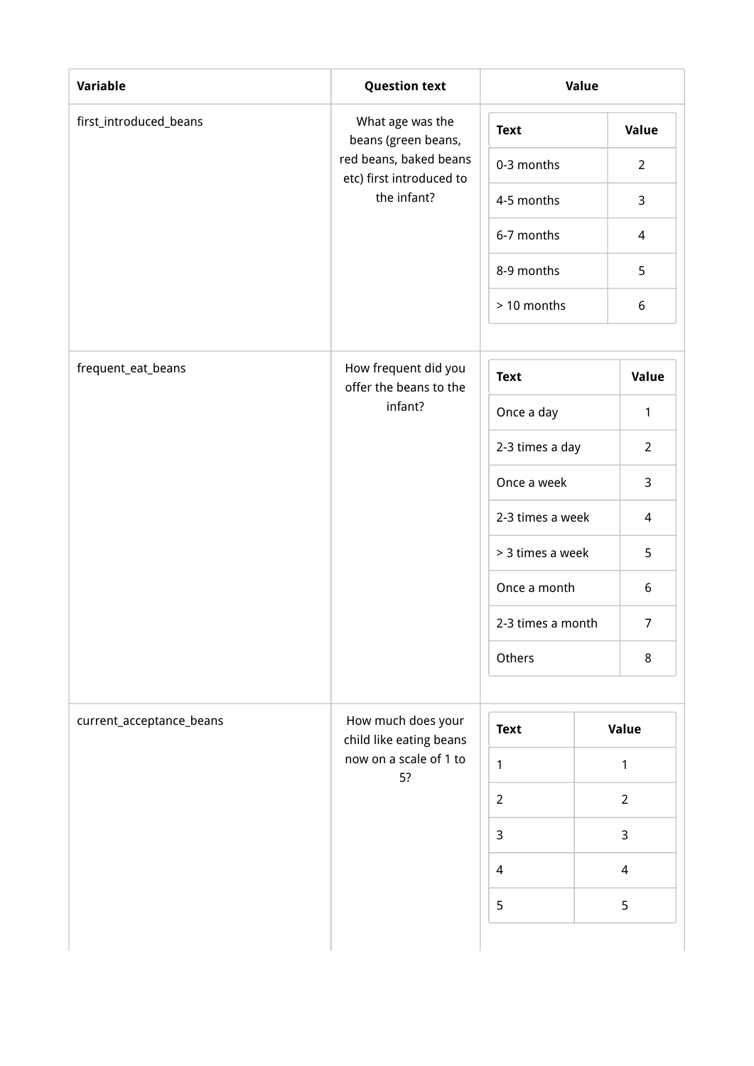| Variable | Question text | Value |
| --- | --- | --- |
| first_introduced_beans | What age was the beans (green beans, red beans, baked beans etc) first introduced to the infant? | <table><tr><th>Text</th><th>Value</th></tr><tr><td>0-3 months</td><td>2</td></tr><tr><td>4-5 months</td><td>3</td></tr><tr><td>6-7 months</td><td>4</td></tr><tr><td>8-9 months</td><td>5</td></tr><tr><td>> 10 months</td><td>6</td></tr></table> |
| frequent_eat_beans | How frequent did you offer the beans to the infant? | <table><tr><th>Text</th><th>Value</th></tr><tr><td>Once a day</td><td>1</td></tr><tr><td>2-3 times a day</td><td>2</td></tr><tr><td>Once a week</td><td>3</td></tr><tr><td>2-3 times a week</td><td>4</td></tr><tr><td>> 3 times a week</td><td>5</td></tr><tr><td>Once a month</td><td>6</td></tr><tr><td>2-3 times a month</td><td>7</td></tr><tr><td>Others</td><td>8</td></tr></table> |
| current_acceptance_beans | How much does your child like eating beans now on a scale of 1 to 5? | <table><tr><th>Text</th><th>Value</th></tr><tr><td>1</td><td>1</td></tr><tr><td>2</td><td>2</td></tr><tr><td>3</td><td>3</td></tr><tr><td>4</td><td>4</td></tr><tr><td>5</td><td>5</td></tr></table> |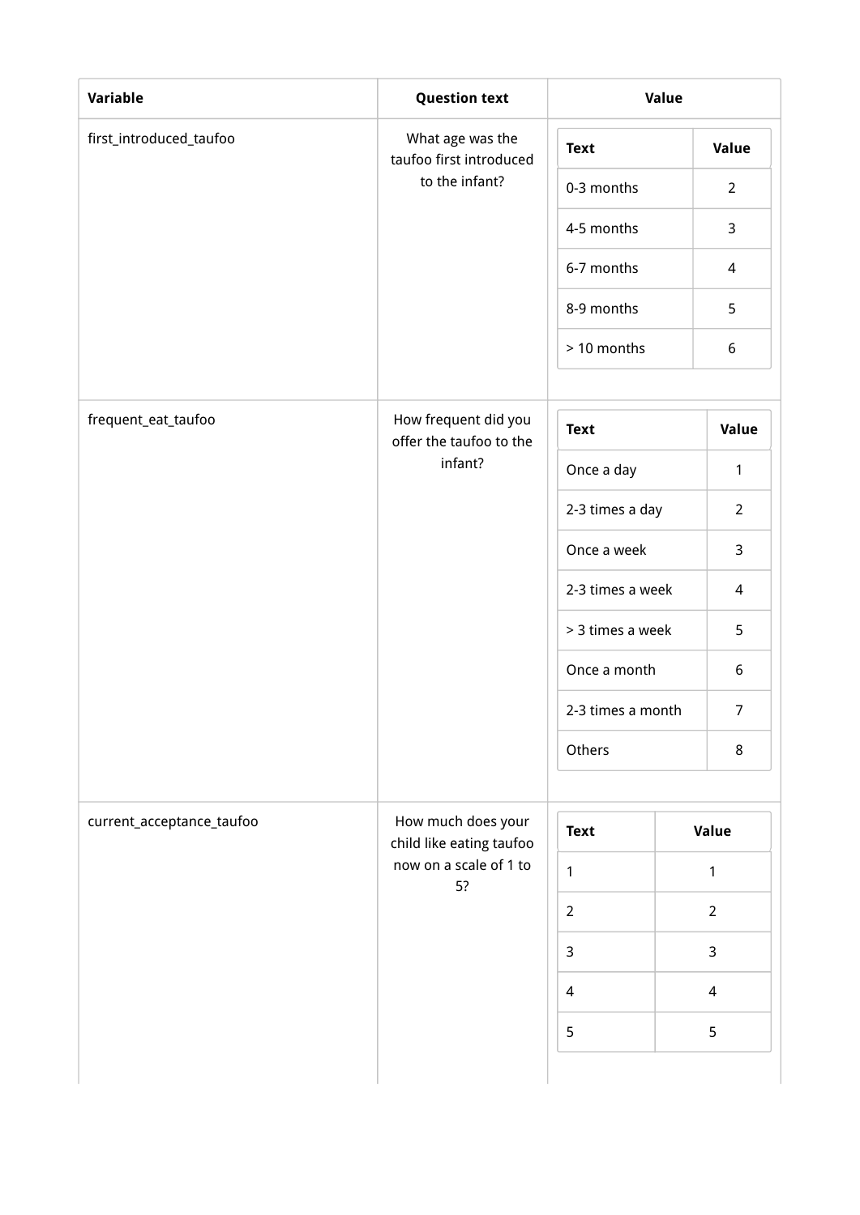| Variable | Question text | Value |
|---|---|---|
| first_introduced_taufoo | What age was the taufoo first introduced to the infant? | <table><tr><th>Text</th><th>Value</th></tr><tr><td>0-3 months</td><td>2</td></tr><tr><td>4-5 months</td><td>3</td></tr><tr><td>6-7 months</td><td>4</td></tr><tr><td>8-9 months</td><td>5</td></tr><tr><td>> 10 months</td><td>6</td></tr></table> |
| frequent_eat_taufoo | How frequent did you offer the taufoo to the infant? | <table><tr><th>Text</th><th>Value</th></tr><tr><td>Once a day</td><td>1</td></tr><tr><td>2-3 times a day</td><td>2</td></tr><tr><td>Once a week</td><td>3</td></tr><tr><td>2-3 times a week</td><td>4</td></tr><tr><td>> 3 times a week</td><td>5</td></tr><tr><td>Once a month</td><td>6</td></tr><tr><td>2-3 times a month</td><td>7</td></tr><tr><td>Others</td><td>8</td></tr></table> |
| current_acceptance_taufoo | How much does your child like eating taufoo now on a scale of 1 to 5? | <table><tr><th>Text</th><th>Value</th></tr><tr><td>1</td><td>1</td></tr><tr><td>2</td><td>2</td></tr><tr><td>3</td><td>3</td></tr><tr><td>4</td><td>4</td></tr><tr><td>5</td><td>5</td></tr></table> |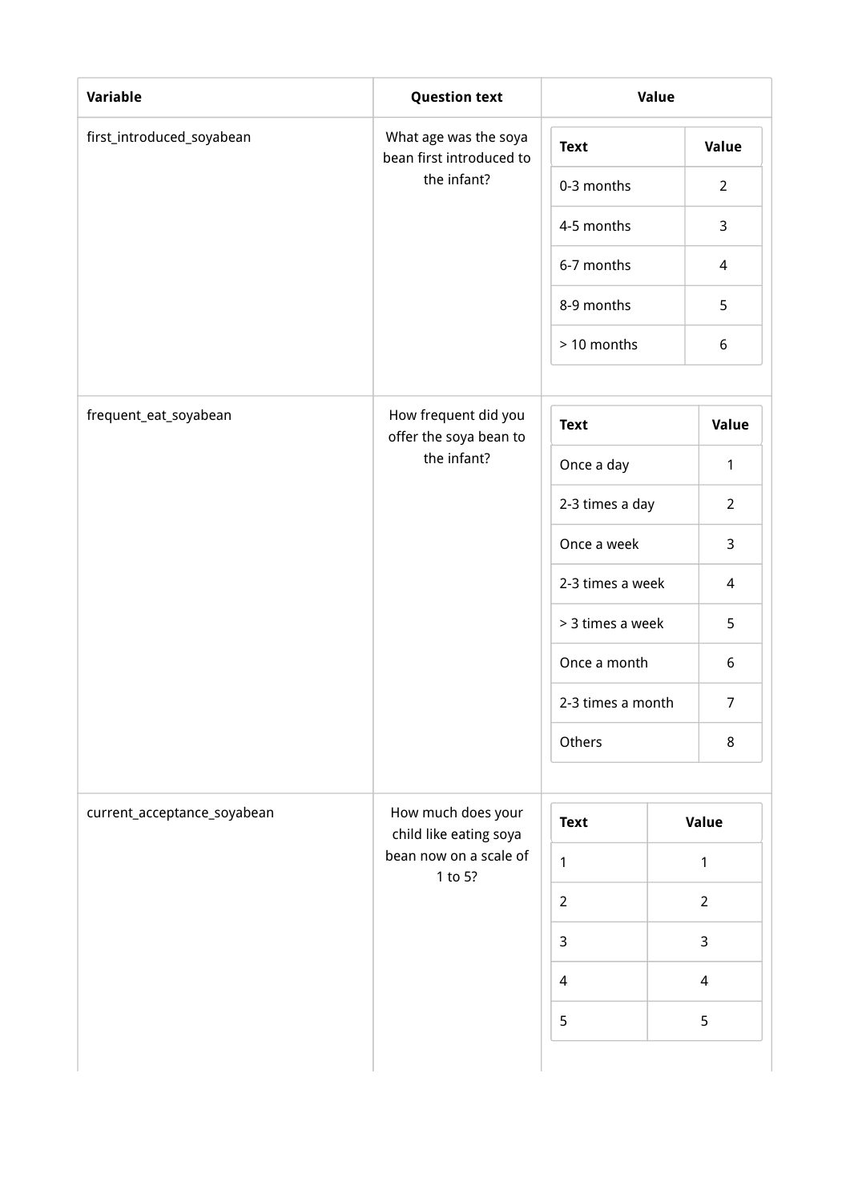<table>
<tr><th>Variable</th><th>Question text</th><th>Value</th></tr>
<tr><td>first_introduced_soyabean</td><td>What age was the soya bean first introduced to the infant?</td><td>
<table>
<tr><th>Text</th><th>Value</th></tr>
<tr><td>0-3 months</td><td>2</td></tr>
<tr><td>4-5 months</td><td>3</td></tr>
<tr><td>6-7 months</td><td>4</td></tr>
<tr><td>8-9 months</td><td>5</td></tr>
<tr><td>> 10 months</td><td>6</td></tr>
</table>
</td></tr>
<tr><td>frequent_eat_soyabean</td><td>How frequent did you offer the soya bean to the infant?</td><td>
<table>
<tr><th>Text</th><th>Value</th></tr>
<tr><td>Once a day</td><td>1</td></tr>
<tr><td>2-3 times a day</td><td>2</td></tr>
<tr><td>Once a week</td><td>3</td></tr>
<tr><td>2-3 times a week</td><td>4</td></tr>
<tr><td>> 3 times a week</td><td>5</td></tr>
<tr><td>Once a month</td><td>6</td></tr>
<tr><td>2-3 times a month</td><td>7</td></tr>
<tr><td>Others</td><td>8</td></tr>
</table>
</td></tr>
<tr><td>current_acceptance_soyabean</td><td>How much does your child like eating soya bean now on a scale of 1 to 5?</td><td>
<table>
<tr><th>Text</th><th>Value</th></tr>
<tr><td>1</td><td>1</td></tr>
<tr><td>2</td><td>2</td></tr>
<tr><td>3</td><td>3</td></tr>
<tr><td>4</td><td>4</td></tr>
<tr><td>5</td><td>5</td></tr>
</table>
</td></tr>
</table>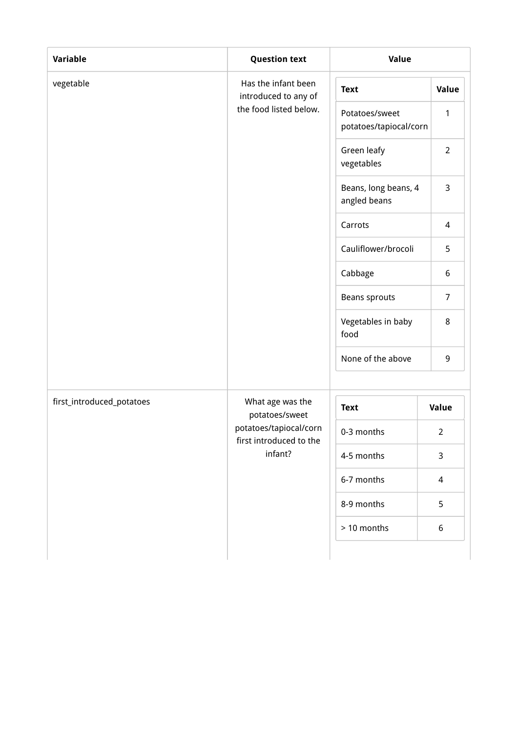| Variable | Question text | Value |
| --- | --- | --- |
| vegetable | Has the infant been introduced to any of the food listed below. | <table><tr><th>Text</th><th>Value</th></tr><tr><td>Potatoes/sweet potatoes/tapiocal/corn</td><td>1</td></tr><tr><td>Green leafy vegetables</td><td>2</td></tr><tr><td>Beans, long beans, 4 angled beans</td><td>3</td></tr><tr><td>Carrots</td><td>4</td></tr><tr><td>Cauliflower/brocoli</td><td>5</td></tr><tr><td>Cabbage</td><td>6</td></tr><tr><td>Beans sprouts</td><td>7</td></tr><tr><td>Vegetables in baby food</td><td>8</td></tr><tr><td>None of the above</td><td>9</td></tr></table> |
| first_introduced_potatoes | What age was the potatoes/sweet potatoes/tapiocal/corn first introduced to the infant? | <table><tr><th>Text</th><th>Value</th></tr><tr><td>0-3 months</td><td>2</td></tr><tr><td>4-5 months</td><td>3</td></tr><tr><td>6-7 months</td><td>4</td></tr><tr><td>8-9 months</td><td>5</td></tr><tr><td>> 10 months</td><td>6</td></tr></table> |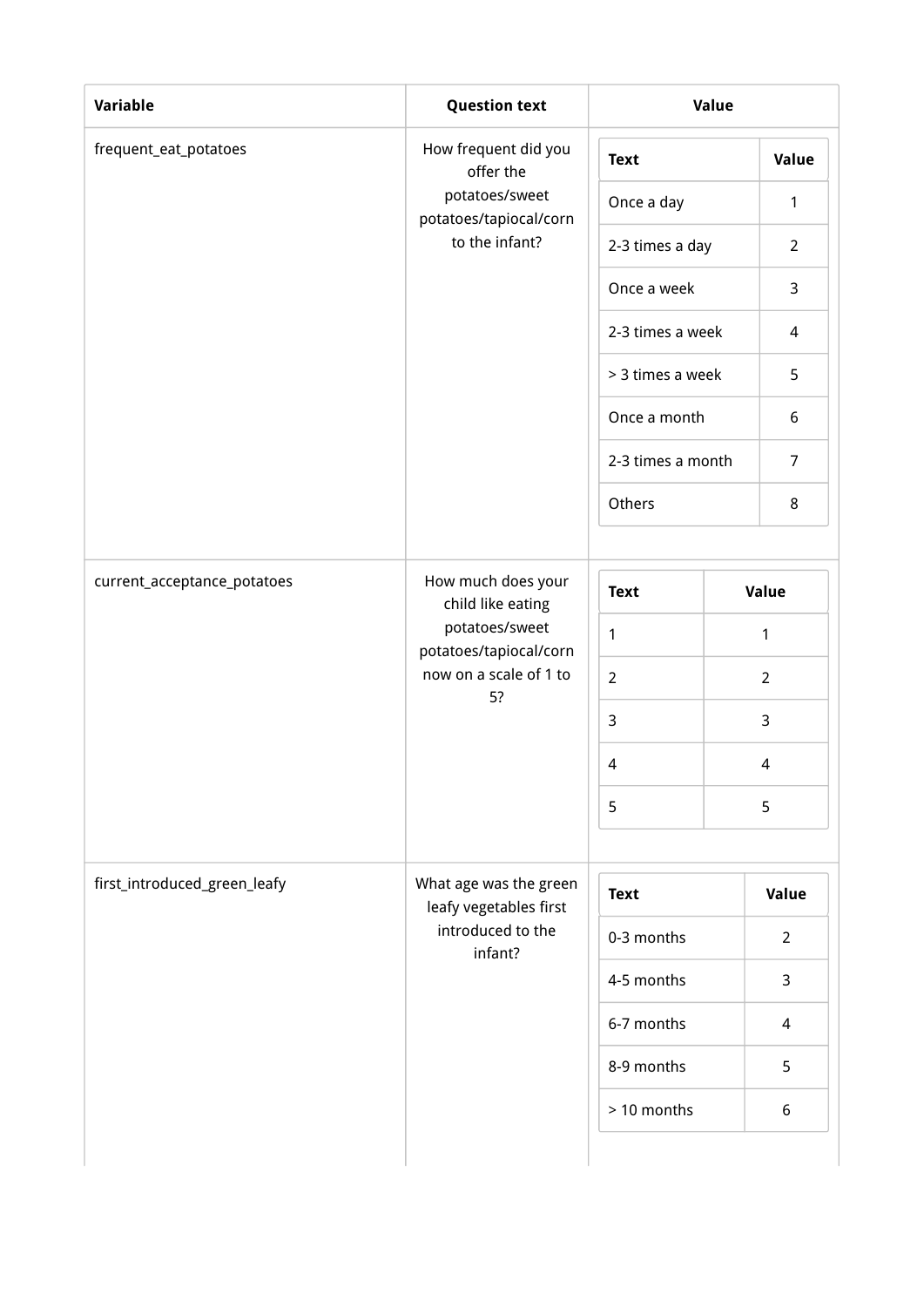<table>
<tr><th>Variable</th><th>Question text</th><th>Value</th></tr>
<tr><td>frequent_eat_potatoes</td><td>How frequent did you offer the potatoes/sweet potatoes/tapiocal/corn to the infant?</td><td>

| Text | Value |
| --- | --- |
| Once a day | 1 |
| 2-3 times a day | 2 |
| Once a week | 3 |
| 2-3 times a week | 4 |
| > 3 times a week | 5 |
| Once a month | 6 |
| 2-3 times a month | 7 |
| Others | 8 |

</td></tr>
<tr><td>current_acceptance_potatoes</td><td>How much does your child like eating potatoes/sweet potatoes/tapiocal/corn now on a scale of 1 to 5?</td><td>

| Text | Value |
| --- | --- |
| 1 | 1 |
| 2 | 2 |
| 3 | 3 |
| 4 | 4 |
| 5 | 5 |

</td></tr>
<tr><td>first_introduced_green_leafy</td><td>What age was the green leafy vegetables first introduced to the infant?</td><td>

| Text | Value |
| --- | --- |
| 0-3 months | 2 |
| 4-5 months | 3 |
| 6-7 months | 4 |
| 8-9 months | 5 |
| > 10 months | 6 |

</td></tr>
</table>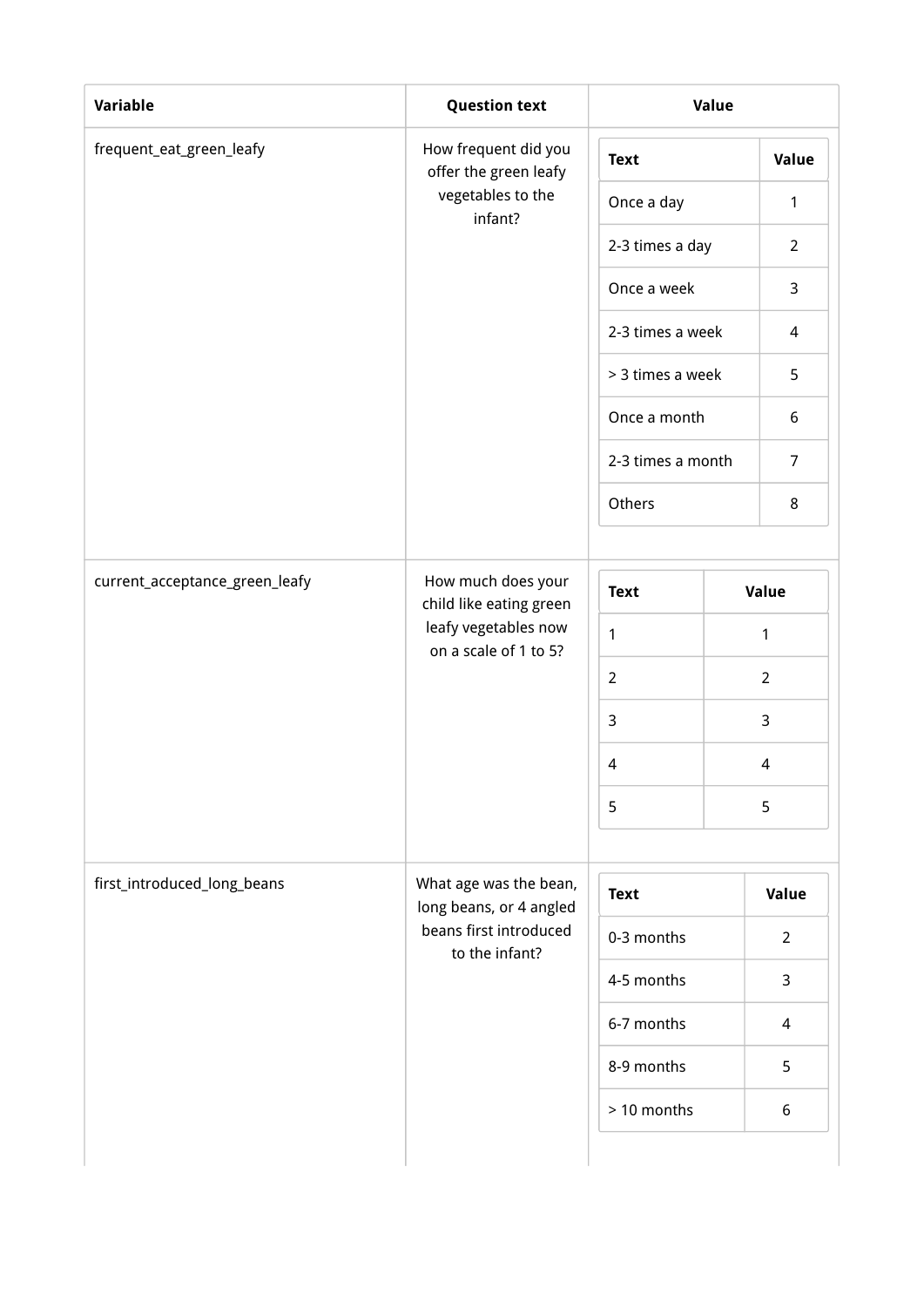<table>
<thead>
<tr><th>Variable</th><th>Question text</th><th>Value</th></tr>
</thead>
<tbody>
<tr>
<td>frequent_eat_green_leafy</td>
<td>How frequent did you offer the green leafy vegetables to the infant?</td>
<td>
<table>
<tr><th>Text</th><th>Value</th></tr>
<tr><td>Once a day</td><td>1</td></tr>
<tr><td>2-3 times a day</td><td>2</td></tr>
<tr><td>Once a week</td><td>3</td></tr>
<tr><td>2-3 times a week</td><td>4</td></tr>
<tr><td>> 3 times a week</td><td>5</td></tr>
<tr><td>Once a month</td><td>6</td></tr>
<tr><td>2-3 times a month</td><td>7</td></tr>
<tr><td>Others</td><td>8</td></tr>
</table>
</td>
</tr>
<tr>
<td>current_acceptance_green_leafy</td>
<td>How much does your child like eating green leafy vegetables now on a scale of 1 to 5?</td>
<td>
<table>
<tr><th>Text</th><th>Value</th></tr>
<tr><td>1</td><td>1</td></tr>
<tr><td>2</td><td>2</td></tr>
<tr><td>3</td><td>3</td></tr>
<tr><td>4</td><td>4</td></tr>
<tr><td>5</td><td>5</td></tr>
</table>
</td>
</tr>
<tr>
<td>first_introduced_long_beans</td>
<td>What age was the bean, long beans, or 4 angled beans first introduced to the infant?</td>
<td>
<table>
<tr><th>Text</th><th>Value</th></tr>
<tr><td>0-3 months</td><td>2</td></tr>
<tr><td>4-5 months</td><td>3</td></tr>
<tr><td>6-7 months</td><td>4</td></tr>
<tr><td>8-9 months</td><td>5</td></tr>
<tr><td>> 10 months</td><td>6</td></tr>
</table>
</td>
</tr>
</tbody>
</table>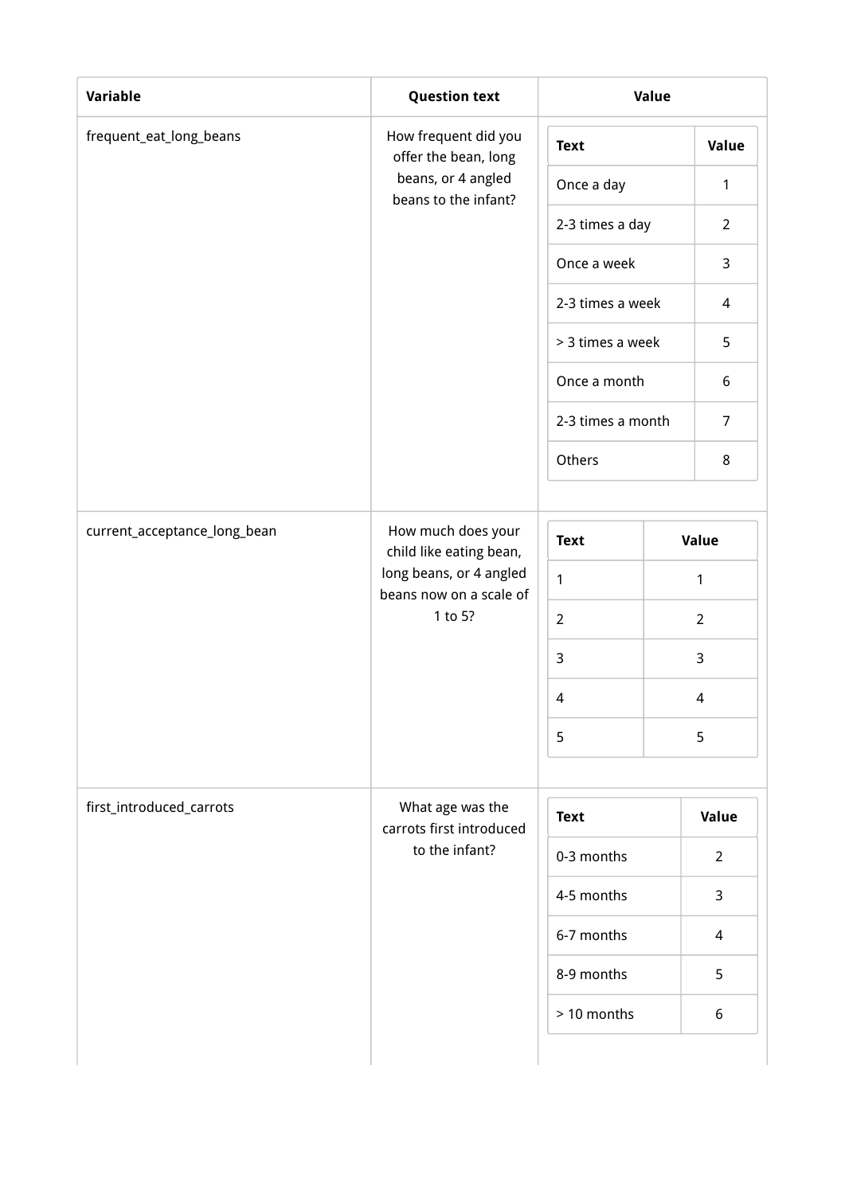| Variable | Question text | Value |
|---|---|---|
| frequent_eat_long_beans | How frequent did you offer the bean, long beans, or 4 angled beans to the infant? | <table><tr><th>Text</th><th>Value</th></tr><tr><td>Once a day</td><td>1</td></tr><tr><td>2-3 times a day</td><td>2</td></tr><tr><td>Once a week</td><td>3</td></tr><tr><td>2-3 times a week</td><td>4</td></tr><tr><td>> 3 times a week</td><td>5</td></tr><tr><td>Once a month</td><td>6</td></tr><tr><td>2-3 times a month</td><td>7</td></tr><tr><td>Others</td><td>8</td></tr></table> |
| current_acceptance_long_bean | How much does your child like eating bean, long beans, or 4 angled beans now on a scale of 1 to 5? | <table><tr><th>Text</th><th>Value</th></tr><tr><td>1</td><td>1</td></tr><tr><td>2</td><td>2</td></tr><tr><td>3</td><td>3</td></tr><tr><td>4</td><td>4</td></tr><tr><td>5</td><td>5</td></tr></table> |
| first_introduced_carrots | What age was the carrots first introduced to the infant? | <table><tr><th>Text</th><th>Value</th></tr><tr><td>0-3 months</td><td>2</td></tr><tr><td>4-5 months</td><td>3</td></tr><tr><td>6-7 months</td><td>4</td></tr><tr><td>8-9 months</td><td>5</td></tr><tr><td>> 10 months</td><td>6</td></tr></table> |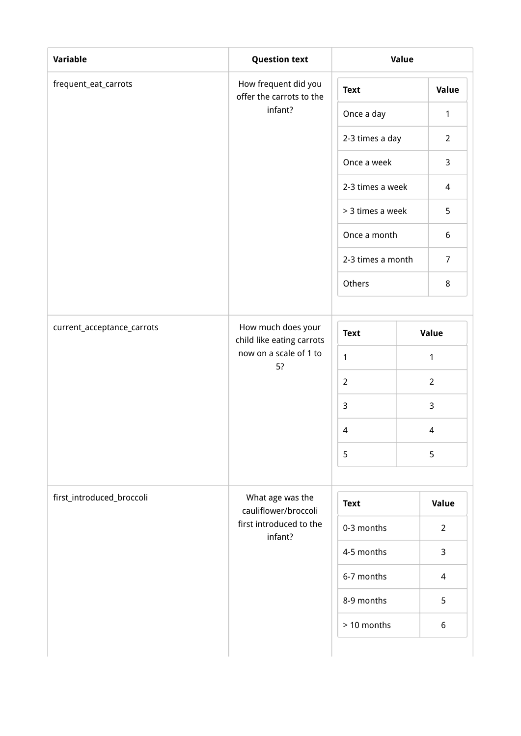| Variable | Question text | Value |
| --- | --- | --- |
| frequent_eat_carrots | How frequent did you offer the carrots to the infant? | <table><tr><th>Text</th><th>Value</th></tr><tr><td>Once a day</td><td>1</td></tr><tr><td>2-3 times a day</td><td>2</td></tr><tr><td>Once a week</td><td>3</td></tr><tr><td>2-3 times a week</td><td>4</td></tr><tr><td>> 3 times a week</td><td>5</td></tr><tr><td>Once a month</td><td>6</td></tr><tr><td>2-3 times a month</td><td>7</td></tr><tr><td>Others</td><td>8</td></tr></table> |
| current_acceptance_carrots | How much does your child like eating carrots now on a scale of 1 to 5? | <table><tr><th>Text</th><th>Value</th></tr><tr><td>1</td><td>1</td></tr><tr><td>2</td><td>2</td></tr><tr><td>3</td><td>3</td></tr><tr><td>4</td><td>4</td></tr><tr><td>5</td><td>5</td></tr></table> |
| first_introduced_broccoli | What age was the cauliflower/broccoli first introduced to the infant? | <table><tr><th>Text</th><th>Value</th></tr><tr><td>0-3 months</td><td>2</td></tr><tr><td>4-5 months</td><td>3</td></tr><tr><td>6-7 months</td><td>4</td></tr><tr><td>8-9 months</td><td>5</td></tr><tr><td>> 10 months</td><td>6</td></tr></table> |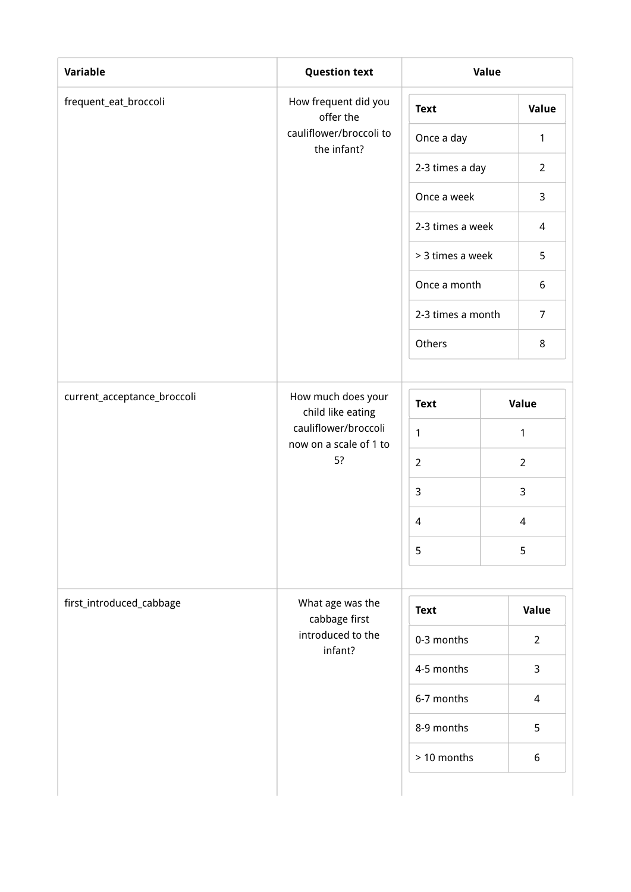| Variable | Question text | Value |
|---|---|---|
| frequent_eat_broccoli | How frequent did you offer the cauliflower/broccoli to the infant? | |

| Text | Value |
|---|---|
| Once a day | 1 |
| 2-3 times a day | 2 |
| Once a week | 3 |
| 2-3 times a week | 4 |
| > 3 times a week | 5 |
| Once a month | 6 |
| 2-3 times a month | 7 |
| Others | 8 |

| Variable | Question text | Value |
|---|---|---|
| current_acceptance_broccoli | How much does your child like eating cauliflower/broccoli now on a scale of 1 to 5? | |

| Text | Value |
|---|---|
| 1 | 1 |
| 2 | 2 |
| 3 | 3 |
| 4 | 4 |
| 5 | 5 |

| Variable | Question text | Value |
|---|---|---|
| first_introduced_cabbage | What age was the cabbage first introduced to the infant? | |

| Text | Value |
|---|---|
| 0-3 months | 2 |
| 4-5 months | 3 |
| 6-7 months | 4 |
| 8-9 months | 5 |
| > 10 months | 6 |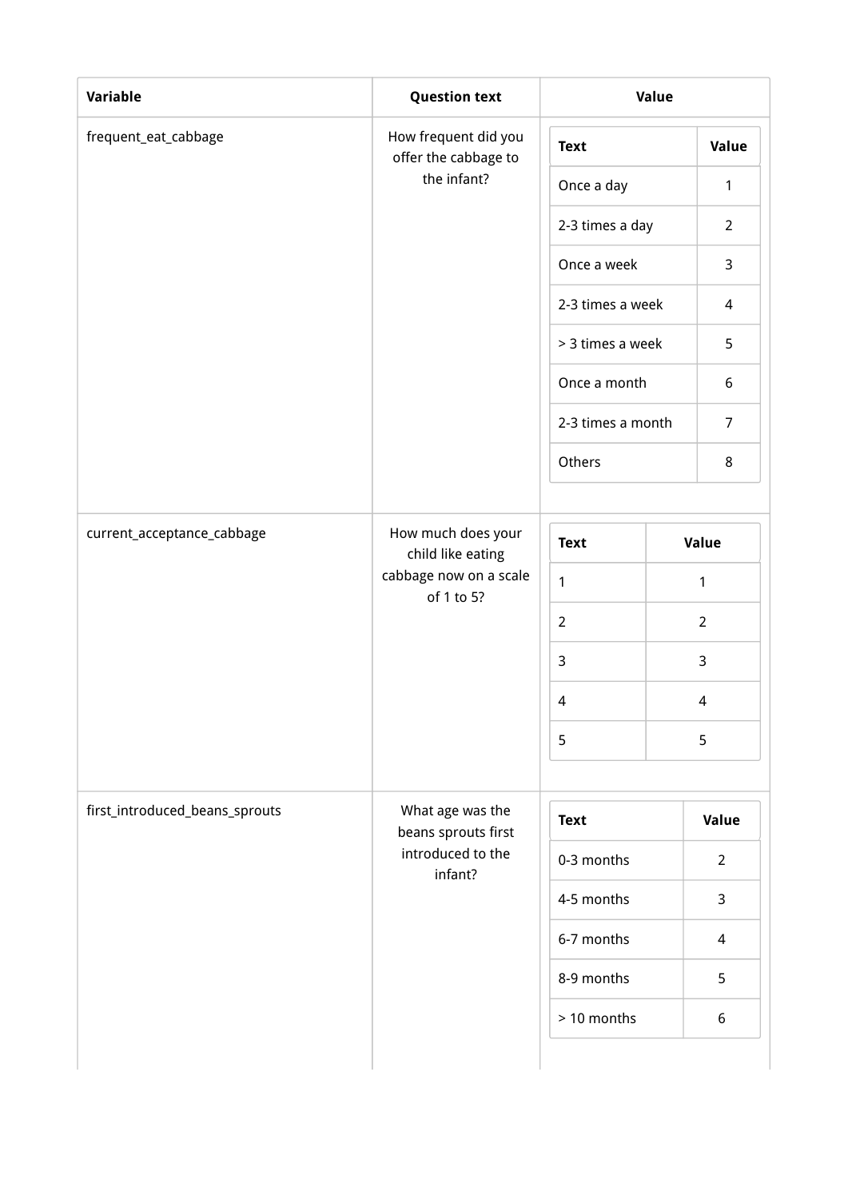| Variable | Question text | Value |
| --- | --- | --- |
| frequent_eat_cabbage | How frequent did you offer the cabbage to the infant? | <table><tr><th>Text</th><th>Value</th></tr><tr><td>Once a day</td><td>1</td></tr><tr><td>2-3 times a day</td><td>2</td></tr><tr><td>Once a week</td><td>3</td></tr><tr><td>2-3 times a week</td><td>4</td></tr><tr><td>> 3 times a week</td><td>5</td></tr><tr><td>Once a month</td><td>6</td></tr><tr><td>2-3 times a month</td><td>7</td></tr><tr><td>Others</td><td>8</td></tr></table> |
| current_acceptance_cabbage | How much does your child like eating cabbage now on a scale of 1 to 5? | <table><tr><th>Text</th><th>Value</th></tr><tr><td>1</td><td>1</td></tr><tr><td>2</td><td>2</td></tr><tr><td>3</td><td>3</td></tr><tr><td>4</td><td>4</td></tr><tr><td>5</td><td>5</td></tr></table> |
| first_introduced_beans_sprouts | What age was the beans sprouts first introduced to the infant? | <table><tr><th>Text</th><th>Value</th></tr><tr><td>0-3 months</td><td>2</td></tr><tr><td>4-5 months</td><td>3</td></tr><tr><td>6-7 months</td><td>4</td></tr><tr><td>8-9 months</td><td>5</td></tr><tr><td>> 10 months</td><td>6</td></tr></table> |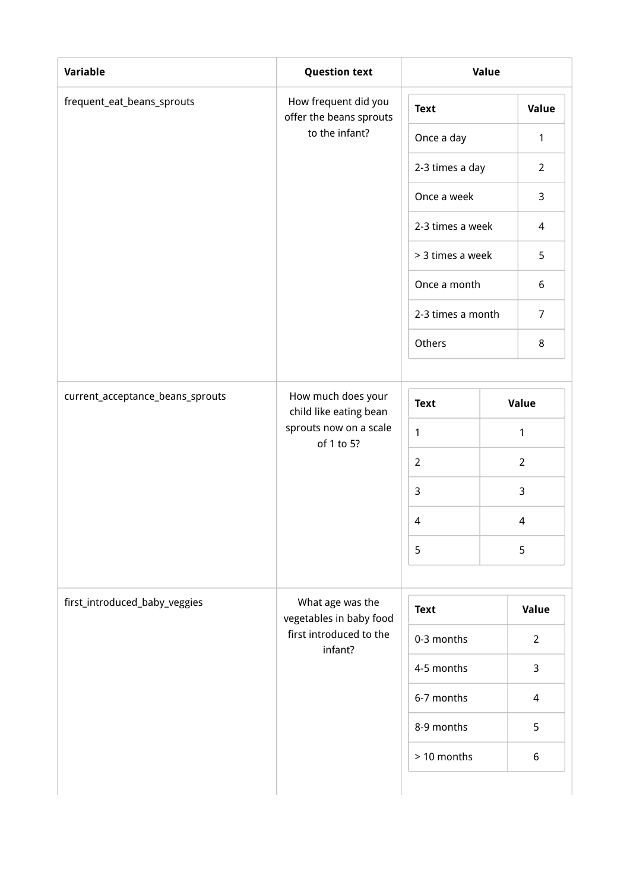| Variable | Question text | Value |
| --- | --- | --- |
| frequent_eat_beans_sprouts | How frequent did you offer the beans sprouts to the infant? | Text: Once a day = 1; 2-3 times a day = 2; Once a week = 3; 2-3 times a week = 4; > 3 times a week = 5; Once a month = 6; 2-3 times a month = 7; Others = 8 |
| current_acceptance_beans_sprouts | How much does your child like eating bean sprouts now on a scale of 1 to 5? | Text: 1 = 1; 2 = 2; 3 = 3; 4 = 4; 5 = 5 |
| first_introduced_baby_veggies | What age was the vegetables in baby food first introduced to the infant? | Text: 0-3 months = 2; 4-5 months = 3; 6-7 months = 4; 8-9 months = 5; > 10 months = 6 |

**frequent_eat_beans_sprouts**

| Text | Value |
| --- | --- |
| Once a day | 1 |
| 2-3 times a day | 2 |
| Once a week | 3 |
| 2-3 times a week | 4 |
| > 3 times a week | 5 |
| Once a month | 6 |
| 2-3 times a month | 7 |
| Others | 8 |

**current_acceptance_beans_sprouts**

| Text | Value |
| --- | --- |
| 1 | 1 |
| 2 | 2 |
| 3 | 3 |
| 4 | 4 |
| 5 | 5 |

**first_introduced_baby_veggies**

| Text | Value |
| --- | --- |
| 0-3 months | 2 |
| 4-5 months | 3 |
| 6-7 months | 4 |
| 8-9 months | 5 |
| > 10 months | 6 |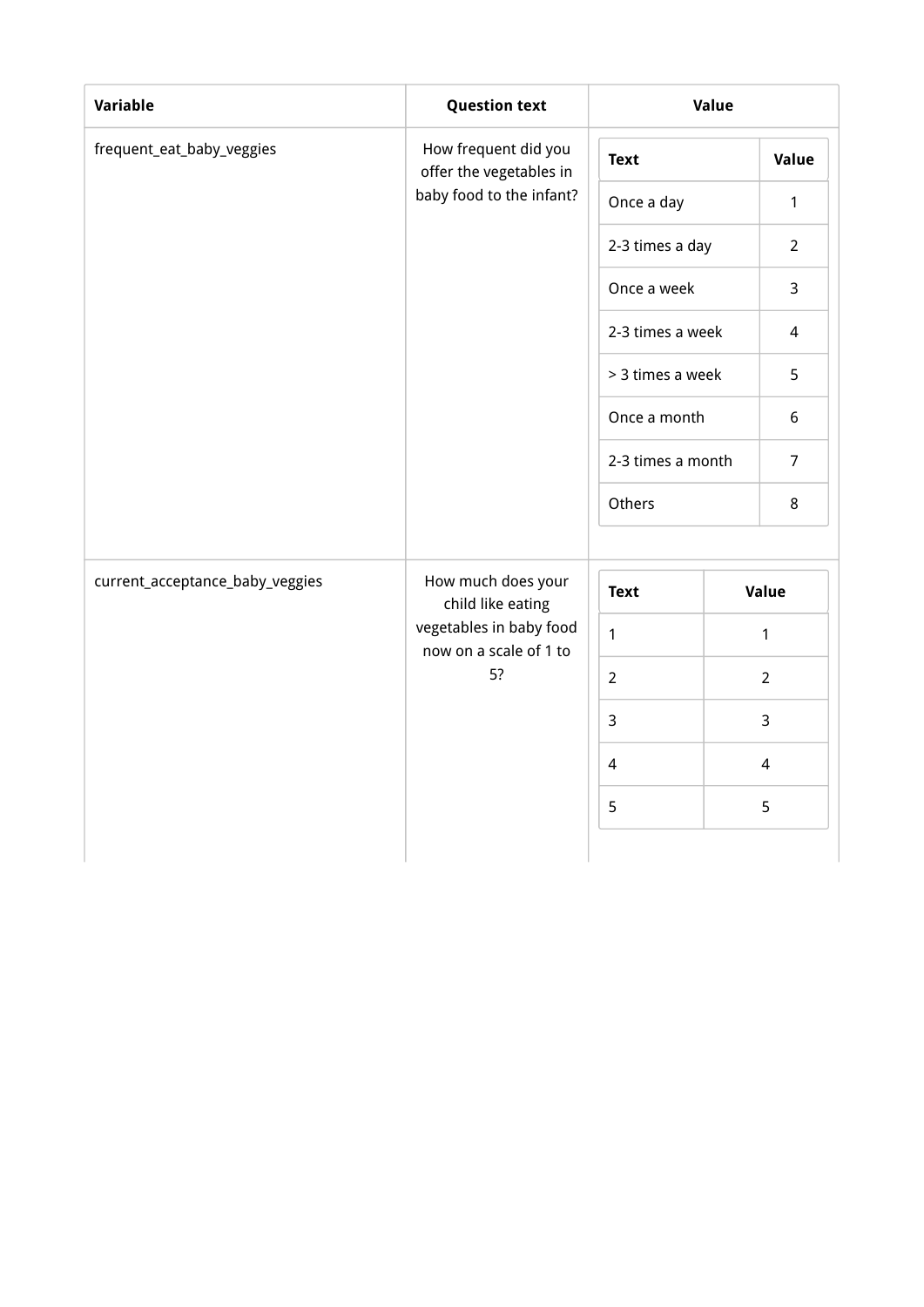| Variable | Question text | Value | |
|---|---|---|---|
| frequent_eat_baby_veggies | How frequent did you offer the vegetables in baby food to the infant? | **Text** | **Value** |
| | | Once a day | 1 |
| | | 2-3 times a day | 2 |
| | | Once a week | 3 |
| | | 2-3 times a week | 4 |
| | | > 3 times a week | 5 |
| | | Once a month | 6 |
| | | 2-3 times a month | 7 |
| | | Others | 8 |
| current_acceptance_baby_veggies | How much does your child like eating vegetables in baby food now on a scale of 1 to 5? | **Text** | **Value** |
| | | 1 | 1 |
| | | 2 | 2 |
| | | 3 | 3 |
| | | 4 | 4 |
| | | 5 | 5 |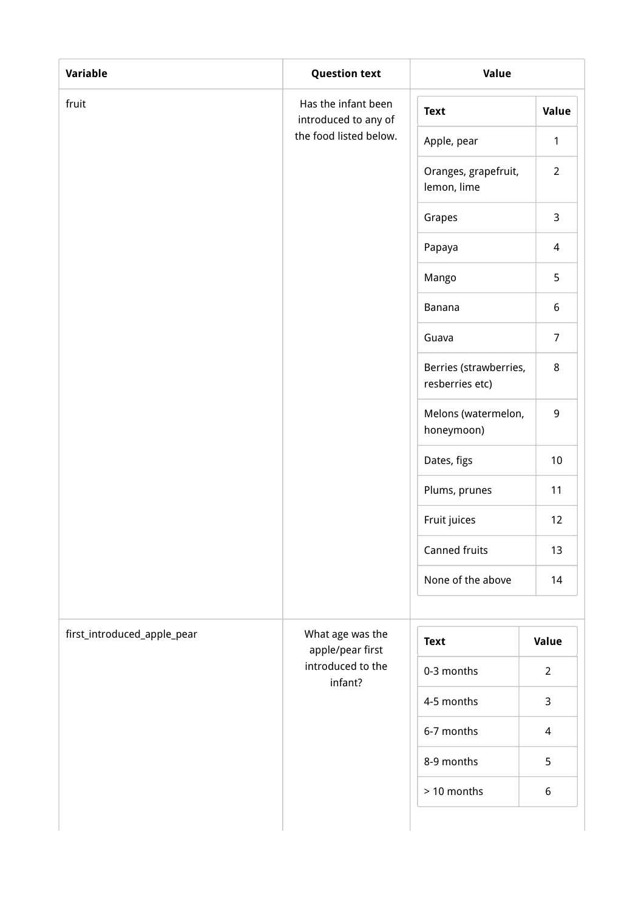| Variable | Question text | Value |
| --- | --- | --- |
| fruit | Has the infant been introduced to any of the food listed below. | <table><tr><th>Text</th><th>Value</th></tr><tr><td>Apple, pear</td><td>1</td></tr><tr><td>Oranges, grapefruit, lemon, lime</td><td>2</td></tr><tr><td>Grapes</td><td>3</td></tr><tr><td>Papaya</td><td>4</td></tr><tr><td>Mango</td><td>5</td></tr><tr><td>Banana</td><td>6</td></tr><tr><td>Guava</td><td>7</td></tr><tr><td>Berries (strawberries, resberries etc)</td><td>8</td></tr><tr><td>Melons (watermelon, honeymoon)</td><td>9</td></tr><tr><td>Dates, figs</td><td>10</td></tr><tr><td>Plums, prunes</td><td>11</td></tr><tr><td>Fruit juices</td><td>12</td></tr><tr><td>Canned fruits</td><td>13</td></tr><tr><td>None of the above</td><td>14</td></tr></table> |
| first_introduced_apple_pear | What age was the apple/pear first introduced to the infant? | <table><tr><th>Text</th><th>Value</th></tr><tr><td>0-3 months</td><td>2</td></tr><tr><td>4-5 months</td><td>3</td></tr><tr><td>6-7 months</td><td>4</td></tr><tr><td>8-9 months</td><td>5</td></tr><tr><td>> 10 months</td><td>6</td></tr></table> |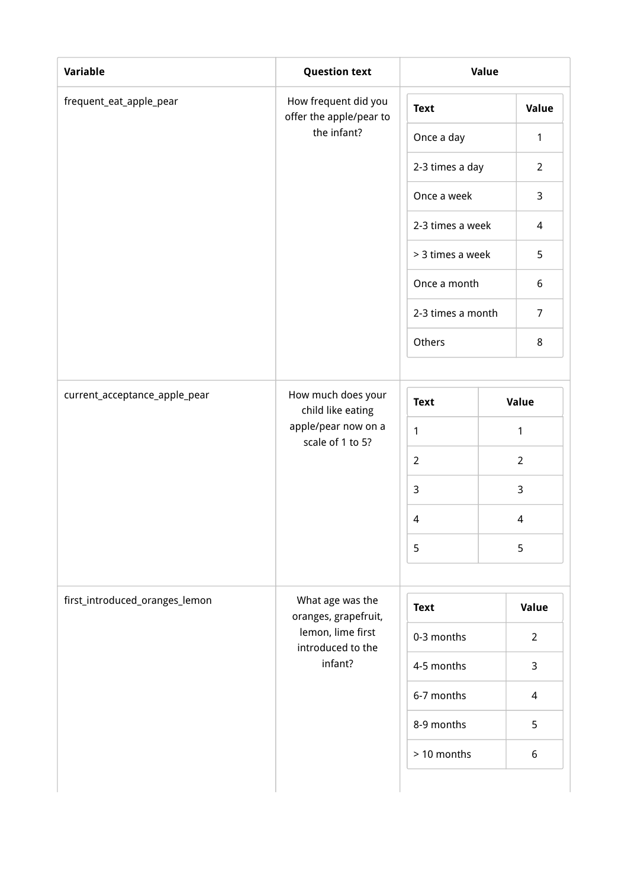| Variable | Question text | Value |
|---|---|---|
| frequent_eat_apple_pear | How frequent did you offer the apple/pear to the infant? | <table><tr><th>Text</th><th>Value</th></tr><tr><td>Once a day</td><td>1</td></tr><tr><td>2-3 times a day</td><td>2</td></tr><tr><td>Once a week</td><td>3</td></tr><tr><td>2-3 times a week</td><td>4</td></tr><tr><td>> 3 times a week</td><td>5</td></tr><tr><td>Once a month</td><td>6</td></tr><tr><td>2-3 times a month</td><td>7</td></tr><tr><td>Others</td><td>8</td></tr></table> |
| current_acceptance_apple_pear | How much does your child like eating apple/pear now on a scale of 1 to 5? | <table><tr><th>Text</th><th>Value</th></tr><tr><td>1</td><td>1</td></tr><tr><td>2</td><td>2</td></tr><tr><td>3</td><td>3</td></tr><tr><td>4</td><td>4</td></tr><tr><td>5</td><td>5</td></tr></table> |
| first_introduced_oranges_lemon | What age was the oranges, grapefruit, lemon, lime first introduced to the infant? | <table><tr><th>Text</th><th>Value</th></tr><tr><td>0-3 months</td><td>2</td></tr><tr><td>4-5 months</td><td>3</td></tr><tr><td>6-7 months</td><td>4</td></tr><tr><td>8-9 months</td><td>5</td></tr><tr><td>> 10 months</td><td>6</td></tr></table> |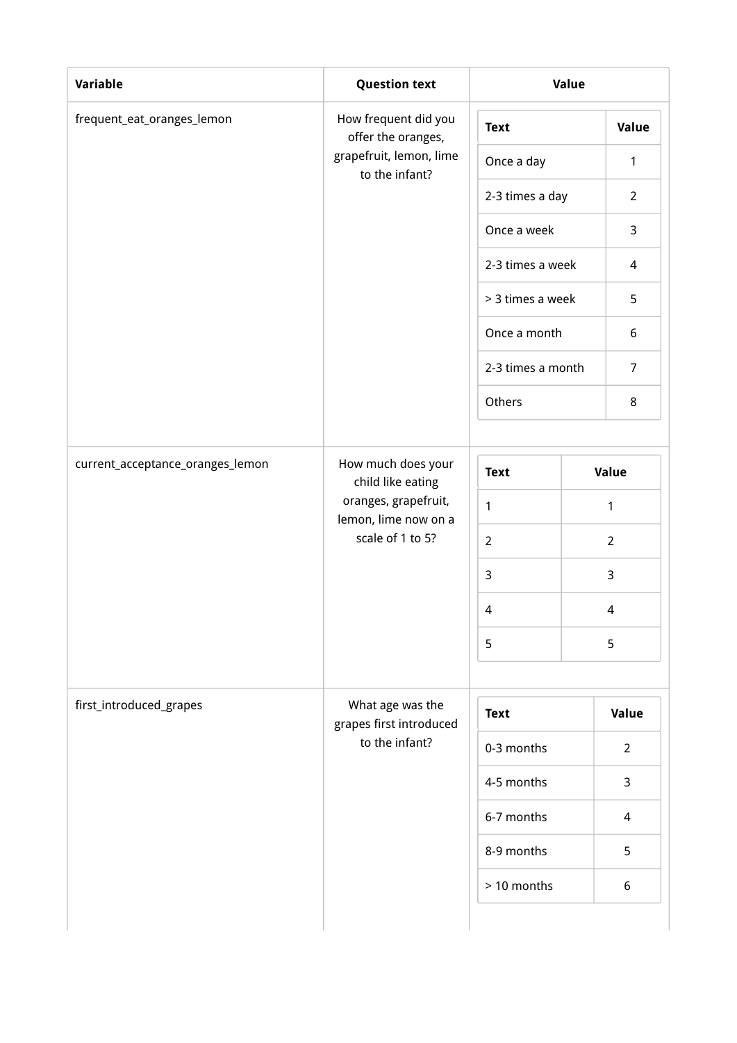| Variable | Question text | Value |
| --- | --- | --- |
| frequent_eat_oranges_lemon | How frequent did you offer the oranges, grapefruit, lemon, lime to the infant? | <table><tr><th>Text</th><th>Value</th></tr><tr><td>Once a day</td><td>1</td></tr><tr><td>2-3 times a day</td><td>2</td></tr><tr><td>Once a week</td><td>3</td></tr><tr><td>2-3 times a week</td><td>4</td></tr><tr><td>> 3 times a week</td><td>5</td></tr><tr><td>Once a month</td><td>6</td></tr><tr><td>2-3 times a month</td><td>7</td></tr><tr><td>Others</td><td>8</td></tr></table> |
| current_acceptance_oranges_lemon | How much does your child like eating oranges, grapefruit, lemon, lime now on a scale of 1 to 5? | <table><tr><th>Text</th><th>Value</th></tr><tr><td>1</td><td>1</td></tr><tr><td>2</td><td>2</td></tr><tr><td>3</td><td>3</td></tr><tr><td>4</td><td>4</td></tr><tr><td>5</td><td>5</td></tr></table> |
| first_introduced_grapes | What age was the grapes first introduced to the infant? | <table><tr><th>Text</th><th>Value</th></tr><tr><td>0-3 months</td><td>2</td></tr><tr><td>4-5 months</td><td>3</td></tr><tr><td>6-7 months</td><td>4</td></tr><tr><td>8-9 months</td><td>5</td></tr><tr><td>> 10 months</td><td>6</td></tr></table> |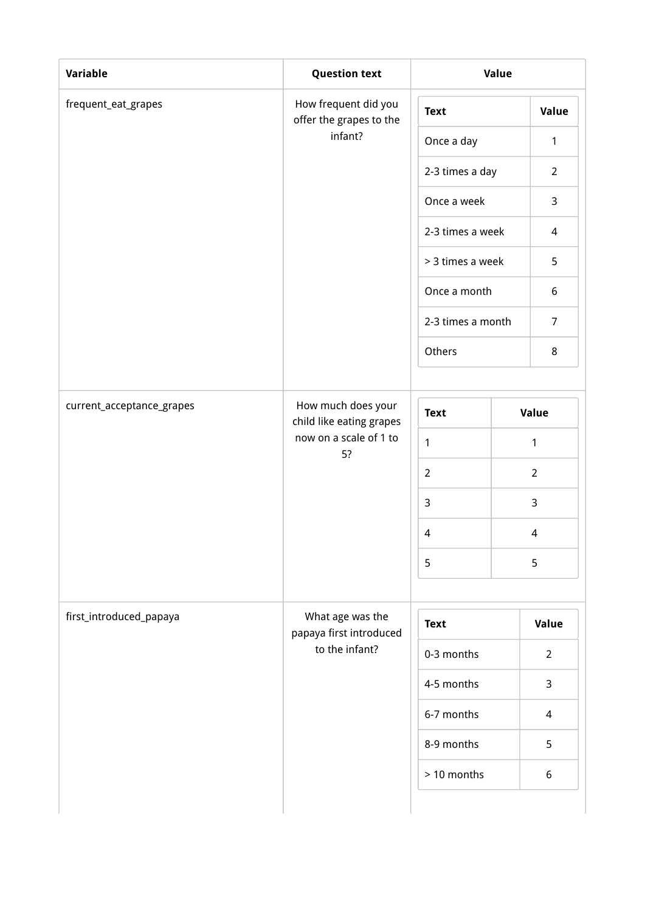| Variable | Question text | Value |
|---|---|---|
| frequent_eat_grapes | How frequent did you offer the grapes to the infant? | <table><tr><th>Text</th><th>Value</th></tr><tr><td>Once a day</td><td>1</td></tr><tr><td>2-3 times a day</td><td>2</td></tr><tr><td>Once a week</td><td>3</td></tr><tr><td>2-3 times a week</td><td>4</td></tr><tr><td>> 3 times a week</td><td>5</td></tr><tr><td>Once a month</td><td>6</td></tr><tr><td>2-3 times a month</td><td>7</td></tr><tr><td>Others</td><td>8</td></tr></table> |
| current_acceptance_grapes | How much does your child like eating grapes now on a scale of 1 to 5? | <table><tr><th>Text</th><th>Value</th></tr><tr><td>1</td><td>1</td></tr><tr><td>2</td><td>2</td></tr><tr><td>3</td><td>3</td></tr><tr><td>4</td><td>4</td></tr><tr><td>5</td><td>5</td></tr></table> |
| first_introduced_papaya | What age was the papaya first introduced to the infant? | <table><tr><th>Text</th><th>Value</th></tr><tr><td>0-3 months</td><td>2</td></tr><tr><td>4-5 months</td><td>3</td></tr><tr><td>6-7 months</td><td>4</td></tr><tr><td>8-9 months</td><td>5</td></tr><tr><td>> 10 months</td><td>6</td></tr></table> |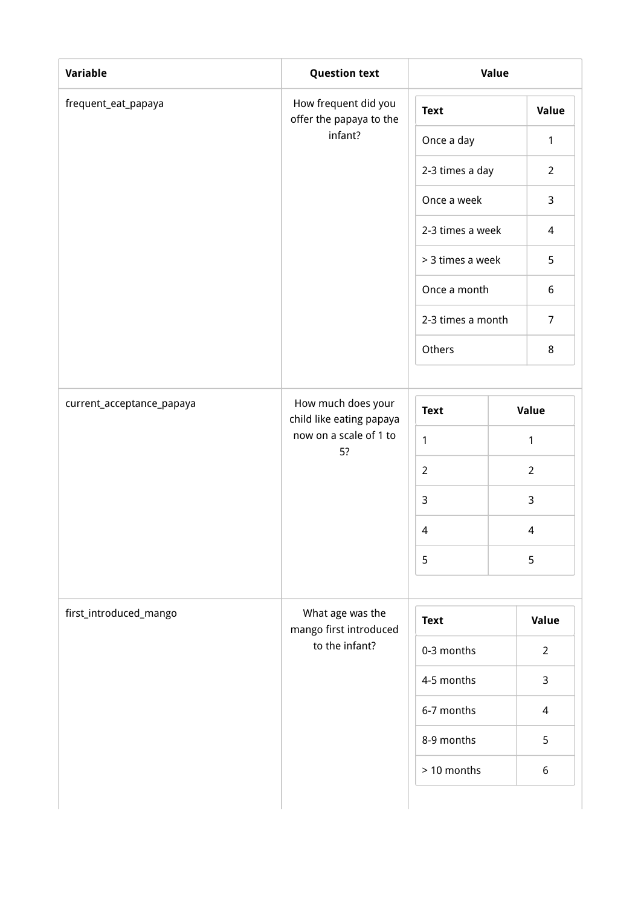| Variable | Question text | Value |
| --- | --- | --- |
| frequent_eat_papaya | How frequent did you offer the papaya to the infant? | Text: Once a day = 1; 2-3 times a day = 2; Once a week = 3; 2-3 times a week = 4; > 3 times a week = 5; Once a month = 6; 2-3 times a month = 7; Others = 8 |
| current_acceptance_papaya | How much does your child like eating papaya now on a scale of 1 to 5? | Text: 1 = 1; 2 = 2; 3 = 3; 4 = 4; 5 = 5 |
| first_introduced_mango | What age was the mango first introduced to the infant? | Text: 0-3 months = 2; 4-5 months = 3; 6-7 months = 4; 8-9 months = 5; > 10 months = 6 |

**frequent_eat_papaya**

| Text | Value |
| --- | --- |
| Once a day | 1 |
| 2-3 times a day | 2 |
| Once a week | 3 |
| 2-3 times a week | 4 |
| > 3 times a week | 5 |
| Once a month | 6 |
| 2-3 times a month | 7 |
| Others | 8 |

**current_acceptance_papaya**

| Text | Value |
| --- | --- |
| 1 | 1 |
| 2 | 2 |
| 3 | 3 |
| 4 | 4 |
| 5 | 5 |

**first_introduced_mango**

| Text | Value |
| --- | --- |
| 0-3 months | 2 |
| 4-5 months | 3 |
| 6-7 months | 4 |
| 8-9 months | 5 |
| > 10 months | 6 |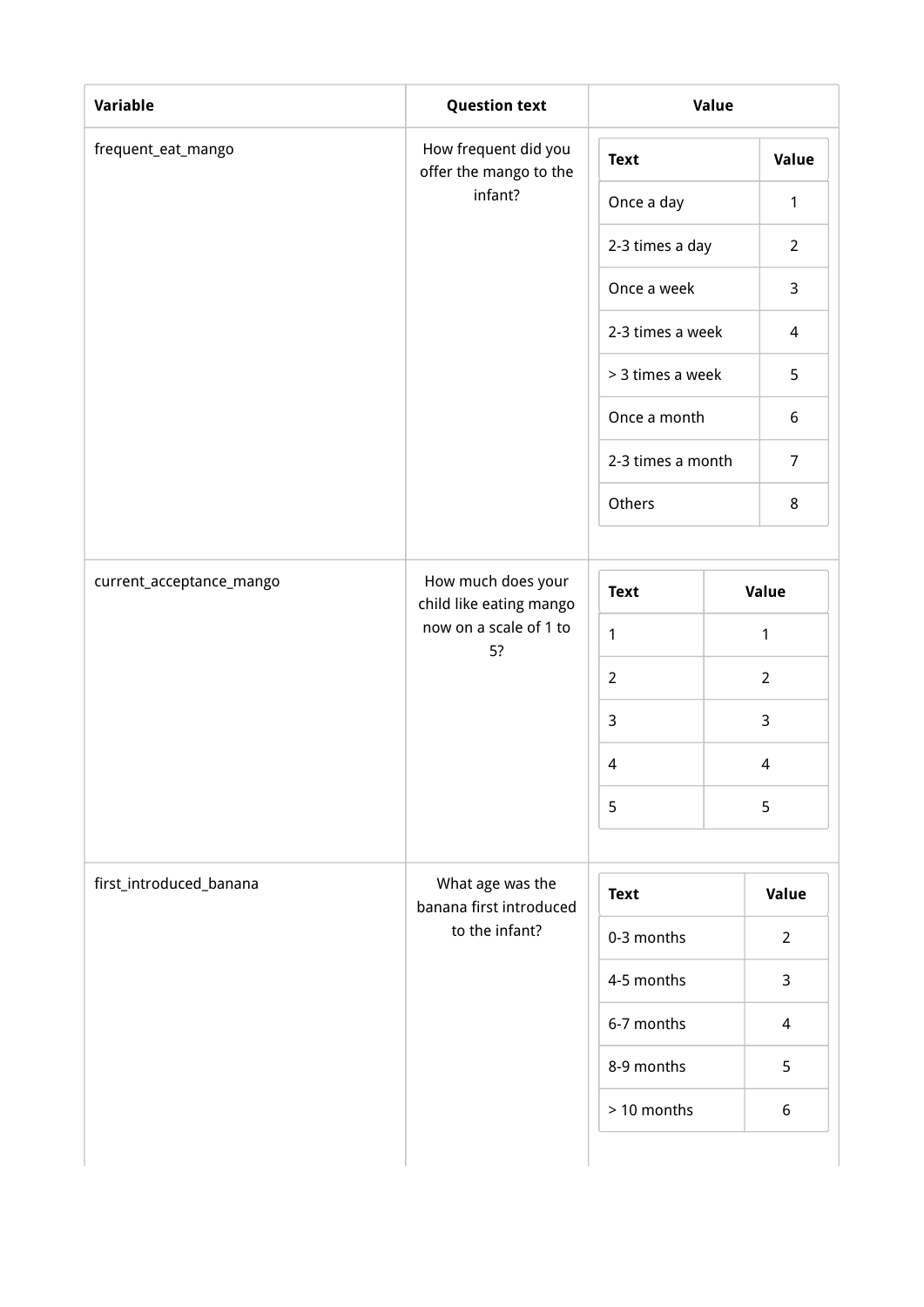| Variable | Question text | Value |
| --- | --- | --- |
| frequent_eat_mango | How frequent did you offer the mango to the infant? | <table><tr><th>Text</th><th>Value</th></tr><tr><td>Once a day</td><td>1</td></tr><tr><td>2-3 times a day</td><td>2</td></tr><tr><td>Once a week</td><td>3</td></tr><tr><td>2-3 times a week</td><td>4</td></tr><tr><td>> 3 times a week</td><td>5</td></tr><tr><td>Once a month</td><td>6</td></tr><tr><td>2-3 times a month</td><td>7</td></tr><tr><td>Others</td><td>8</td></tr></table> |
| current_acceptance_mango | How much does your child like eating mango now on a scale of 1 to 5? | <table><tr><th>Text</th><th>Value</th></tr><tr><td>1</td><td>1</td></tr><tr><td>2</td><td>2</td></tr><tr><td>3</td><td>3</td></tr><tr><td>4</td><td>4</td></tr><tr><td>5</td><td>5</td></tr></table> |
| first_introduced_banana | What age was the banana first introduced to the infant? | <table><tr><th>Text</th><th>Value</th></tr><tr><td>0-3 months</td><td>2</td></tr><tr><td>4-5 months</td><td>3</td></tr><tr><td>6-7 months</td><td>4</td></tr><tr><td>8-9 months</td><td>5</td></tr><tr><td>> 10 months</td><td>6</td></tr></table> |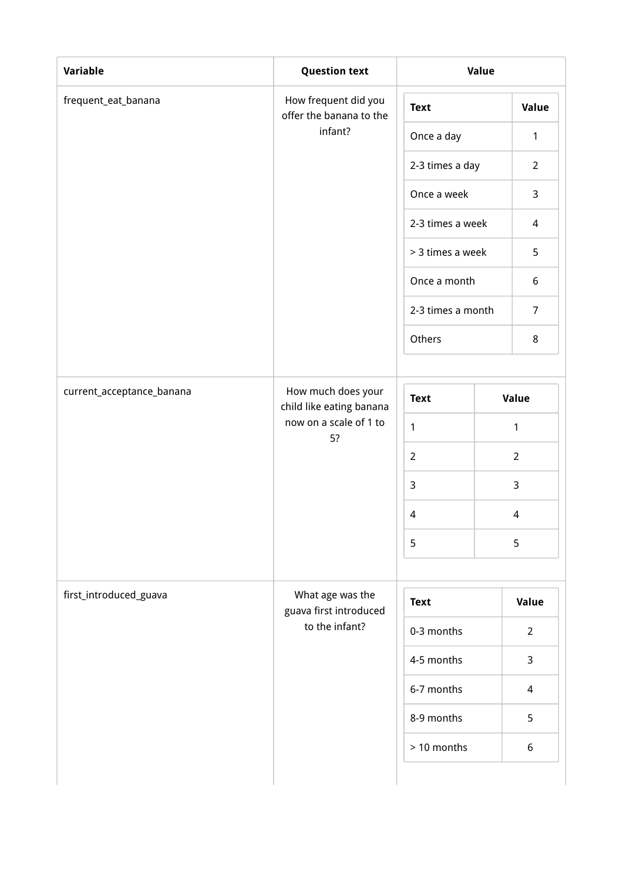| Variable | Question text | Value |
| --- | --- | --- |
| frequent_eat_banana | How frequent did you offer the banana to the infant? | <table><tr><th>Text</th><th>Value</th></tr><tr><td>Once a day</td><td>1</td></tr><tr><td>2-3 times a day</td><td>2</td></tr><tr><td>Once a week</td><td>3</td></tr><tr><td>2-3 times a week</td><td>4</td></tr><tr><td>> 3 times a week</td><td>5</td></tr><tr><td>Once a month</td><td>6</td></tr><tr><td>2-3 times a month</td><td>7</td></tr><tr><td>Others</td><td>8</td></tr></table> |
| current_acceptance_banana | How much does your child like eating banana now on a scale of 1 to 5? | <table><tr><th>Text</th><th>Value</th></tr><tr><td>1</td><td>1</td></tr><tr><td>2</td><td>2</td></tr><tr><td>3</td><td>3</td></tr><tr><td>4</td><td>4</td></tr><tr><td>5</td><td>5</td></tr></table> |
| first_introduced_guava | What age was the guava first introduced to the infant? | <table><tr><th>Text</th><th>Value</th></tr><tr><td>0-3 months</td><td>2</td></tr><tr><td>4-5 months</td><td>3</td></tr><tr><td>6-7 months</td><td>4</td></tr><tr><td>8-9 months</td><td>5</td></tr><tr><td>> 10 months</td><td>6</td></tr></table> |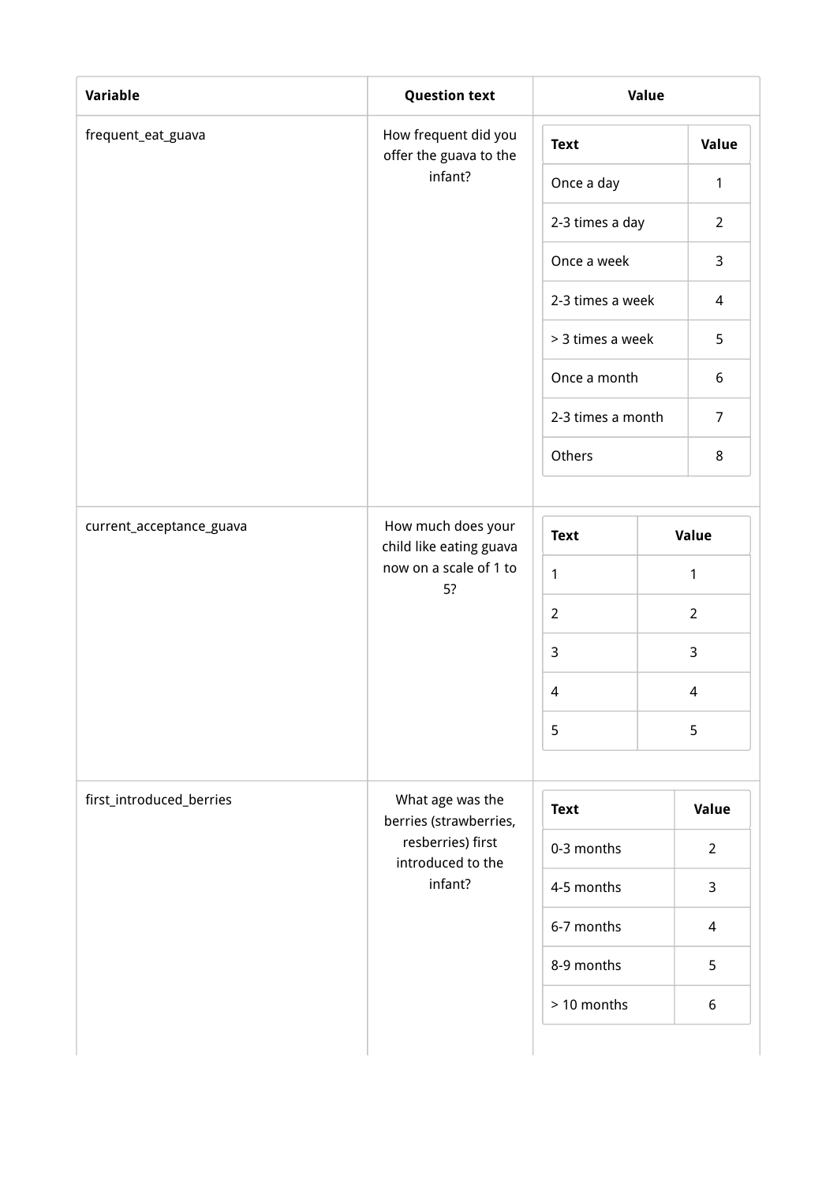| Variable | Question text | Value |
| --- | --- | --- |
| frequent_eat_guava | How frequent did you offer the guava to the infant? | <table><tr><th>Text</th><th>Value</th></tr><tr><td>Once a day</td><td>1</td></tr><tr><td>2-3 times a day</td><td>2</td></tr><tr><td>Once a week</td><td>3</td></tr><tr><td>2-3 times a week</td><td>4</td></tr><tr><td>> 3 times a week</td><td>5</td></tr><tr><td>Once a month</td><td>6</td></tr><tr><td>2-3 times a month</td><td>7</td></tr><tr><td>Others</td><td>8</td></tr></table> |
| current_acceptance_guava | How much does your child like eating guava now on a scale of 1 to 5? | <table><tr><th>Text</th><th>Value</th></tr><tr><td>1</td><td>1</td></tr><tr><td>2</td><td>2</td></tr><tr><td>3</td><td>3</td></tr><tr><td>4</td><td>4</td></tr><tr><td>5</td><td>5</td></tr></table> |
| first_introduced_berries | What age was the berries (strawberries, resberries) first introduced to the infant? | <table><tr><th>Text</th><th>Value</th></tr><tr><td>0-3 months</td><td>2</td></tr><tr><td>4-5 months</td><td>3</td></tr><tr><td>6-7 months</td><td>4</td></tr><tr><td>8-9 months</td><td>5</td></tr><tr><td>> 10 months</td><td>6</td></tr></table> |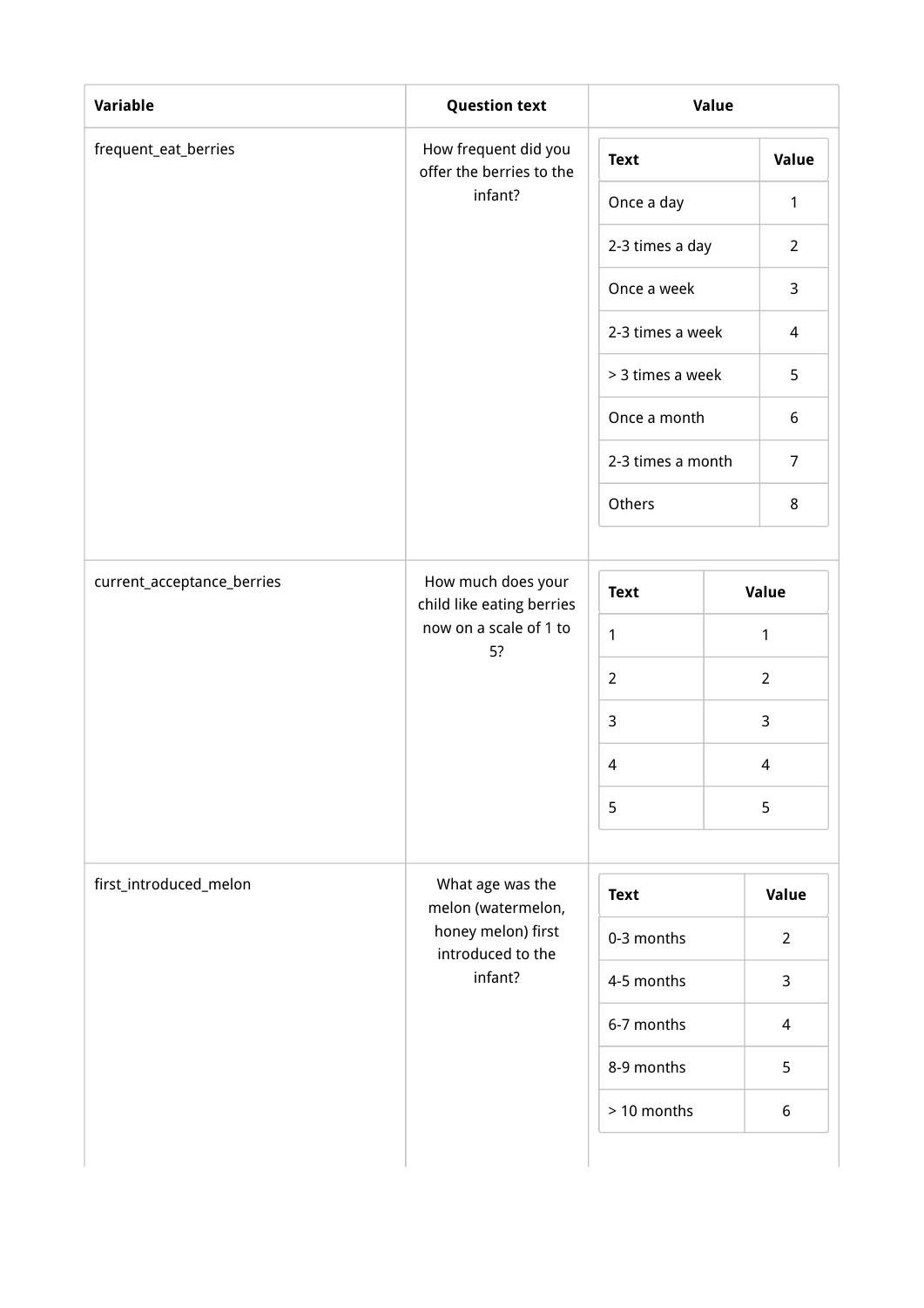| Variable | Question text | Value |
| --- | --- | --- |
| frequent_eat_berries | How frequent did you offer the berries to the infant? | <table><tr><th>Text</th><th>Value</th></tr><tr><td>Once a day</td><td>1</td></tr><tr><td>2-3 times a day</td><td>2</td></tr><tr><td>Once a week</td><td>3</td></tr><tr><td>2-3 times a week</td><td>4</td></tr><tr><td>> 3 times a week</td><td>5</td></tr><tr><td>Once a month</td><td>6</td></tr><tr><td>2-3 times a month</td><td>7</td></tr><tr><td>Others</td><td>8</td></tr></table> |
| current_acceptance_berries | How much does your child like eating berries now on a scale of 1 to 5? | <table><tr><th>Text</th><th>Value</th></tr><tr><td>1</td><td>1</td></tr><tr><td>2</td><td>2</td></tr><tr><td>3</td><td>3</td></tr><tr><td>4</td><td>4</td></tr><tr><td>5</td><td>5</td></tr></table> |
| first_introduced_melon | What age was the melon (watermelon, honey melon) first introduced to the infant? | <table><tr><th>Text</th><th>Value</th></tr><tr><td>0-3 months</td><td>2</td></tr><tr><td>4-5 months</td><td>3</td></tr><tr><td>6-7 months</td><td>4</td></tr><tr><td>8-9 months</td><td>5</td></tr><tr><td>> 10 months</td><td>6</td></tr></table> |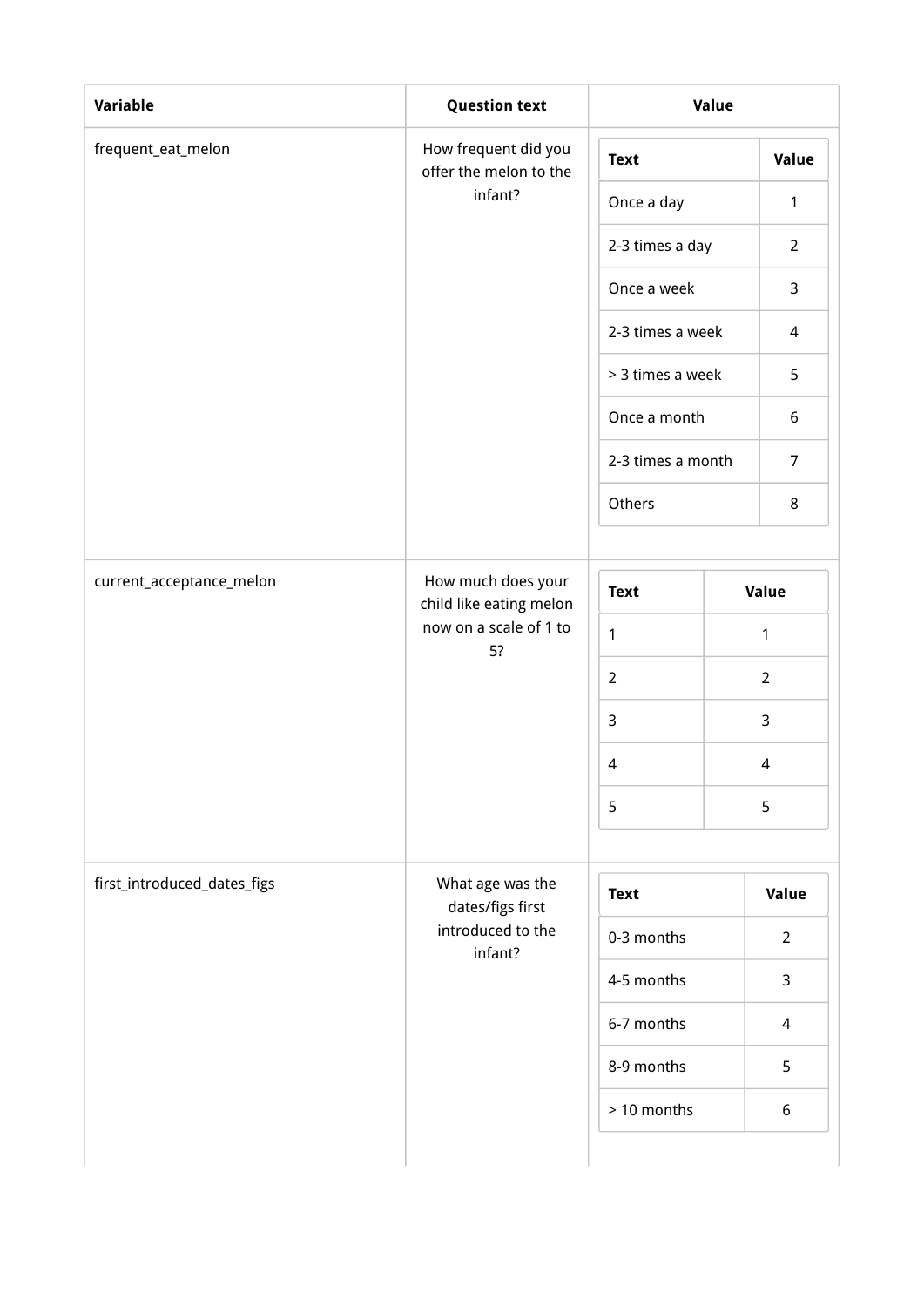<table>
<tr><th>Variable</th><th>Question text</th><th>Value</th></tr>
<tr><td>frequent_eat_melon</td><td>How frequent did you offer the melon to the infant?</td><td>

| Text | Value |
| --- | --- |
| Once a day | 1 |
| 2-3 times a day | 2 |
| Once a week | 3 |
| 2-3 times a week | 4 |
| > 3 times a week | 5 |
| Once a month | 6 |
| 2-3 times a month | 7 |
| Others | 8 |

</td></tr>
<tr><td>current_acceptance_melon</td><td>How much does your child like eating melon now on a scale of 1 to 5?</td><td>

| Text | Value |
| --- | --- |
| 1 | 1 |
| 2 | 2 |
| 3 | 3 |
| 4 | 4 |
| 5 | 5 |

</td></tr>
<tr><td>first_introduced_dates_figs</td><td>What age was the dates/figs first introduced to the infant?</td><td>

| Text | Value |
| --- | --- |
| 0-3 months | 2 |
| 4-5 months | 3 |
| 6-7 months | 4 |
| 8-9 months | 5 |
| > 10 months | 6 |

</td></tr>
</table>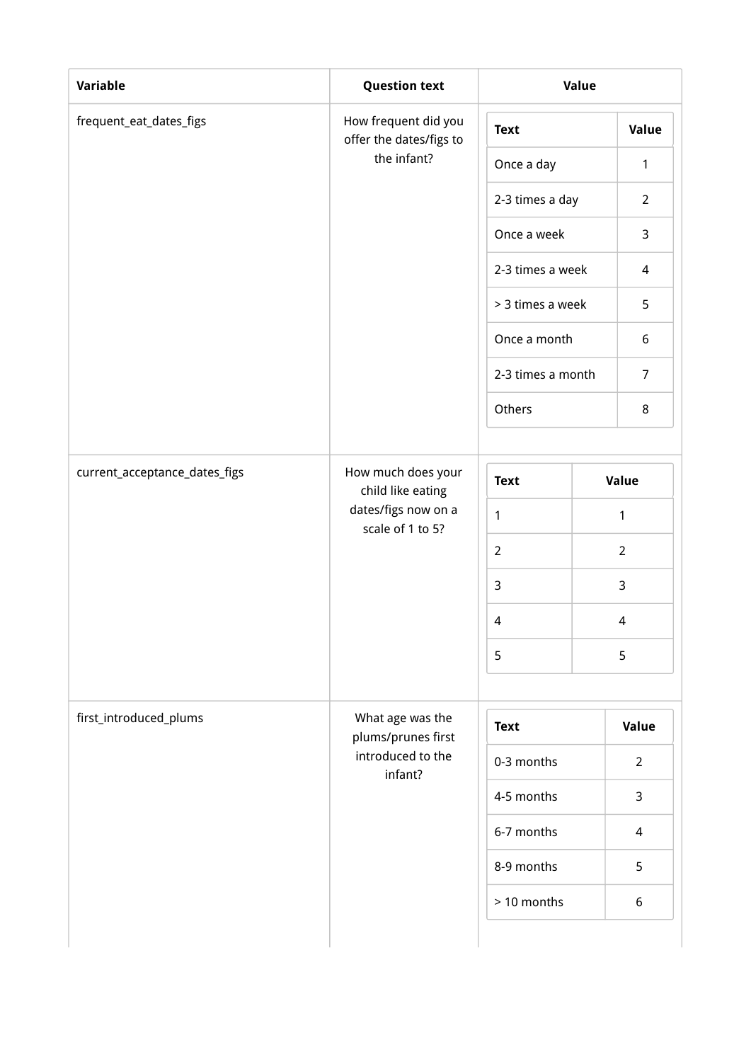| Variable | Question text | Value |
|---|---|---|
| frequent_eat_dates_figs | How frequent did you offer the dates/figs to the infant? | <table><tr><th>Text</th><th>Value</th></tr><tr><td>Once a day</td><td>1</td></tr><tr><td>2-3 times a day</td><td>2</td></tr><tr><td>Once a week</td><td>3</td></tr><tr><td>2-3 times a week</td><td>4</td></tr><tr><td>> 3 times a week</td><td>5</td></tr><tr><td>Once a month</td><td>6</td></tr><tr><td>2-3 times a month</td><td>7</td></tr><tr><td>Others</td><td>8</td></tr></table> |
| current_acceptance_dates_figs | How much does your child like eating dates/figs now on a scale of 1 to 5? | <table><tr><th>Text</th><th>Value</th></tr><tr><td>1</td><td>1</td></tr><tr><td>2</td><td>2</td></tr><tr><td>3</td><td>3</td></tr><tr><td>4</td><td>4</td></tr><tr><td>5</td><td>5</td></tr></table> |
| first_introduced_plums | What age was the plums/prunes first introduced to the infant? | <table><tr><th>Text</th><th>Value</th></tr><tr><td>0-3 months</td><td>2</td></tr><tr><td>4-5 months</td><td>3</td></tr><tr><td>6-7 months</td><td>4</td></tr><tr><td>8-9 months</td><td>5</td></tr><tr><td>> 10 months</td><td>6</td></tr></table> |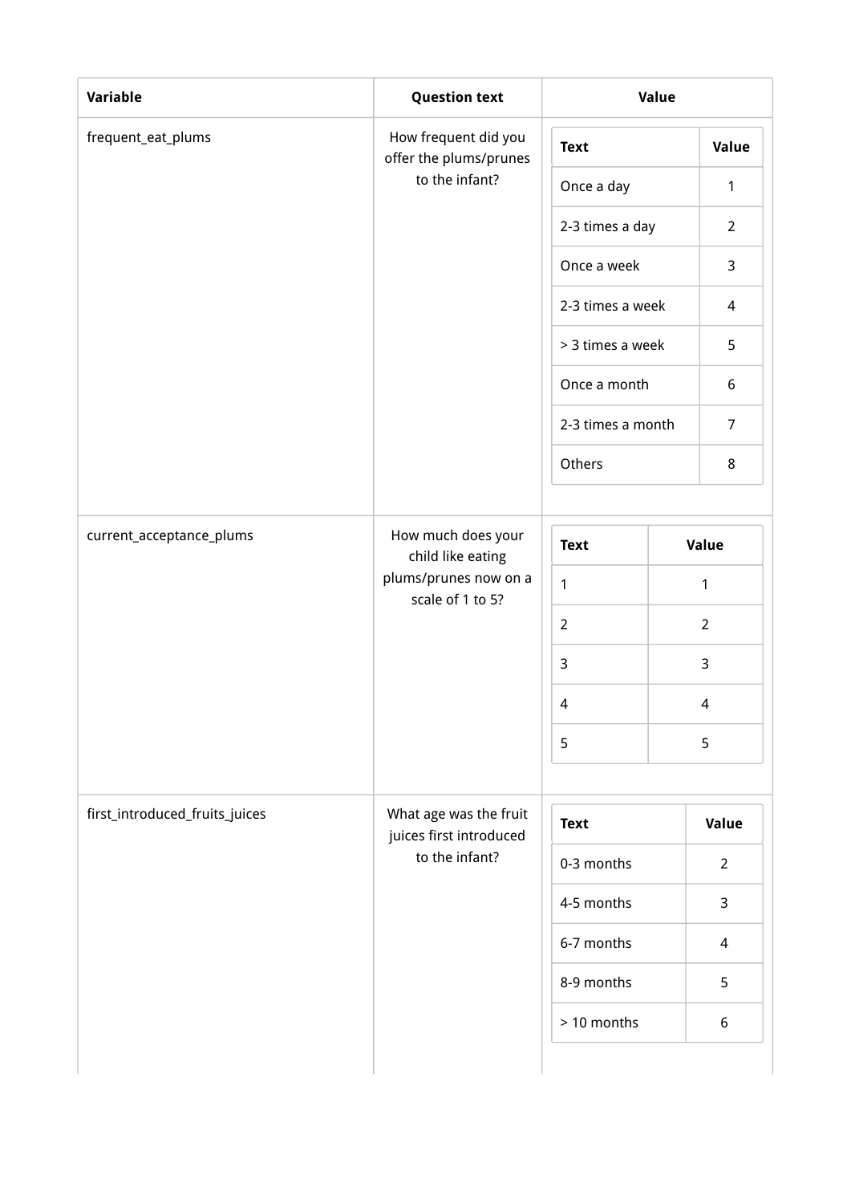| Variable | Question text | Value |
|---|---|---|
| frequent_eat_plums | How frequent did you offer the plums/prunes to the infant? | <table><tr><th>Text</th><th>Value</th></tr><tr><td>Once a day</td><td>1</td></tr><tr><td>2-3 times a day</td><td>2</td></tr><tr><td>Once a week</td><td>3</td></tr><tr><td>2-3 times a week</td><td>4</td></tr><tr><td>> 3 times a week</td><td>5</td></tr><tr><td>Once a month</td><td>6</td></tr><tr><td>2-3 times a month</td><td>7</td></tr><tr><td>Others</td><td>8</td></tr></table> |
| current_acceptance_plums | How much does your child like eating plums/prunes now on a scale of 1 to 5? | <table><tr><th>Text</th><th>Value</th></tr><tr><td>1</td><td>1</td></tr><tr><td>2</td><td>2</td></tr><tr><td>3</td><td>3</td></tr><tr><td>4</td><td>4</td></tr><tr><td>5</td><td>5</td></tr></table> |
| first_introduced_fruits_juices | What age was the fruit juices first introduced to the infant? | <table><tr><th>Text</th><th>Value</th></tr><tr><td>0-3 months</td><td>2</td></tr><tr><td>4-5 months</td><td>3</td></tr><tr><td>6-7 months</td><td>4</td></tr><tr><td>8-9 months</td><td>5</td></tr><tr><td>> 10 months</td><td>6</td></tr></table> |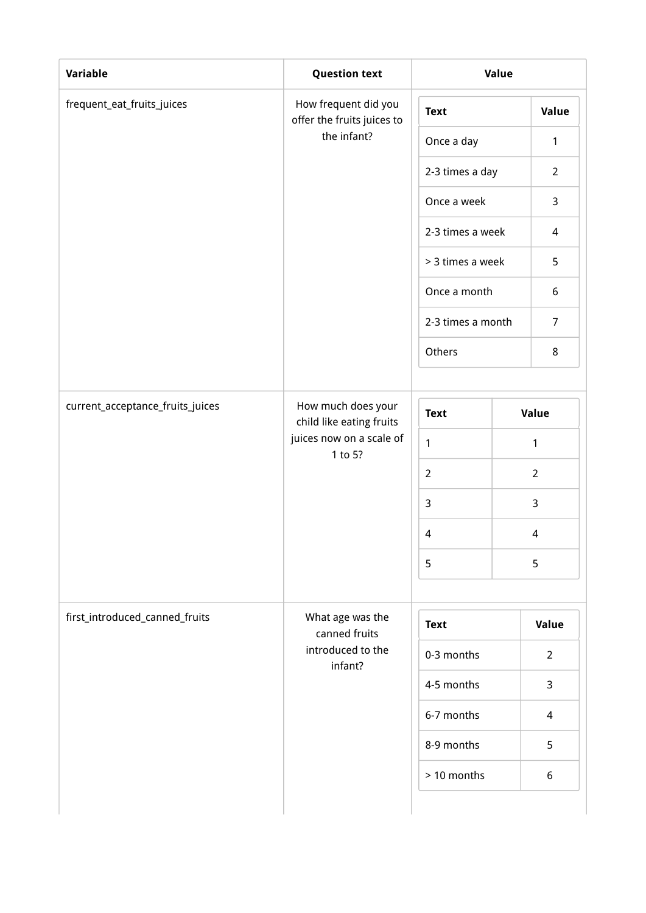| Variable | Question text | Value |
| --- | --- | --- |
| frequent_eat_fruits_juices | How frequent did you offer the fruits juices to the infant? | <table><tr><th>Text</th><th>Value</th></tr><tr><td>Once a day</td><td>1</td></tr><tr><td>2-3 times a day</td><td>2</td></tr><tr><td>Once a week</td><td>3</td></tr><tr><td>2-3 times a week</td><td>4</td></tr><tr><td>> 3 times a week</td><td>5</td></tr><tr><td>Once a month</td><td>6</td></tr><tr><td>2-3 times a month</td><td>7</td></tr><tr><td>Others</td><td>8</td></tr></table> |
| current_acceptance_fruits_juices | How much does your child like eating fruits juices now on a scale of 1 to 5? | <table><tr><th>Text</th><th>Value</th></tr><tr><td>1</td><td>1</td></tr><tr><td>2</td><td>2</td></tr><tr><td>3</td><td>3</td></tr><tr><td>4</td><td>4</td></tr><tr><td>5</td><td>5</td></tr></table> |
| first_introduced_canned_fruits | What age was the canned fruits introduced to the infant? | <table><tr><th>Text</th><th>Value</th></tr><tr><td>0-3 months</td><td>2</td></tr><tr><td>4-5 months</td><td>3</td></tr><tr><td>6-7 months</td><td>4</td></tr><tr><td>8-9 months</td><td>5</td></tr><tr><td>> 10 months</td><td>6</td></tr></table> |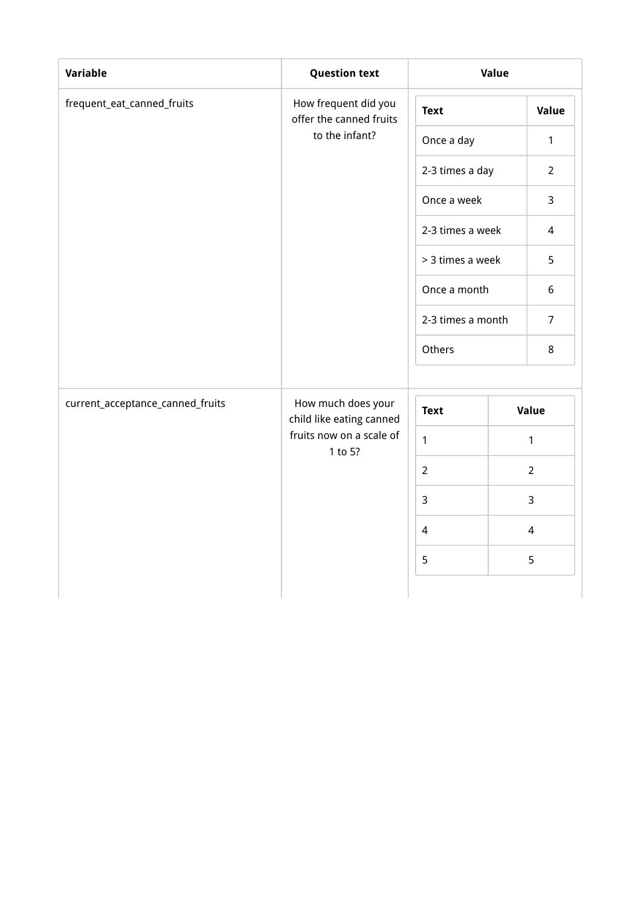| Variable | Question text | Value |
| --- | --- | --- |
| frequent_eat_canned_fruits | How frequent did you offer the canned fruits to the infant? | <table><tr><th>Text</th><th>Value</th></tr><tr><td>Once a day</td><td>1</td></tr><tr><td>2-3 times a day</td><td>2</td></tr><tr><td>Once a week</td><td>3</td></tr><tr><td>2-3 times a week</td><td>4</td></tr><tr><td>> 3 times a week</td><td>5</td></tr><tr><td>Once a month</td><td>6</td></tr><tr><td>2-3 times a month</td><td>7</td></tr><tr><td>Others</td><td>8</td></tr></table> |
| current_acceptance_canned_fruits | How much does your child like eating canned fruits now on a scale of 1 to 5? | <table><tr><th>Text</th><th>Value</th></tr><tr><td>1</td><td>1</td></tr><tr><td>2</td><td>2</td></tr><tr><td>3</td><td>3</td></tr><tr><td>4</td><td>4</td></tr><tr><td>5</td><td>5</td></tr></table> |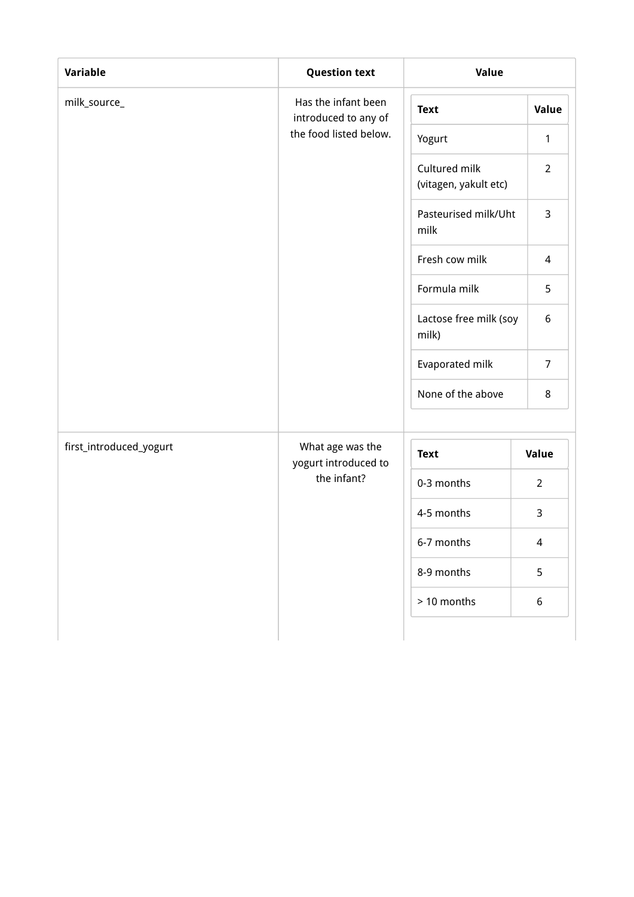| Variable | Question text | Value |
| --- | --- | --- |
| milk_source_ | Has the infant been introduced to any of the food listed below. | <table><tr><th>Text</th><th>Value</th></tr><tr><td>Yogurt</td><td>1</td></tr><tr><td>Cultured milk (vitagen, yakult etc)</td><td>2</td></tr><tr><td>Pasteurised milk/Uht milk</td><td>3</td></tr><tr><td>Fresh cow milk</td><td>4</td></tr><tr><td>Formula milk</td><td>5</td></tr><tr><td>Lactose free milk (soy milk)</td><td>6</td></tr><tr><td>Evaporated milk</td><td>7</td></tr><tr><td>None of the above</td><td>8</td></tr></table> |
| first_introduced_yogurt | What age was the yogurt introduced to the infant? | <table><tr><th>Text</th><th>Value</th></tr><tr><td>0-3 months</td><td>2</td></tr><tr><td>4-5 months</td><td>3</td></tr><tr><td>6-7 months</td><td>4</td></tr><tr><td>8-9 months</td><td>5</td></tr><tr><td>> 10 months</td><td>6</td></tr></table> |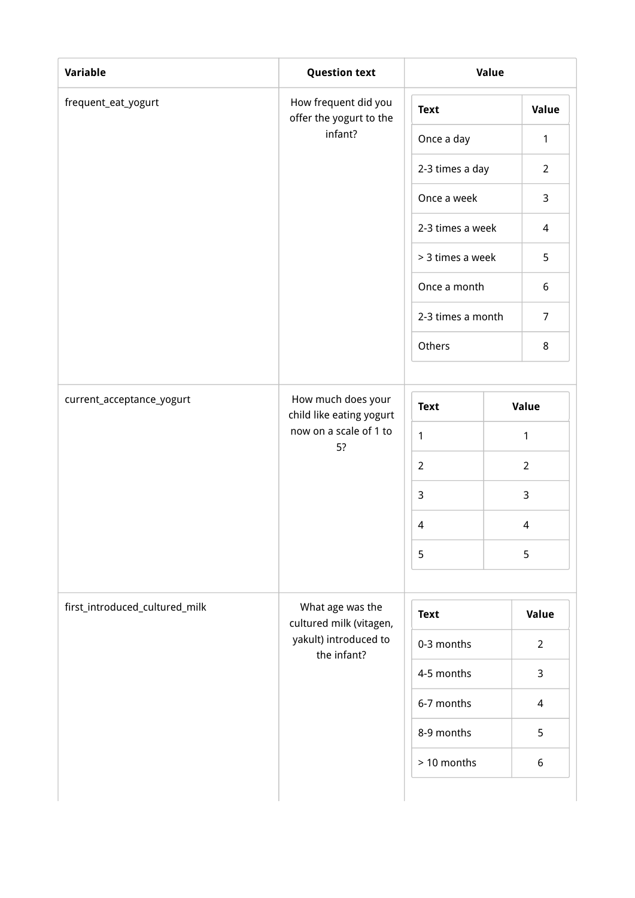| Variable | Question text | Value |
| --- | --- | --- |
| frequent_eat_yogurt | How frequent did you offer the yogurt to the infant? | <table><tr><th>Text</th><th>Value</th></tr><tr><td>Once a day</td><td>1</td></tr><tr><td>2-3 times a day</td><td>2</td></tr><tr><td>Once a week</td><td>3</td></tr><tr><td>2-3 times a week</td><td>4</td></tr><tr><td>> 3 times a week</td><td>5</td></tr><tr><td>Once a month</td><td>6</td></tr><tr><td>2-3 times a month</td><td>7</td></tr><tr><td>Others</td><td>8</td></tr></table> |
| current_acceptance_yogurt | How much does your child like eating yogurt now on a scale of 1 to 5? | <table><tr><th>Text</th><th>Value</th></tr><tr><td>1</td><td>1</td></tr><tr><td>2</td><td>2</td></tr><tr><td>3</td><td>3</td></tr><tr><td>4</td><td>4</td></tr><tr><td>5</td><td>5</td></tr></table> |
| first_introduced_cultured_milk | What age was the cultured milk (vitagen, yakult) introduced to the infant? | <table><tr><th>Text</th><th>Value</th></tr><tr><td>0-3 months</td><td>2</td></tr><tr><td>4-5 months</td><td>3</td></tr><tr><td>6-7 months</td><td>4</td></tr><tr><td>8-9 months</td><td>5</td></tr><tr><td>> 10 months</td><td>6</td></tr></table> |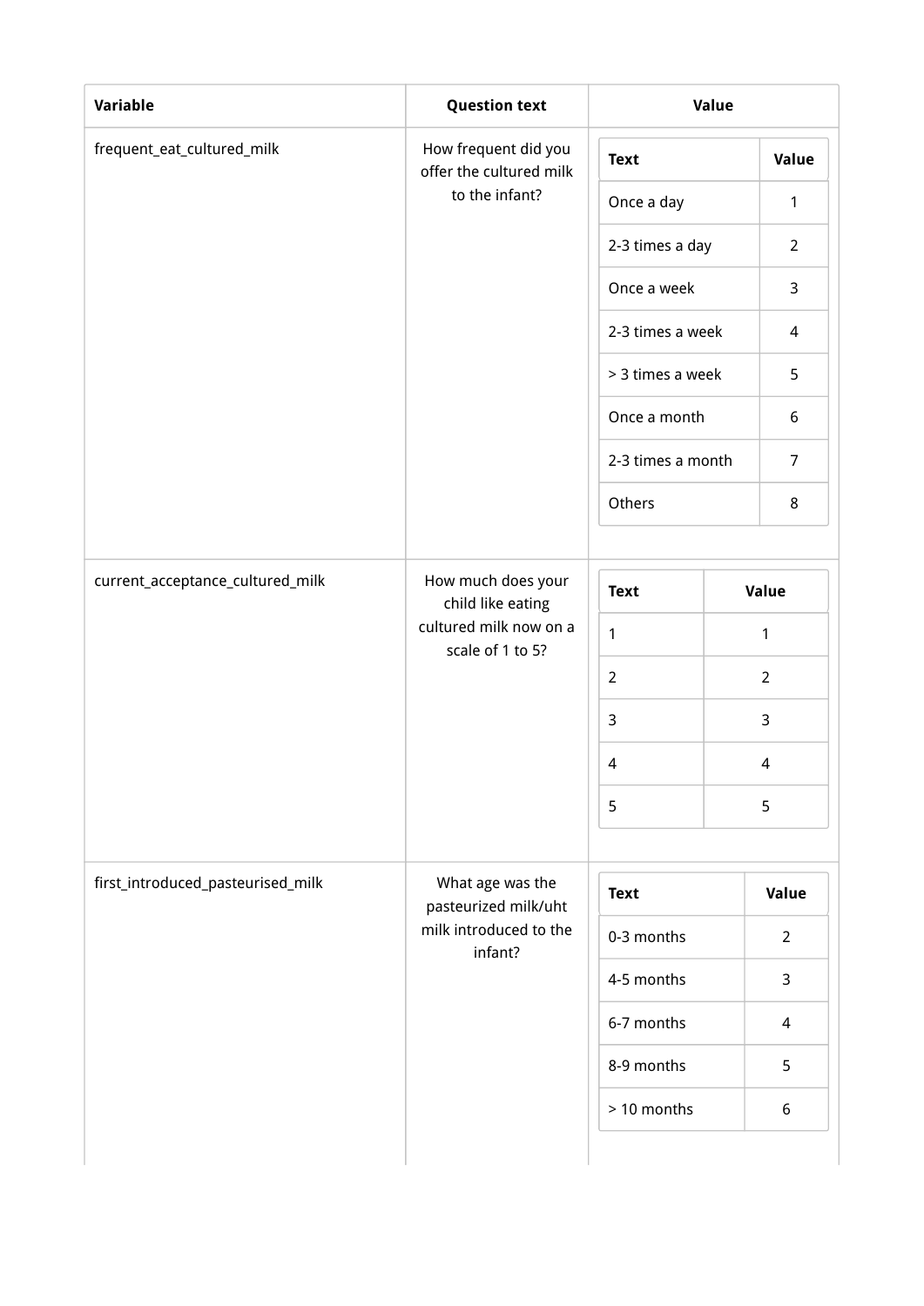<table>
<tr><th>Variable</th><th>Question text</th><th>Value</th></tr>
<tr><td>frequent_eat_cultured_milk</td><td>How frequent did you offer the cultured milk to the infant?</td><td>

| Text | Value |
| --- | --- |
| Once a day | 1 |
| 2-3 times a day | 2 |
| Once a week | 3 |
| 2-3 times a week | 4 |
| > 3 times a week | 5 |
| Once a month | 6 |
| 2-3 times a month | 7 |
| Others | 8 |

</td></tr>
<tr><td>current_acceptance_cultured_milk</td><td>How much does your child like eating cultured milk now on a scale of 1 to 5?</td><td>

| Text | Value |
| --- | --- |
| 1 | 1 |
| 2 | 2 |
| 3 | 3 |
| 4 | 4 |
| 5 | 5 |

</td></tr>
<tr><td>first_introduced_pasteurised_milk</td><td>What age was the pasteurized milk/uht milk introduced to the infant?</td><td>

| Text | Value |
| --- | --- |
| 0-3 months | 2 |
| 4-5 months | 3 |
| 6-7 months | 4 |
| 8-9 months | 5 |
| > 10 months | 6 |

</td></tr>
</table>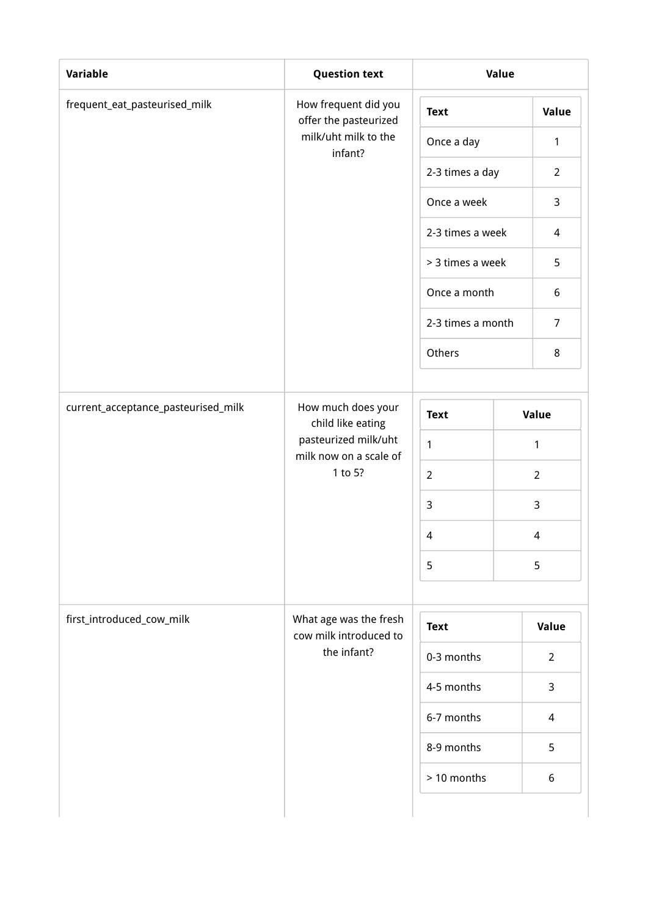| Variable | Question text | Value |
| --- | --- | --- |
| frequent_eat_pasteurised_milk | How frequent did you offer the pasteurized milk/uht milk to the infant? | **Text** / **Value**: Once a day = 1; 2-3 times a day = 2; Once a week = 3; 2-3 times a week = 4; > 3 times a week = 5; Once a month = 6; 2-3 times a month = 7; Others = 8 |
| current_acceptance_pasteurised_milk | How much does your child like eating pasteurized milk/uht milk now on a scale of 1 to 5? | **Text** / **Value**: 1 = 1; 2 = 2; 3 = 3; 4 = 4; 5 = 5 |
| first_introduced_cow_milk | What age was the fresh cow milk introduced to the infant? | **Text** / **Value**: 0-3 months = 2; 4-5 months = 3; 6-7 months = 4; 8-9 months = 5; > 10 months = 6 |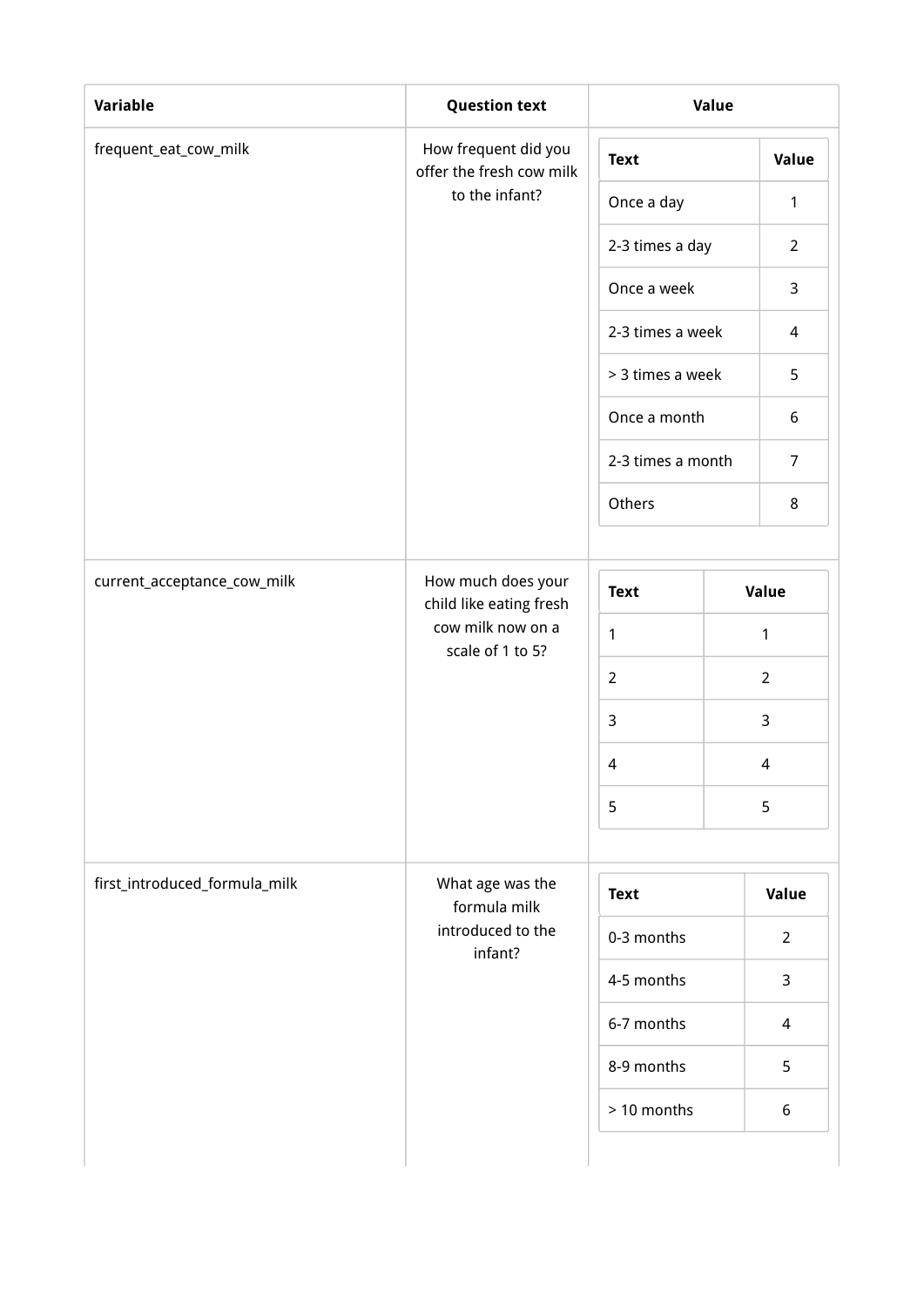| Variable | Question text | Value |
| --- | --- | --- |
| frequent_eat_cow_milk | How frequent did you offer the fresh cow milk to the infant? | <table><tr><th>Text</th><th>Value</th></tr><tr><td>Once a day</td><td>1</td></tr><tr><td>2-3 times a day</td><td>2</td></tr><tr><td>Once a week</td><td>3</td></tr><tr><td>2-3 times a week</td><td>4</td></tr><tr><td>> 3 times a week</td><td>5</td></tr><tr><td>Once a month</td><td>6</td></tr><tr><td>2-3 times a month</td><td>7</td></tr><tr><td>Others</td><td>8</td></tr></table> |
| current_acceptance_cow_milk | How much does your child like eating fresh cow milk now on a scale of 1 to 5? | <table><tr><th>Text</th><th>Value</th></tr><tr><td>1</td><td>1</td></tr><tr><td>2</td><td>2</td></tr><tr><td>3</td><td>3</td></tr><tr><td>4</td><td>4</td></tr><tr><td>5</td><td>5</td></tr></table> |
| first_introduced_formula_milk | What age was the formula milk introduced to the infant? | <table><tr><th>Text</th><th>Value</th></tr><tr><td>0-3 months</td><td>2</td></tr><tr><td>4-5 months</td><td>3</td></tr><tr><td>6-7 months</td><td>4</td></tr><tr><td>8-9 months</td><td>5</td></tr><tr><td>> 10 months</td><td>6</td></tr></table> |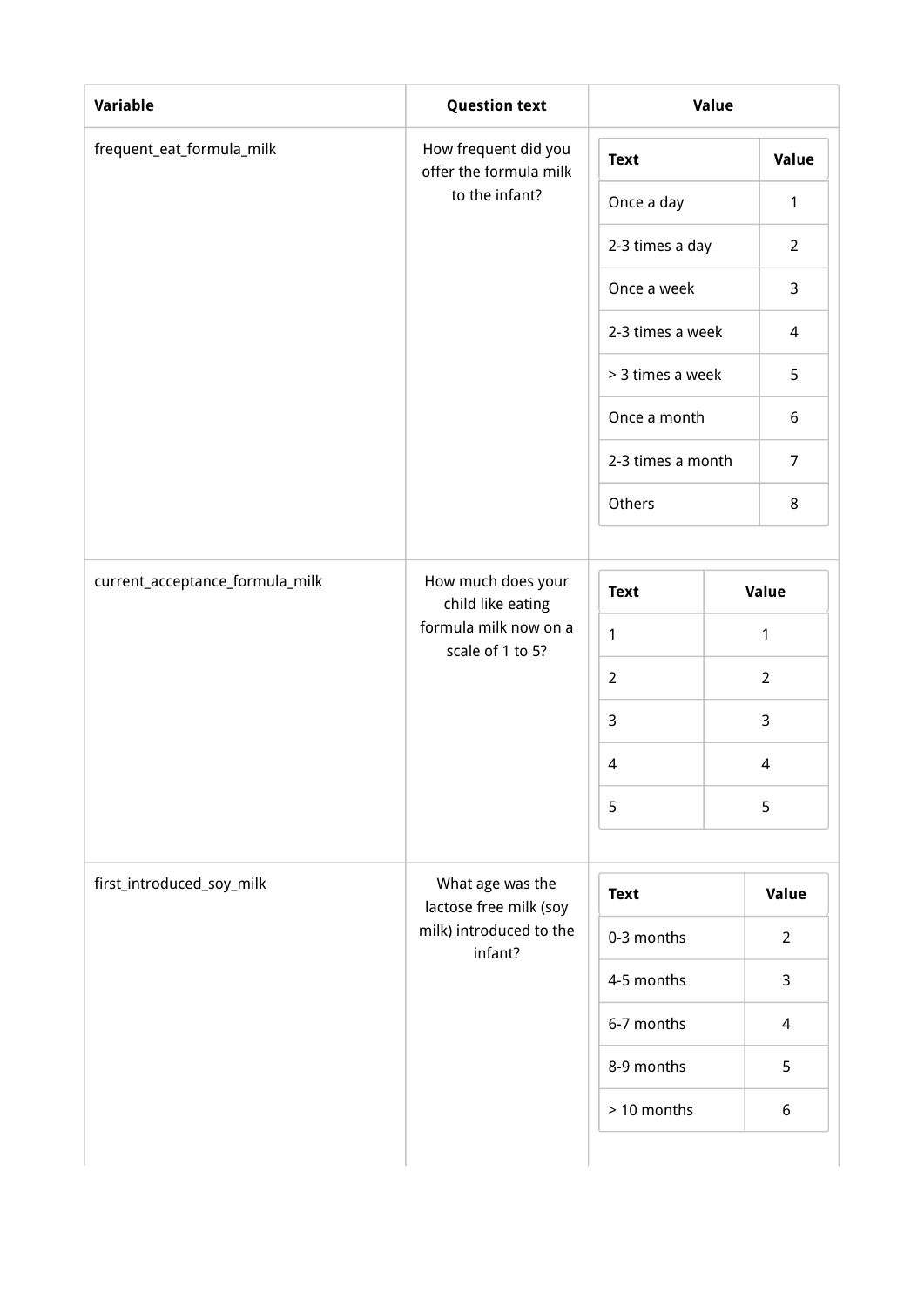| Variable | Question text | Value |
| --- | --- | --- |
| frequent_eat_formula_milk | How frequent did you offer the formula milk to the infant? | Text / Value: Once a day = 1; 2-3 times a day = 2; Once a week = 3; 2-3 times a week = 4; > 3 times a week = 5; Once a month = 6; 2-3 times a month = 7; Others = 8 |
| current_acceptance_formula_milk | How much does your child like eating formula milk now on a scale of 1 to 5? | Text / Value: 1 = 1; 2 = 2; 3 = 3; 4 = 4; 5 = 5 |
| first_introduced_soy_milk | What age was the lactose free milk (soy milk) introduced to the infant? | Text / Value: 0-3 months = 2; 4-5 months = 3; 6-7 months = 4; 8-9 months = 5; > 10 months = 6 |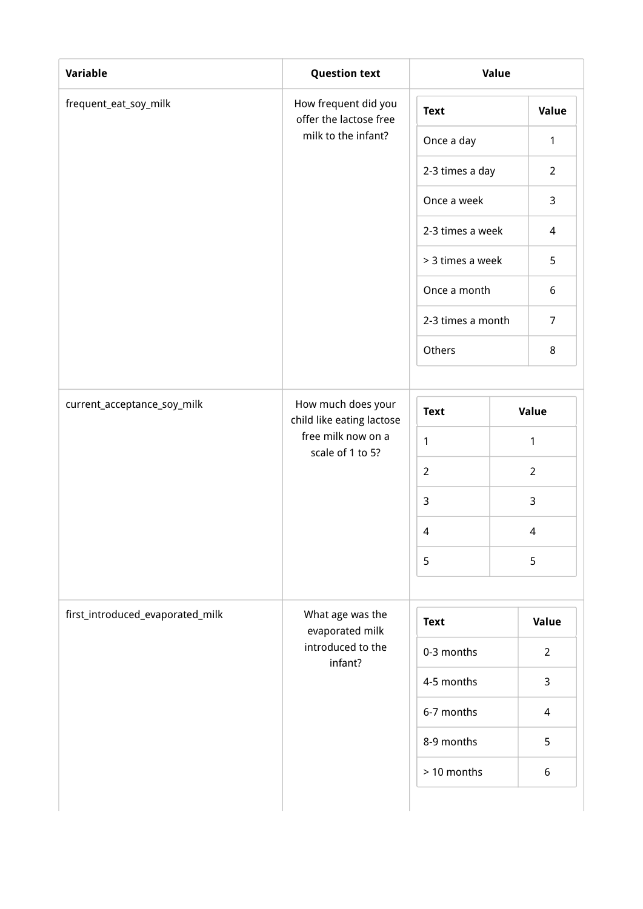<table>
<tr><th>Variable</th><th>Question text</th><th>Value</th></tr>
<tr><td>frequent_eat_soy_milk</td><td>How frequent did you offer the lactose free milk to the infant?</td><td>

| Text | Value |
| --- | --- |
| Once a day | 1 |
| 2-3 times a day | 2 |
| Once a week | 3 |
| 2-3 times a week | 4 |
| > 3 times a week | 5 |
| Once a month | 6 |
| 2-3 times a month | 7 |
| Others | 8 |

</td></tr>
<tr><td>current_acceptance_soy_milk</td><td>How much does your child like eating lactose free milk now on a scale of 1 to 5?</td><td>

| Text | Value |
| --- | --- |
| 1 | 1 |
| 2 | 2 |
| 3 | 3 |
| 4 | 4 |
| 5 | 5 |

</td></tr>
<tr><td>first_introduced_evaporated_milk</td><td>What age was the evaporated milk introduced to the infant?</td><td>

| Text | Value |
| --- | --- |
| 0-3 months | 2 |
| 4-5 months | 3 |
| 6-7 months | 4 |
| 8-9 months | 5 |
| > 10 months | 6 |

</td></tr>
</table>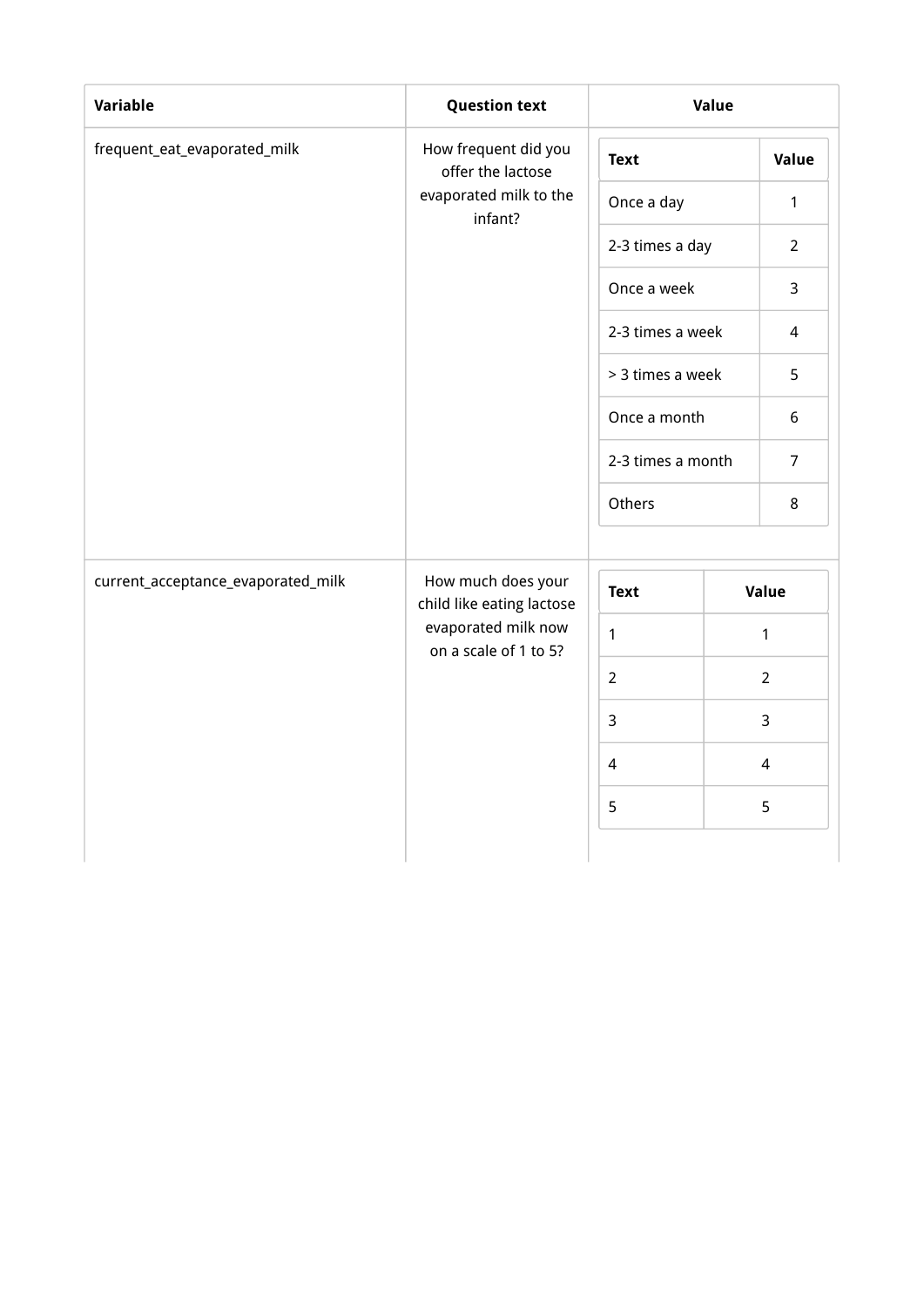<table>
<tr><th>Variable</th><th>Question text</th><th>Value</th></tr>
<tr><td>frequent_eat_evaporated_milk</td><td>How frequent did you offer the lactose evaporated milk to the infant?</td><td>

| Text | Value |
| --- | --- |
| Once a day | 1 |
| 2-3 times a day | 2 |
| Once a week | 3 |
| 2-3 times a week | 4 |
| > 3 times a week | 5 |
| Once a month | 6 |
| 2-3 times a month | 7 |
| Others | 8 |

</td></tr>
<tr><td>current_acceptance_evaporated_milk</td><td>How much does your child like eating lactose evaporated milk now on a scale of 1 to 5?</td><td>

| Text | Value |
| --- | --- |
| 1 | 1 |
| 2 | 2 |
| 3 | 3 |
| 4 | 4 |
| 5 | 5 |

</td></tr>
</table>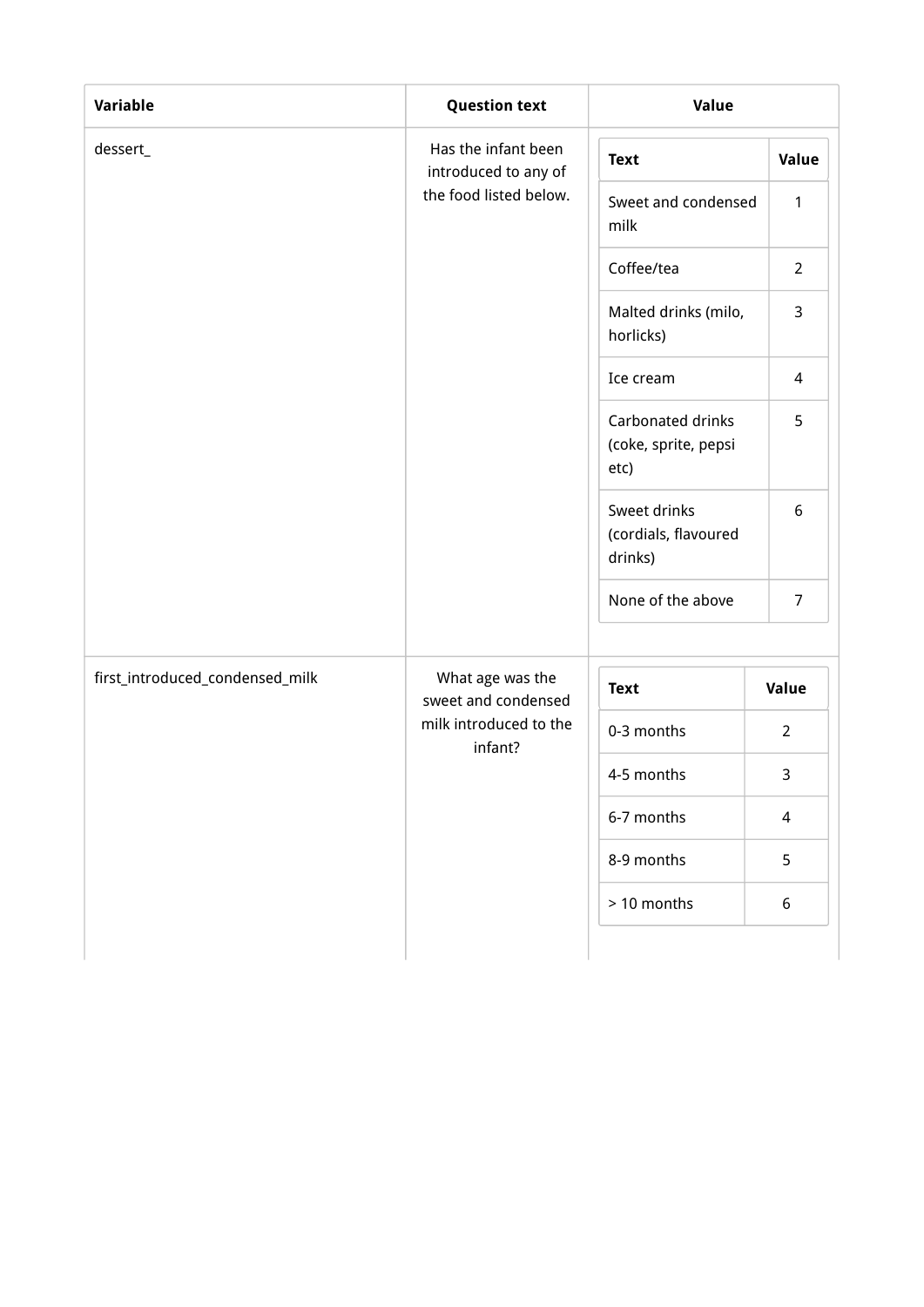| Variable | Question text | Value |
| --- | --- | --- |
| dessert_ | Has the infant been introduced to any of the food listed below. | **Text** / **Value**: Sweet and condensed milk = 1; Coffee/tea = 2; Malted drinks (milo, horlicks) = 3; Ice cream = 4; Carbonated drinks (coke, sprite, pepsi etc) = 5; Sweet drinks (cordials, flavoured drinks) = 6; None of the above = 7 |
| first_introduced_condensed_milk | What age was the sweet and condensed milk introduced to the infant? | **Text** / **Value**: 0-3 months = 2; 4-5 months = 3; 6-7 months = 4; 8-9 months = 5; > 10 months = 6 |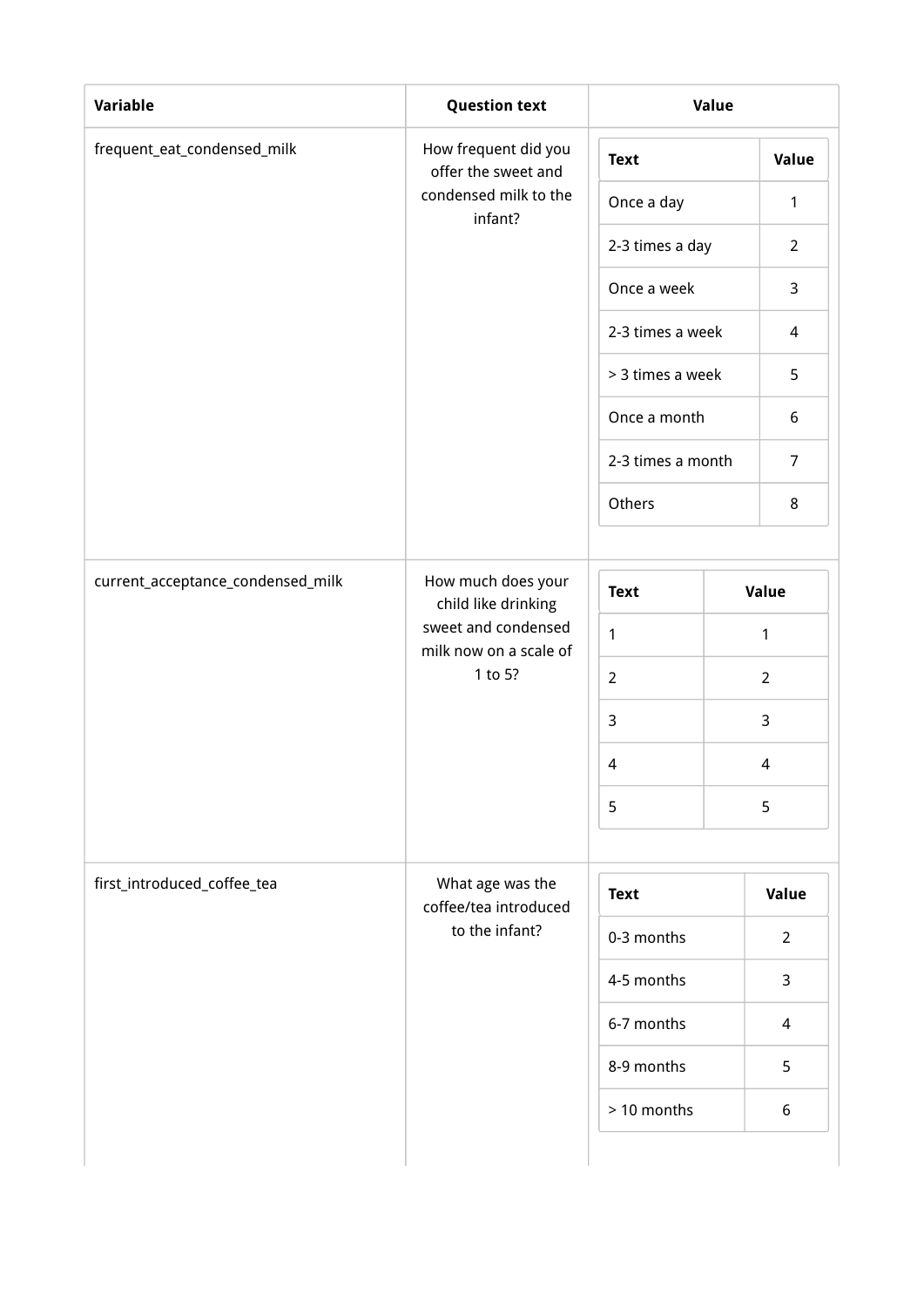<table>
<thead>
<tr><th>Variable</th><th>Question text</th><th>Value</th></tr>
</thead>
<tbody>
<tr>
<td>frequent_eat_condensed_milk</td>
<td>How frequent did you offer the sweet and condensed milk to the infant?</td>
<td>

| Text | Value |
| --- | --- |
| Once a day | 1 |
| 2-3 times a day | 2 |
| Once a week | 3 |
| 2-3 times a week | 4 |
| > 3 times a week | 5 |
| Once a month | 6 |
| 2-3 times a month | 7 |
| Others | 8 |

</td>
</tr>
<tr>
<td>current_acceptance_condensed_milk</td>
<td>How much does your child like drinking sweet and condensed milk now on a scale of 1 to 5?</td>
<td>

| Text | Value |
| --- | --- |
| 1 | 1 |
| 2 | 2 |
| 3 | 3 |
| 4 | 4 |
| 5 | 5 |

</td>
</tr>
<tr>
<td>first_introduced_coffee_tea</td>
<td>What age was the coffee/tea introduced to the infant?</td>
<td>

| Text | Value |
| --- | --- |
| 0-3 months | 2 |
| 4-5 months | 3 |
| 6-7 months | 4 |
| 8-9 months | 5 |
| > 10 months | 6 |

</td>
</tr>
</tbody>
</table>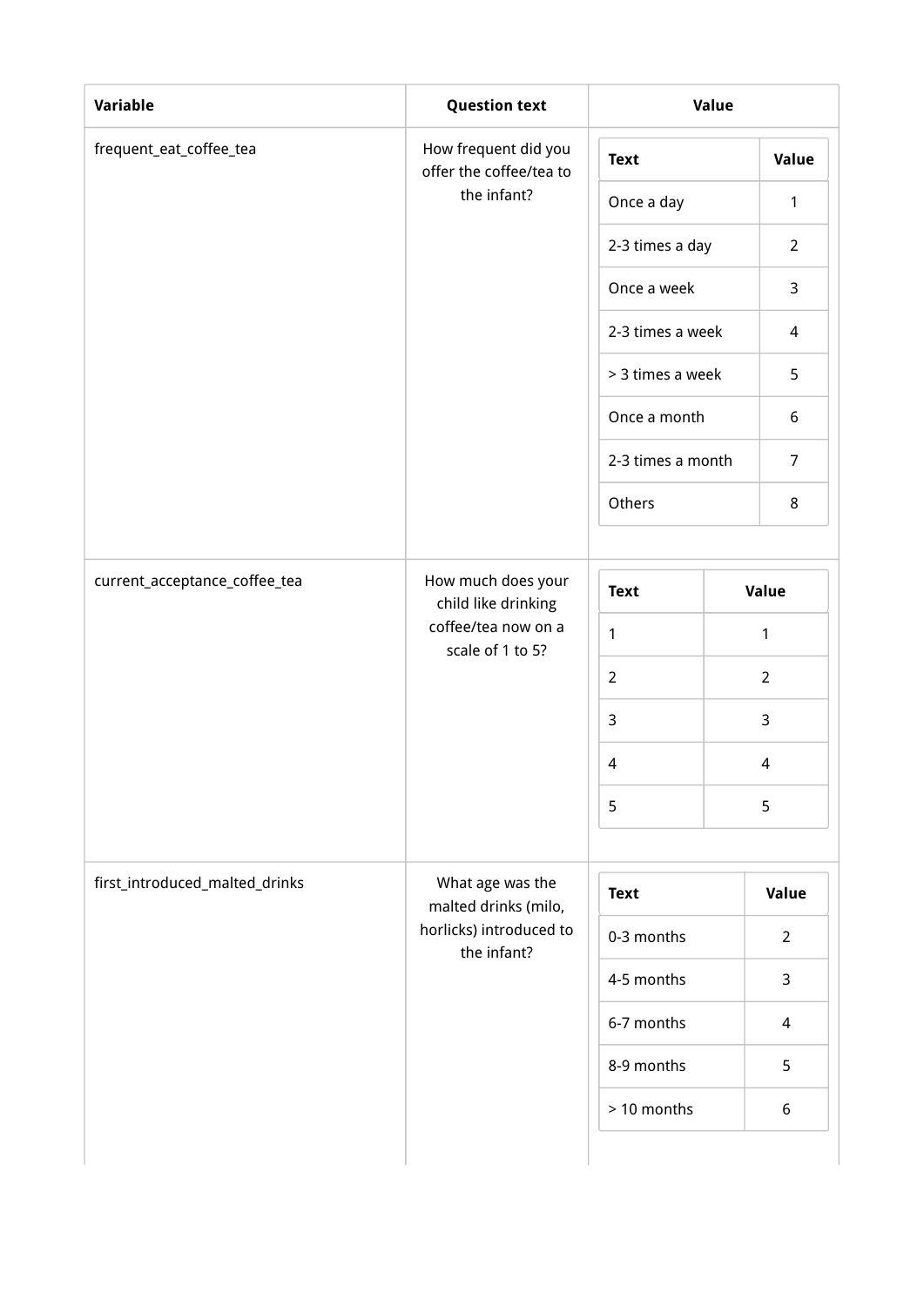| Variable | Question text | Value |
| --- | --- | --- |
| frequent_eat_coffee_tea | How frequent did you offer the coffee/tea to the infant? | <table><tr><th>Text</th><th>Value</th></tr><tr><td>Once a day</td><td>1</td></tr><tr><td>2-3 times a day</td><td>2</td></tr><tr><td>Once a week</td><td>3</td></tr><tr><td>2-3 times a week</td><td>4</td></tr><tr><td>> 3 times a week</td><td>5</td></tr><tr><td>Once a month</td><td>6</td></tr><tr><td>2-3 times a month</td><td>7</td></tr><tr><td>Others</td><td>8</td></tr></table> |
| current_acceptance_coffee_tea | How much does your child like drinking coffee/tea now on a scale of 1 to 5? | <table><tr><th>Text</th><th>Value</th></tr><tr><td>1</td><td>1</td></tr><tr><td>2</td><td>2</td></tr><tr><td>3</td><td>3</td></tr><tr><td>4</td><td>4</td></tr><tr><td>5</td><td>5</td></tr></table> |
| first_introduced_malted_drinks | What age was the malted drinks (milo, horlicks) introduced to the infant? | <table><tr><th>Text</th><th>Value</th></tr><tr><td>0-3 months</td><td>2</td></tr><tr><td>4-5 months</td><td>3</td></tr><tr><td>6-7 months</td><td>4</td></tr><tr><td>8-9 months</td><td>5</td></tr><tr><td>> 10 months</td><td>6</td></tr></table> |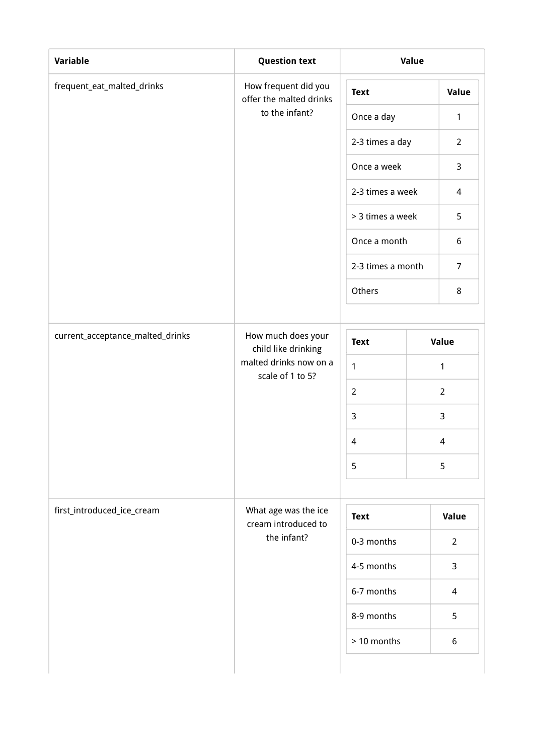| Variable | Question text | Value |
| --- | --- | --- |
| frequent_eat_malted_drinks | How frequent did you offer the malted drinks to the infant? | <table><tr><th>Text</th><th>Value</th></tr><tr><td>Once a day</td><td>1</td></tr><tr><td>2-3 times a day</td><td>2</td></tr><tr><td>Once a week</td><td>3</td></tr><tr><td>2-3 times a week</td><td>4</td></tr><tr><td>> 3 times a week</td><td>5</td></tr><tr><td>Once a month</td><td>6</td></tr><tr><td>2-3 times a month</td><td>7</td></tr><tr><td>Others</td><td>8</td></tr></table> |
| current_acceptance_malted_drinks | How much does your child like drinking malted drinks now on a scale of 1 to 5? | <table><tr><th>Text</th><th>Value</th></tr><tr><td>1</td><td>1</td></tr><tr><td>2</td><td>2</td></tr><tr><td>3</td><td>3</td></tr><tr><td>4</td><td>4</td></tr><tr><td>5</td><td>5</td></tr></table> |
| first_introduced_ice_cream | What age was the ice cream introduced to the infant? | <table><tr><th>Text</th><th>Value</th></tr><tr><td>0-3 months</td><td>2</td></tr><tr><td>4-5 months</td><td>3</td></tr><tr><td>6-7 months</td><td>4</td></tr><tr><td>8-9 months</td><td>5</td></tr><tr><td>> 10 months</td><td>6</td></tr></table> |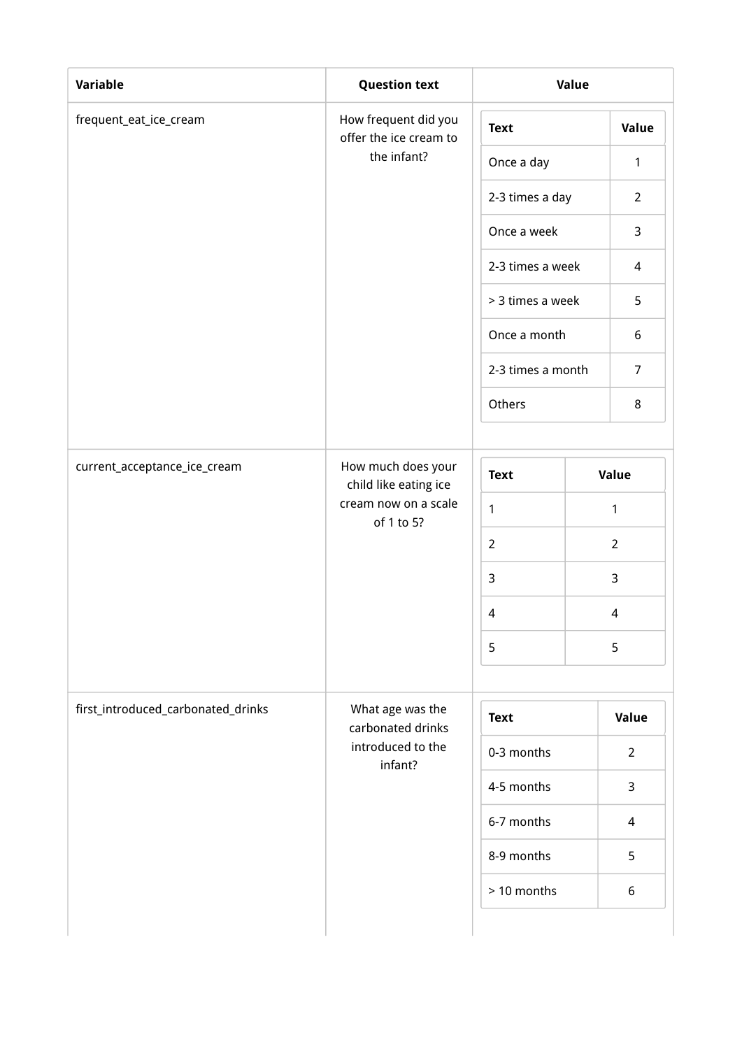| Variable | Question text | Value |
| --- | --- | --- |
| frequent_eat_ice_cream | How frequent did you offer the ice cream to the infant? | <table><tr><th>Text</th><th>Value</th></tr><tr><td>Once a day</td><td>1</td></tr><tr><td>2-3 times a day</td><td>2</td></tr><tr><td>Once a week</td><td>3</td></tr><tr><td>2-3 times a week</td><td>4</td></tr><tr><td>> 3 times a week</td><td>5</td></tr><tr><td>Once a month</td><td>6</td></tr><tr><td>2-3 times a month</td><td>7</td></tr><tr><td>Others</td><td>8</td></tr></table> |
| current_acceptance_ice_cream | How much does your child like eating ice cream now on a scale of 1 to 5? | <table><tr><th>Text</th><th>Value</th></tr><tr><td>1</td><td>1</td></tr><tr><td>2</td><td>2</td></tr><tr><td>3</td><td>3</td></tr><tr><td>4</td><td>4</td></tr><tr><td>5</td><td>5</td></tr></table> |
| first_introduced_carbonated_drinks | What age was the carbonated drinks introduced to the infant? | <table><tr><th>Text</th><th>Value</th></tr><tr><td>0-3 months</td><td>2</td></tr><tr><td>4-5 months</td><td>3</td></tr><tr><td>6-7 months</td><td>4</td></tr><tr><td>8-9 months</td><td>5</td></tr><tr><td>> 10 months</td><td>6</td></tr></table> |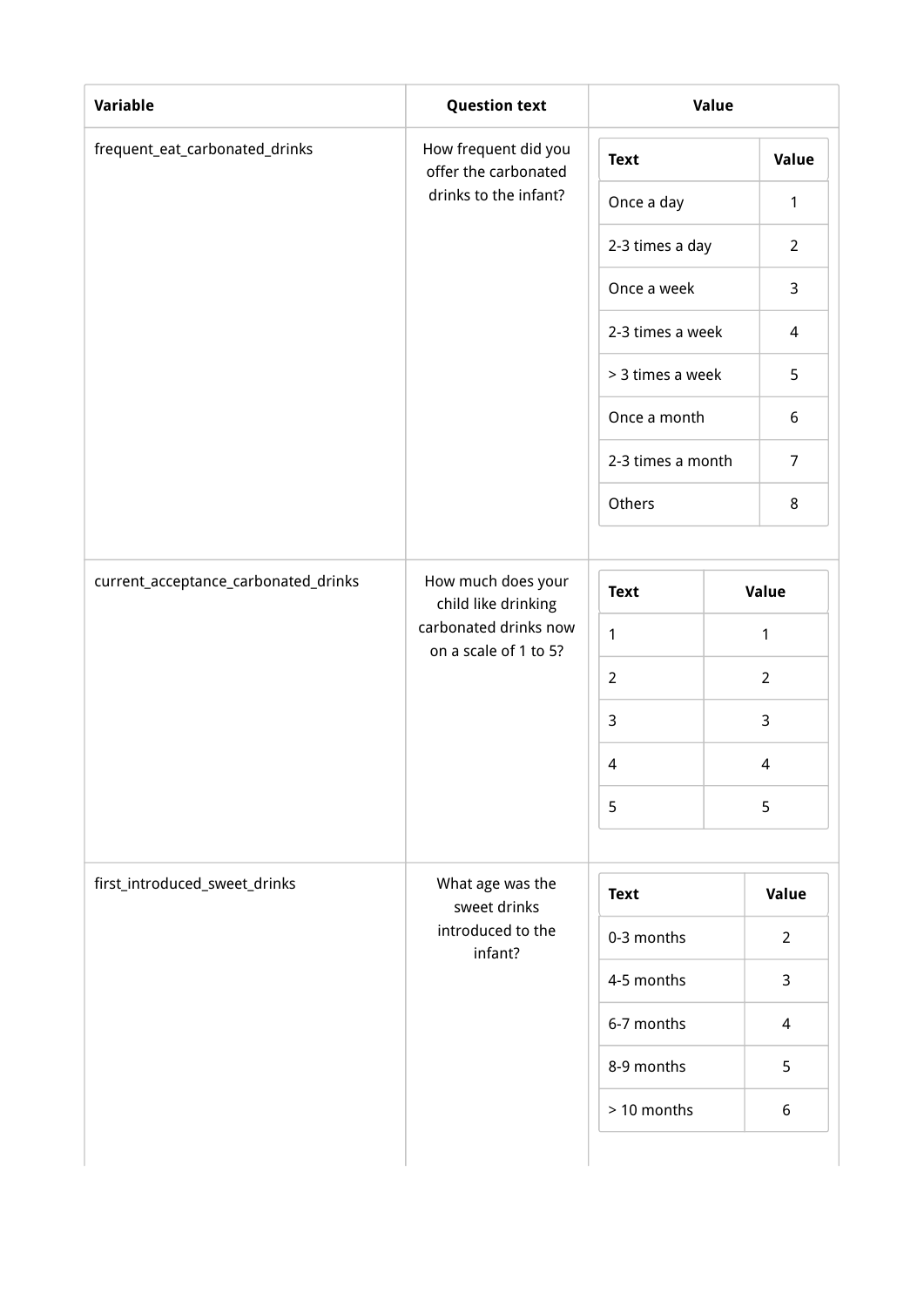| Variable | Question text | Value |
| --- | --- | --- |
| frequent_eat_carbonated_drinks | How frequent did you offer the carbonated drinks to the infant? | **Text** / **Value**: Once a day = 1; 2-3 times a day = 2; Once a week = 3; 2-3 times a week = 4; > 3 times a week = 5; Once a month = 6; 2-3 times a month = 7; Others = 8 |
| current_acceptance_carbonated_drinks | How much does your child like drinking carbonated drinks now on a scale of 1 to 5? | **Text** / **Value**: 1 = 1; 2 = 2; 3 = 3; 4 = 4; 5 = 5 |
| first_introduced_sweet_drinks | What age was the sweet drinks introduced to the infant? | **Text** / **Value**: 0-3 months = 2; 4-5 months = 3; 6-7 months = 4; 8-9 months = 5; > 10 months = 6 |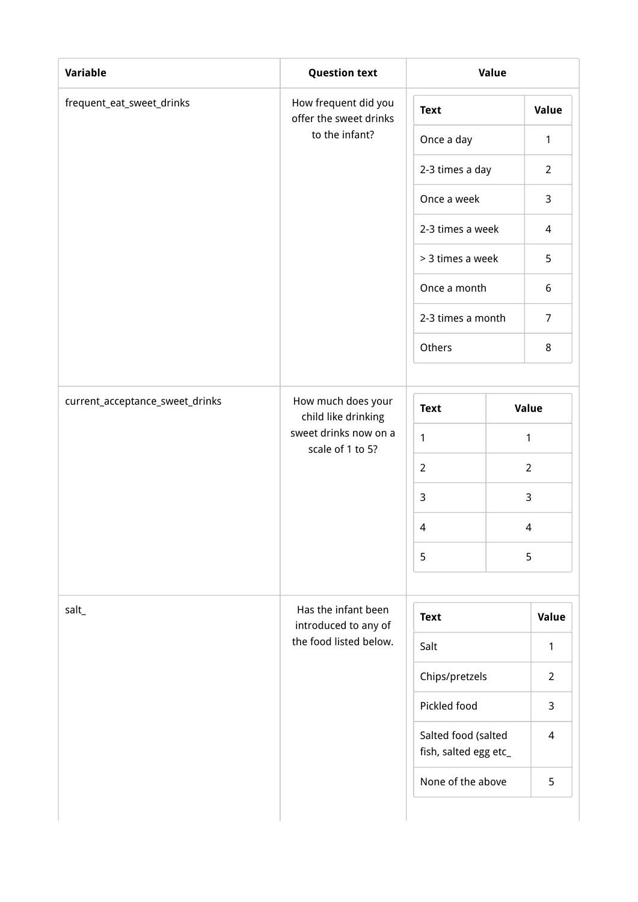| Variable | Question text | Value |
|---|---|---|
| frequent_eat_sweet_drinks | How frequent did you offer the sweet drinks to the infant? | Text / Value: Once a day = 1; 2-3 times a day = 2; Once a week = 3; 2-3 times a week = 4; > 3 times a week = 5; Once a month = 6; 2-3 times a month = 7; Others = 8 |
| current_acceptance_sweet_drinks | How much does your child like drinking sweet drinks now on a scale of 1 to 5? | Text / Value: 1 = 1; 2 = 2; 3 = 3; 4 = 4; 5 = 5 |
| salt_ | Has the infant been introduced to any of the food listed below. | Text / Value: Salt = 1; Chips/pretzels = 2; Pickled food = 3; Salted food (salted fish, salted egg etc_ = 4; None of the above = 5 |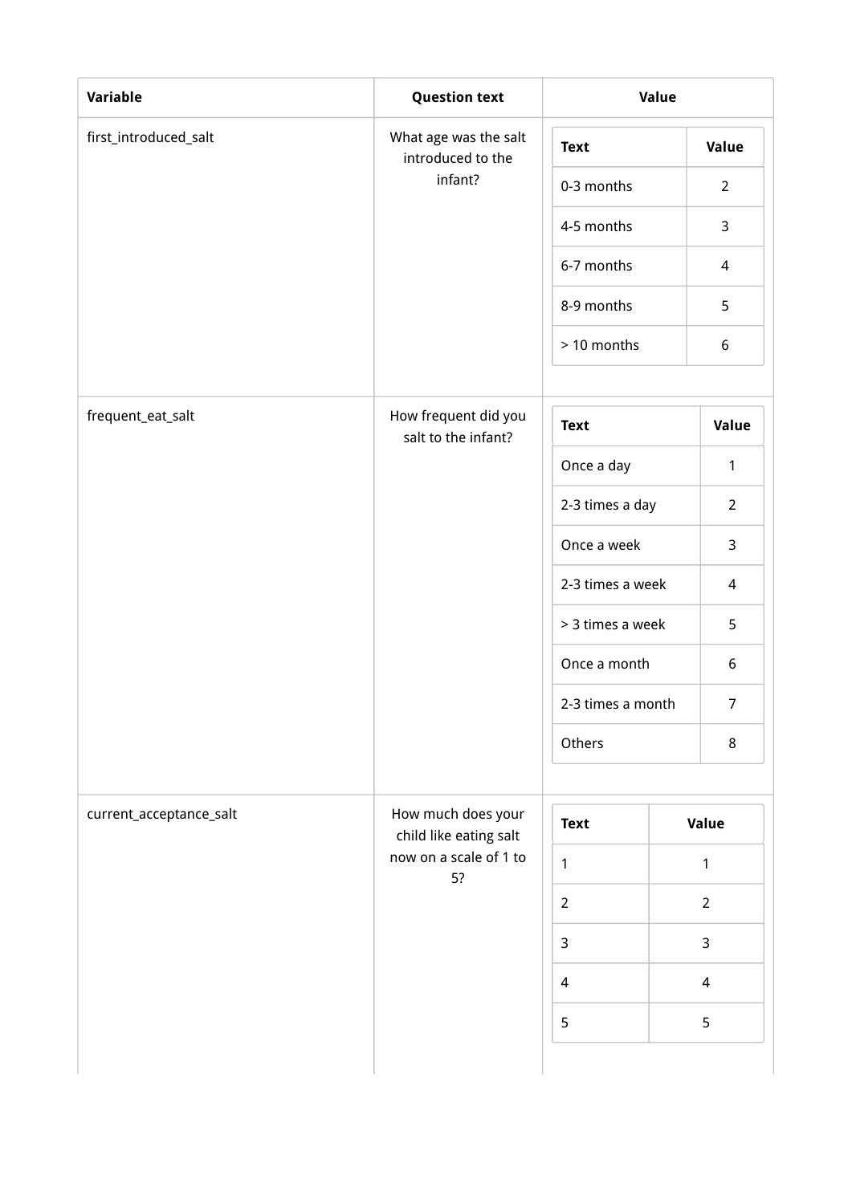| Variable | Question text | Value |
| --- | --- | --- |
| first_introduced_salt | What age was the salt introduced to the infant? | |

| Text | Value |
| --- | --- |
| 0-3 months | 2 |
| 4-5 months | 3 |
| 6-7 months | 4 |
| 8-9 months | 5 |
| > 10 months | 6 |

| Variable | Question text | Value |
| --- | --- | --- |
| frequent_eat_salt | How frequent did you salt to the infant? | |

| Text | Value |
| --- | --- |
| Once a day | 1 |
| 2-3 times a day | 2 |
| Once a week | 3 |
| 2-3 times a week | 4 |
| > 3 times a week | 5 |
| Once a month | 6 |
| 2-3 times a month | 7 |
| Others | 8 |

| Variable | Question text | Value |
| --- | --- | --- |
| current_acceptance_salt | How much does your child like eating salt now on a scale of 1 to 5? | |

| Text | Value |
| --- | --- |
| 1 | 1 |
| 2 | 2 |
| 3 | 3 |
| 4 | 4 |
| 5 | 5 |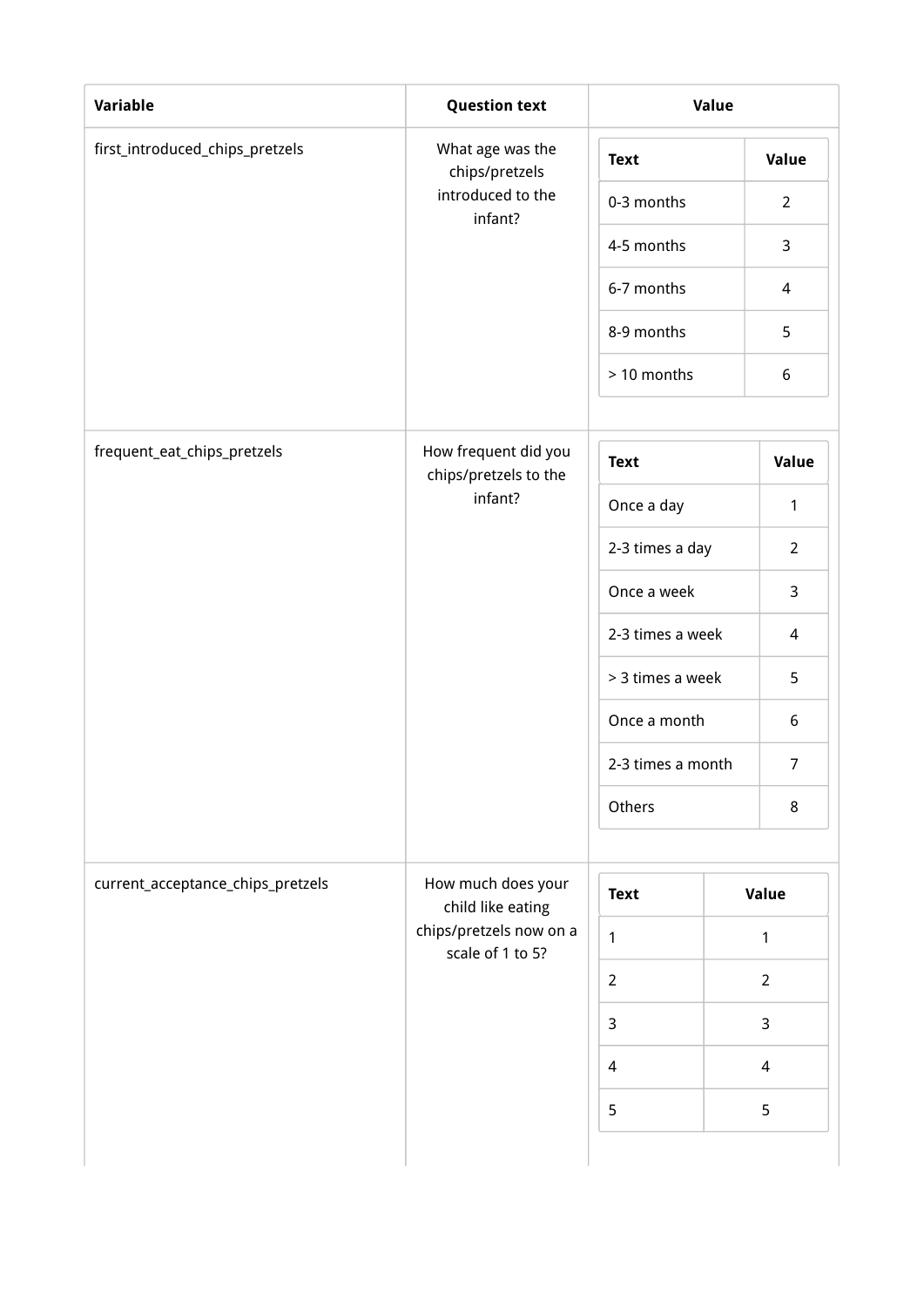| Variable | Question text | Value |
| --- | --- | --- |
| first_introduced_chips_pretzels | What age was the chips/pretzels introduced to the infant? | <table><tr><th>Text</th><th>Value</th></tr><tr><td>0-3 months</td><td>2</td></tr><tr><td>4-5 months</td><td>3</td></tr><tr><td>6-7 months</td><td>4</td></tr><tr><td>8-9 months</td><td>5</td></tr><tr><td>> 10 months</td><td>6</td></tr></table> |
| frequent_eat_chips_pretzels | How frequent did you chips/pretzels to the infant? | <table><tr><th>Text</th><th>Value</th></tr><tr><td>Once a day</td><td>1</td></tr><tr><td>2-3 times a day</td><td>2</td></tr><tr><td>Once a week</td><td>3</td></tr><tr><td>2-3 times a week</td><td>4</td></tr><tr><td>> 3 times a week</td><td>5</td></tr><tr><td>Once a month</td><td>6</td></tr><tr><td>2-3 times a month</td><td>7</td></tr><tr><td>Others</td><td>8</td></tr></table> |
| current_acceptance_chips_pretzels | How much does your child like eating chips/pretzels now on a scale of 1 to 5? | <table><tr><th>Text</th><th>Value</th></tr><tr><td>1</td><td>1</td></tr><tr><td>2</td><td>2</td></tr><tr><td>3</td><td>3</td></tr><tr><td>4</td><td>4</td></tr><tr><td>5</td><td>5</td></tr></table> |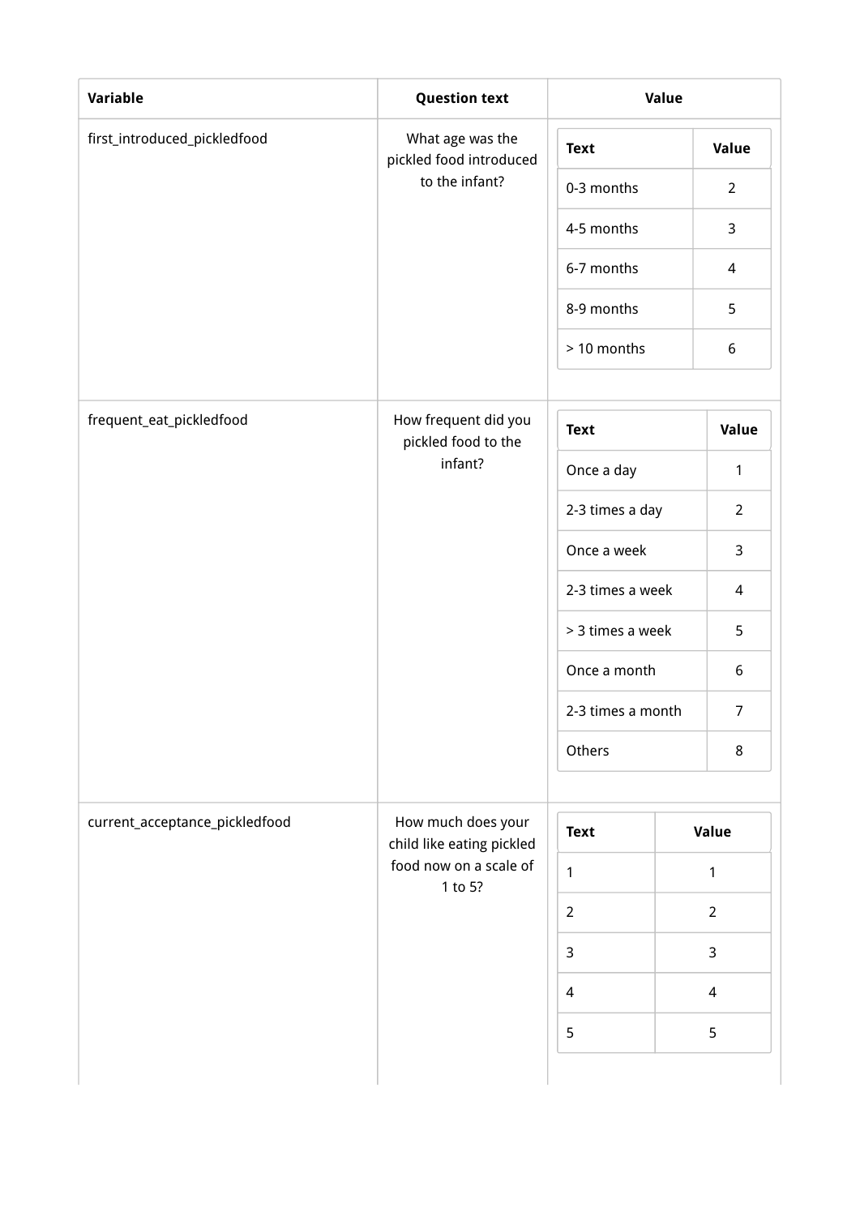<table>
<tr><th>Variable</th><th>Question text</th><th>Value</th></tr>
<tr><td>first_introduced_pickledfood</td><td>What age was the pickled food introduced to the infant?</td><td>

| Text | Value |
|---|---|
| 0-3 months | 2 |
| 4-5 months | 3 |
| 6-7 months | 4 |
| 8-9 months | 5 |
| > 10 months | 6 |

</td></tr>
<tr><td>frequent_eat_pickledfood</td><td>How frequent did you pickled food to the infant?</td><td>

| Text | Value |
|---|---|
| Once a day | 1 |
| 2-3 times a day | 2 |
| Once a week | 3 |
| 2-3 times a week | 4 |
| > 3 times a week | 5 |
| Once a month | 6 |
| 2-3 times a month | 7 |
| Others | 8 |

</td></tr>
<tr><td>current_acceptance_pickledfood</td><td>How much does your child like eating pickled food now on a scale of 1 to 5?</td><td>

| Text | Value |
|---|---|
| 1 | 1 |
| 2 | 2 |
| 3 | 3 |
| 4 | 4 |
| 5 | 5 |

</td></tr>
</table>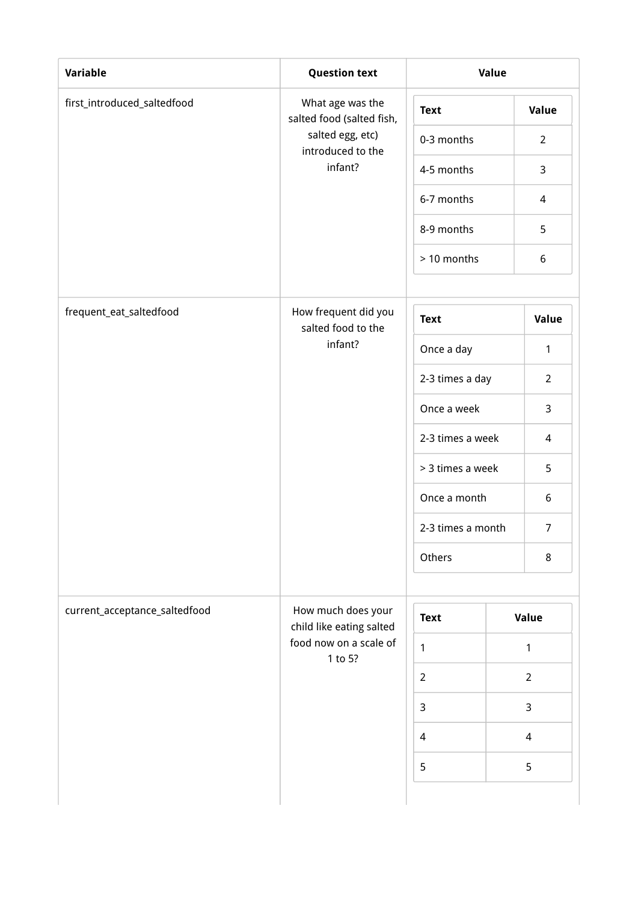| Variable | Question text | Value |
|---|---|---|
| first_introduced_saltedfood | What age was the salted food (salted fish, salted egg, etc) introduced to the infant? | Text: Value<br>0-3 months: 2<br>4-5 months: 3<br>6-7 months: 4<br>8-9 months: 5<br>> 10 months: 6 |
| frequent_eat_saltedfood | How frequent did you salted food to the infant? | Text: Value<br>Once a day: 1<br>2-3 times a day: 2<br>Once a week: 3<br>2-3 times a week: 4<br>> 3 times a week: 5<br>Once a month: 6<br>2-3 times a month: 7<br>Others: 8 |
| current_acceptance_saltedfood | How much does your child like eating salted food now on a scale of 1 to 5? | Text: Value<br>1: 1<br>2: 2<br>3: 3<br>4: 4<br>5: 5 |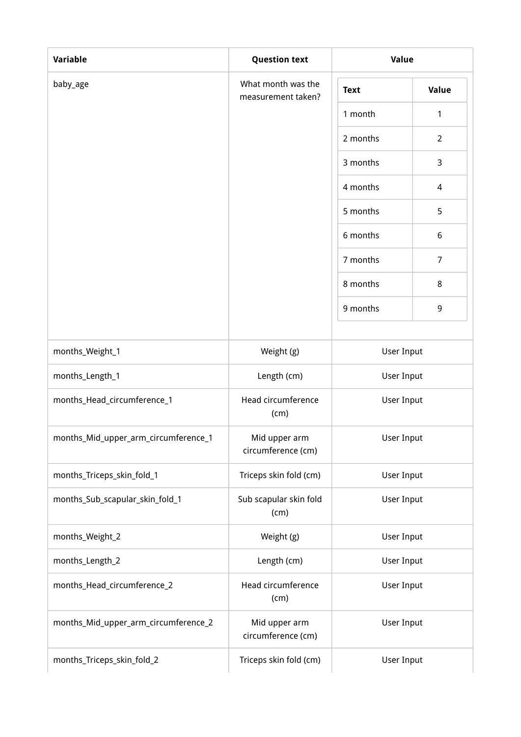| Variable | Question text | Value |
| --- | --- | --- |
| baby_age | What month was the measurement taken? | **Text** / **Value**: 1 month = 1; 2 months = 2; 3 months = 3; 4 months = 4; 5 months = 5; 6 months = 6; 7 months = 7; 8 months = 8; 9 months = 9 |
| months_Weight_1 | Weight (g) | User Input |
| months_Length_1 | Length (cm) | User Input |
| months_Head_circumference_1 | Head circumference (cm) | User Input |
| months_Mid_upper_arm_circumference_1 | Mid upper arm circumference (cm) | User Input |
| months_Triceps_skin_fold_1 | Triceps skin fold (cm) | User Input |
| months_Sub_scapular_skin_fold_1 | Sub scapular skin fold (cm) | User Input |
| months_Weight_2 | Weight (g) | User Input |
| months_Length_2 | Length (cm) | User Input |
| months_Head_circumference_2 | Head circumference (cm) | User Input |
| months_Mid_upper_arm_circumference_2 | Mid upper arm circumference (cm) | User Input |
| months_Triceps_skin_fold_2 | Triceps skin fold (cm) | User Input |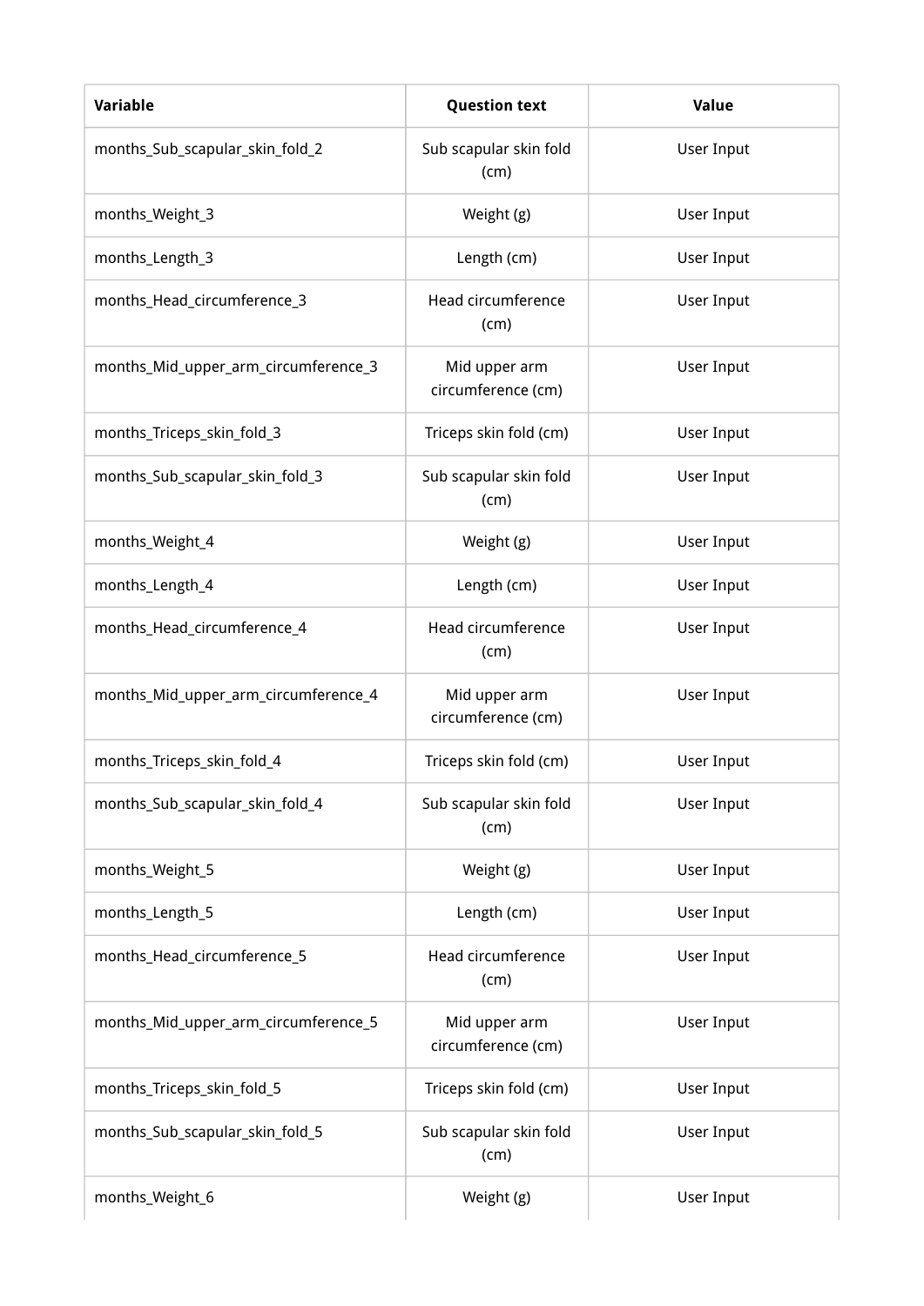| Variable | Question text | Value |
| --- | --- | --- |
| months_Sub_scapular_skin_fold_2 | Sub scapular skin fold (cm) | User Input |
| months_Weight_3 | Weight (g) | User Input |
| months_Length_3 | Length (cm) | User Input |
| months_Head_circumference_3 | Head circumference (cm) | User Input |
| months_Mid_upper_arm_circumference_3 | Mid upper arm circumference (cm) | User Input |
| months_Triceps_skin_fold_3 | Triceps skin fold (cm) | User Input |
| months_Sub_scapular_skin_fold_3 | Sub scapular skin fold (cm) | User Input |
| months_Weight_4 | Weight (g) | User Input |
| months_Length_4 | Length (cm) | User Input |
| months_Head_circumference_4 | Head circumference (cm) | User Input |
| months_Mid_upper_arm_circumference_4 | Mid upper arm circumference (cm) | User Input |
| months_Triceps_skin_fold_4 | Triceps skin fold (cm) | User Input |
| months_Sub_scapular_skin_fold_4 | Sub scapular skin fold (cm) | User Input |
| months_Weight_5 | Weight (g) | User Input |
| months_Length_5 | Length (cm) | User Input |
| months_Head_circumference_5 | Head circumference (cm) | User Input |
| months_Mid_upper_arm_circumference_5 | Mid upper arm circumference (cm) | User Input |
| months_Triceps_skin_fold_5 | Triceps skin fold (cm) | User Input |
| months_Sub_scapular_skin_fold_5 | Sub scapular skin fold (cm) | User Input |
| months_Weight_6 | Weight (g) | User Input |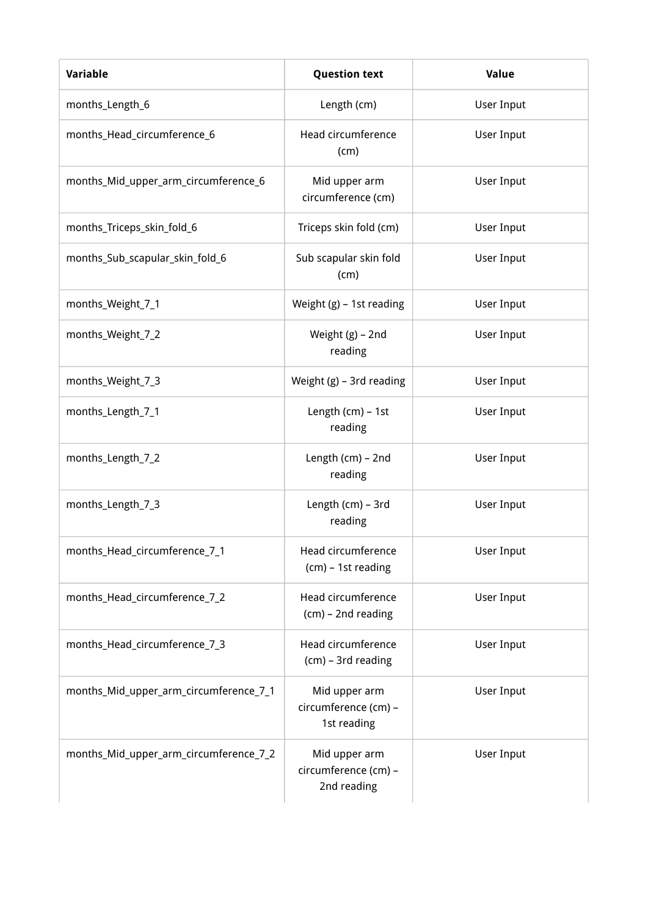| Variable | Question text | Value |
| --- | --- | --- |
| months_Length_6 | Length (cm) | User Input |
| months_Head_circumference_6 | Head circumference (cm) | User Input |
| months_Mid_upper_arm_circumference_6 | Mid upper arm circumference (cm) | User Input |
| months_Triceps_skin_fold_6 | Triceps skin fold (cm) | User Input |
| months_Sub_scapular_skin_fold_6 | Sub scapular skin fold (cm) | User Input |
| months_Weight_7_1 | Weight (g) – 1st reading | User Input |
| months_Weight_7_2 | Weight (g) – 2nd reading | User Input |
| months_Weight_7_3 | Weight (g) – 3rd reading | User Input |
| months_Length_7_1 | Length (cm) – 1st reading | User Input |
| months_Length_7_2 | Length (cm) – 2nd reading | User Input |
| months_Length_7_3 | Length (cm) – 3rd reading | User Input |
| months_Head_circumference_7_1 | Head circumference (cm) – 1st reading | User Input |
| months_Head_circumference_7_2 | Head circumference (cm) – 2nd reading | User Input |
| months_Head_circumference_7_3 | Head circumference (cm) – 3rd reading | User Input |
| months_Mid_upper_arm_circumference_7_1 | Mid upper arm circumference (cm) – 1st reading | User Input |
| months_Mid_upper_arm_circumference_7_2 | Mid upper arm circumference (cm) – 2nd reading | User Input |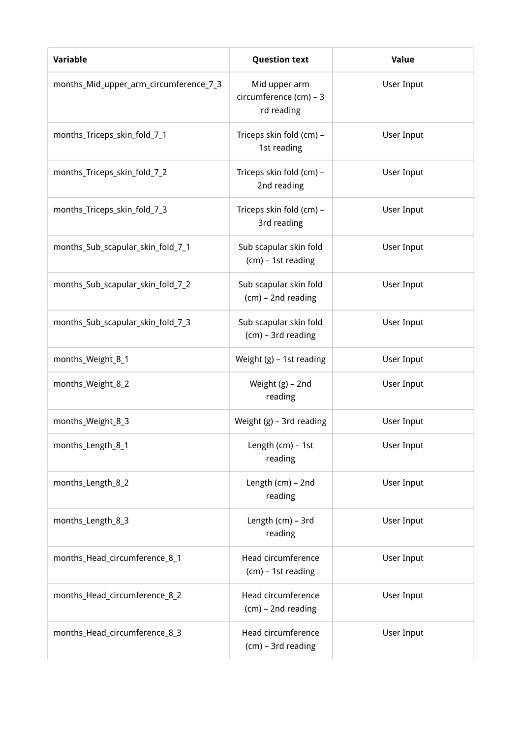| Variable | Question text | Value |
| --- | --- | --- |
| months_Mid_upper_arm_circumference_7_3 | Mid upper arm circumference (cm) – 3 rd reading | User Input |
| months_Triceps_skin_fold_7_1 | Triceps skin fold (cm) – 1st reading | User Input |
| months_Triceps_skin_fold_7_2 | Triceps skin fold (cm) – 2nd reading | User Input |
| months_Triceps_skin_fold_7_3 | Triceps skin fold (cm) – 3rd reading | User Input |
| months_Sub_scapular_skin_fold_7_1 | Sub scapular skin fold (cm) – 1st reading | User Input |
| months_Sub_scapular_skin_fold_7_2 | Sub scapular skin fold (cm) – 2nd reading | User Input |
| months_Sub_scapular_skin_fold_7_3 | Sub scapular skin fold (cm) – 3rd reading | User Input |
| months_Weight_8_1 | Weight (g) – 1st reading | User Input |
| months_Weight_8_2 | Weight (g) – 2nd reading | User Input |
| months_Weight_8_3 | Weight (g) – 3rd reading | User Input |
| months_Length_8_1 | Length (cm) – 1st reading | User Input |
| months_Length_8_2 | Length (cm) – 2nd reading | User Input |
| months_Length_8_3 | Length (cm) – 3rd reading | User Input |
| months_Head_circumference_8_1 | Head circumference (cm) – 1st reading | User Input |
| months_Head_circumference_8_2 | Head circumference (cm) – 2nd reading | User Input |
| months_Head_circumference_8_3 | Head circumference (cm) – 3rd reading | User Input |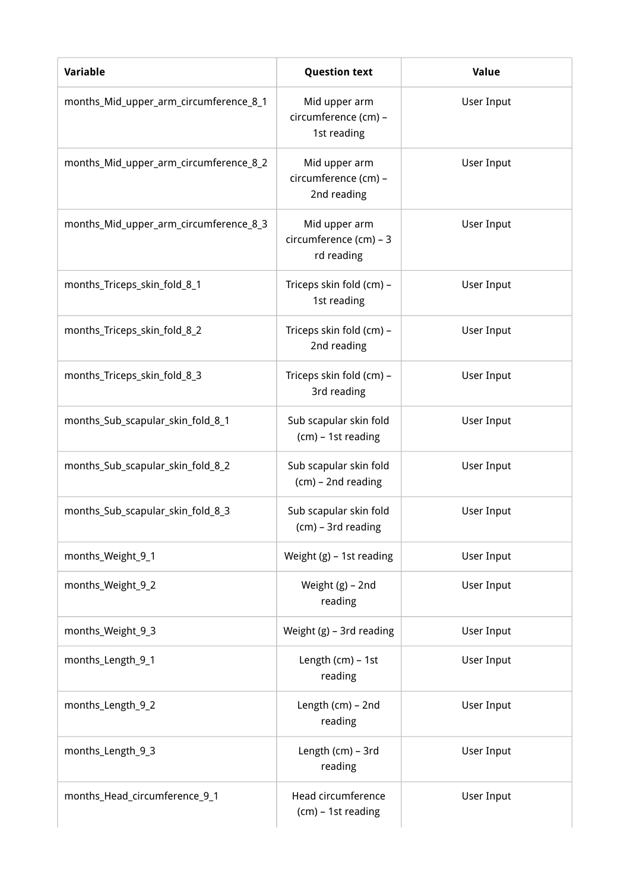| Variable | Question text | Value |
| --- | --- | --- |
| months_Mid_upper_arm_circumference_8_1 | Mid upper arm circumference (cm) – 1st reading | User Input |
| months_Mid_upper_arm_circumference_8_2 | Mid upper arm circumference (cm) – 2nd reading | User Input |
| months_Mid_upper_arm_circumference_8_3 | Mid upper arm circumference (cm) – 3 rd reading | User Input |
| months_Triceps_skin_fold_8_1 | Triceps skin fold (cm) – 1st reading | User Input |
| months_Triceps_skin_fold_8_2 | Triceps skin fold (cm) – 2nd reading | User Input |
| months_Triceps_skin_fold_8_3 | Triceps skin fold (cm) – 3rd reading | User Input |
| months_Sub_scapular_skin_fold_8_1 | Sub scapular skin fold (cm) – 1st reading | User Input |
| months_Sub_scapular_skin_fold_8_2 | Sub scapular skin fold (cm) – 2nd reading | User Input |
| months_Sub_scapular_skin_fold_8_3 | Sub scapular skin fold (cm) – 3rd reading | User Input |
| months_Weight_9_1 | Weight (g) – 1st reading | User Input |
| months_Weight_9_2 | Weight (g) – 2nd reading | User Input |
| months_Weight_9_3 | Weight (g) – 3rd reading | User Input |
| months_Length_9_1 | Length (cm) – 1st reading | User Input |
| months_Length_9_2 | Length (cm) – 2nd reading | User Input |
| months_Length_9_3 | Length (cm) – 3rd reading | User Input |
| months_Head_circumference_9_1 | Head circumference (cm) – 1st reading | User Input |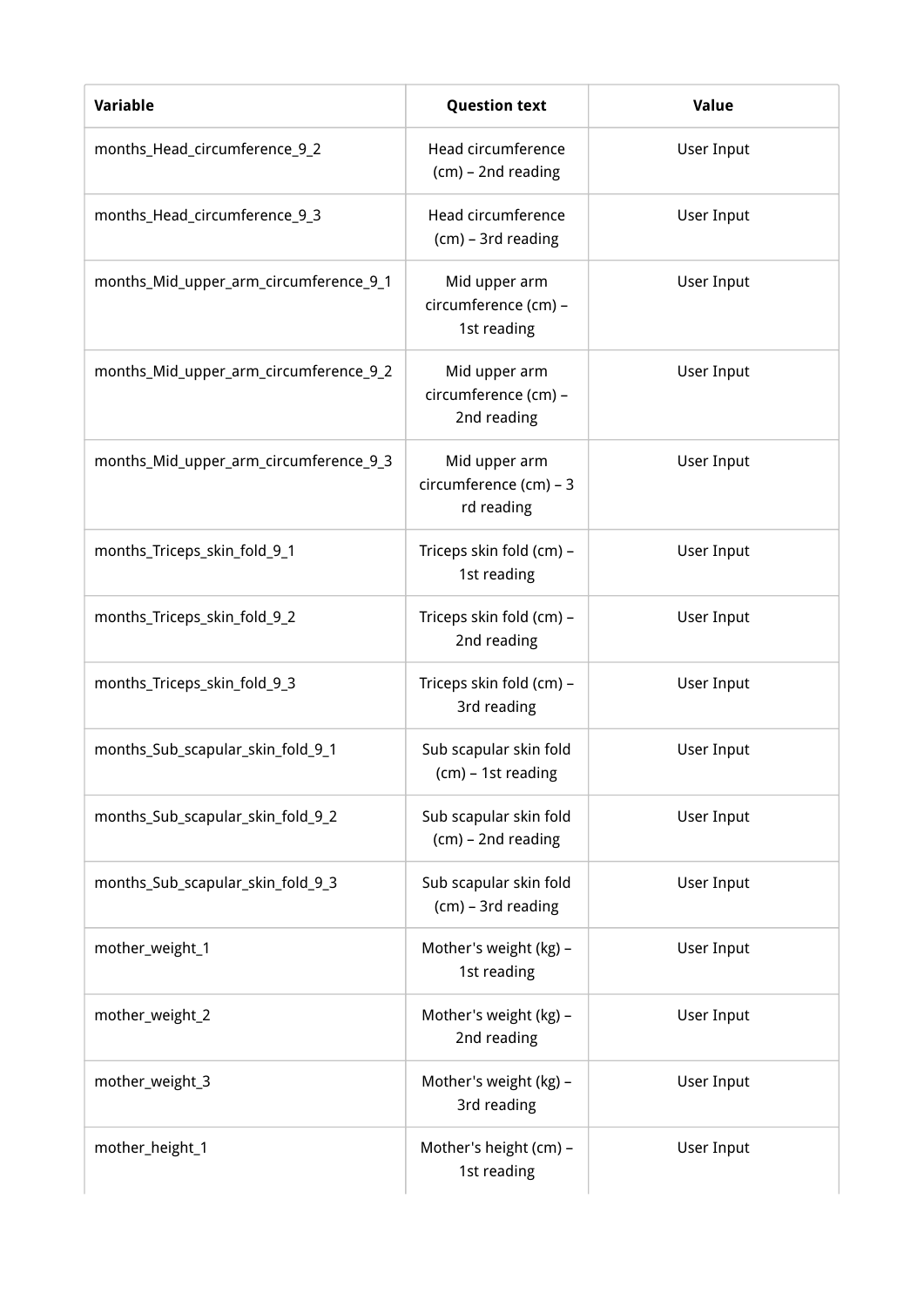| Variable | Question text | Value |
| --- | --- | --- |
| months_Head_circumference_9_2 | Head circumference (cm) – 2nd reading | User Input |
| months_Head_circumference_9_3 | Head circumference (cm) – 3rd reading | User Input |
| months_Mid_upper_arm_circumference_9_1 | Mid upper arm circumference (cm) – 1st reading | User Input |
| months_Mid_upper_arm_circumference_9_2 | Mid upper arm circumference (cm) – 2nd reading | User Input |
| months_Mid_upper_arm_circumference_9_3 | Mid upper arm circumference (cm) – 3 rd reading | User Input |
| months_Triceps_skin_fold_9_1 | Triceps skin fold (cm) – 1st reading | User Input |
| months_Triceps_skin_fold_9_2 | Triceps skin fold (cm) – 2nd reading | User Input |
| months_Triceps_skin_fold_9_3 | Triceps skin fold (cm) – 3rd reading | User Input |
| months_Sub_scapular_skin_fold_9_1 | Sub scapular skin fold (cm) – 1st reading | User Input |
| months_Sub_scapular_skin_fold_9_2 | Sub scapular skin fold (cm) – 2nd reading | User Input |
| months_Sub_scapular_skin_fold_9_3 | Sub scapular skin fold (cm) – 3rd reading | User Input |
| mother_weight_1 | Mother's weight (kg) – 1st reading | User Input |
| mother_weight_2 | Mother's weight (kg) – 2nd reading | User Input |
| mother_weight_3 | Mother's weight (kg) – 3rd reading | User Input |
| mother_height_1 | Mother's height (cm) – 1st reading | User Input |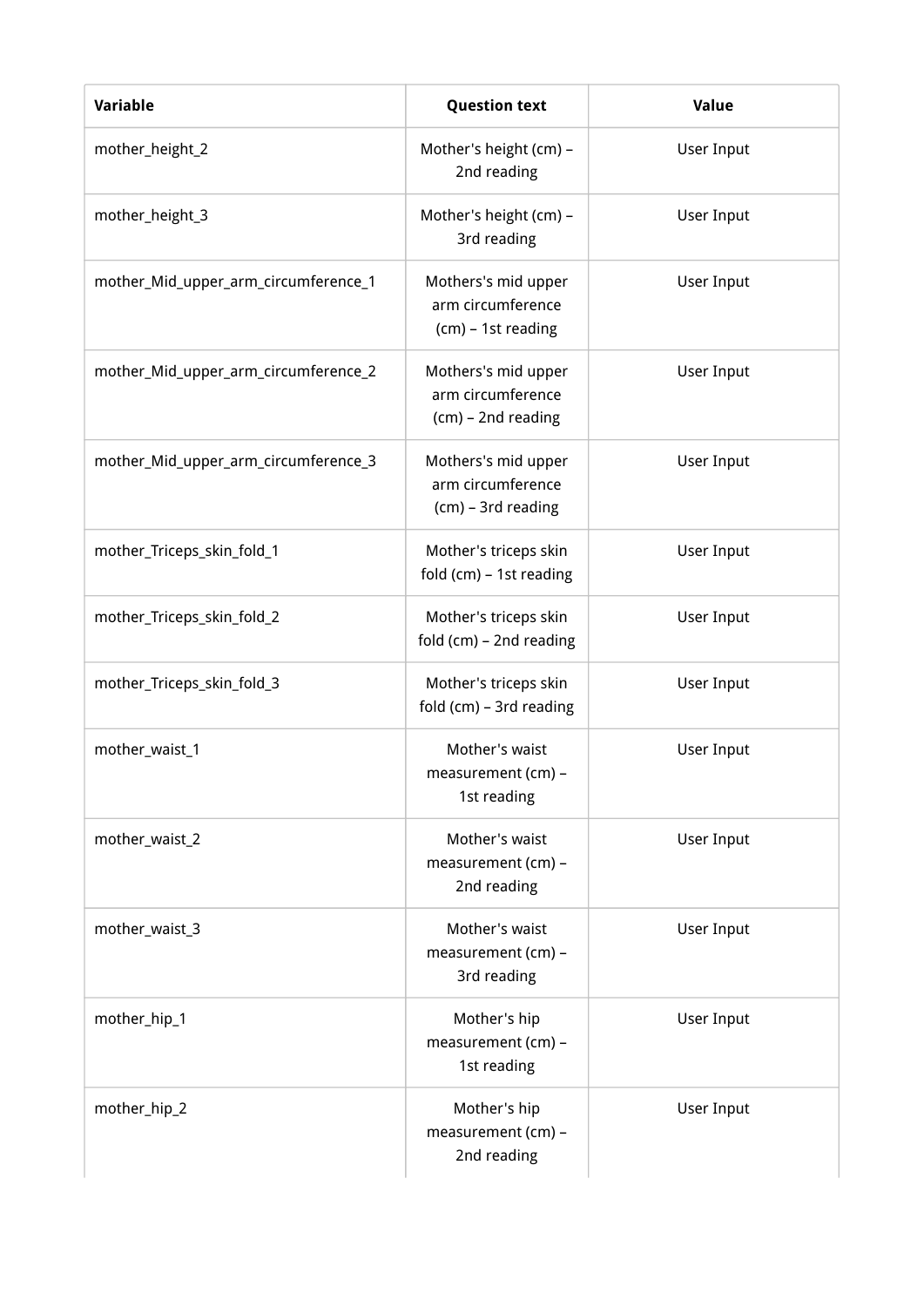| Variable | Question text | Value |
| --- | --- | --- |
| mother_height_2 | Mother's height (cm) – 2nd reading | User Input |
| mother_height_3 | Mother's height (cm) – 3rd reading | User Input |
| mother_Mid_upper_arm_circumference_1 | Mothers's mid upper arm circumference (cm) – 1st reading | User Input |
| mother_Mid_upper_arm_circumference_2 | Mothers's mid upper arm circumference (cm) – 2nd reading | User Input |
| mother_Mid_upper_arm_circumference_3 | Mothers's mid upper arm circumference (cm) – 3rd reading | User Input |
| mother_Triceps_skin_fold_1 | Mother's triceps skin fold (cm) – 1st reading | User Input |
| mother_Triceps_skin_fold_2 | Mother's triceps skin fold (cm) – 2nd reading | User Input |
| mother_Triceps_skin_fold_3 | Mother's triceps skin fold (cm) – 3rd reading | User Input |
| mother_waist_1 | Mother's waist measurement (cm) – 1st reading | User Input |
| mother_waist_2 | Mother's waist measurement (cm) – 2nd reading | User Input |
| mother_waist_3 | Mother's waist measurement (cm) – 3rd reading | User Input |
| mother_hip_1 | Mother's hip measurement (cm) – 1st reading | User Input |
| mother_hip_2 | Mother's hip measurement (cm) – 2nd reading | User Input |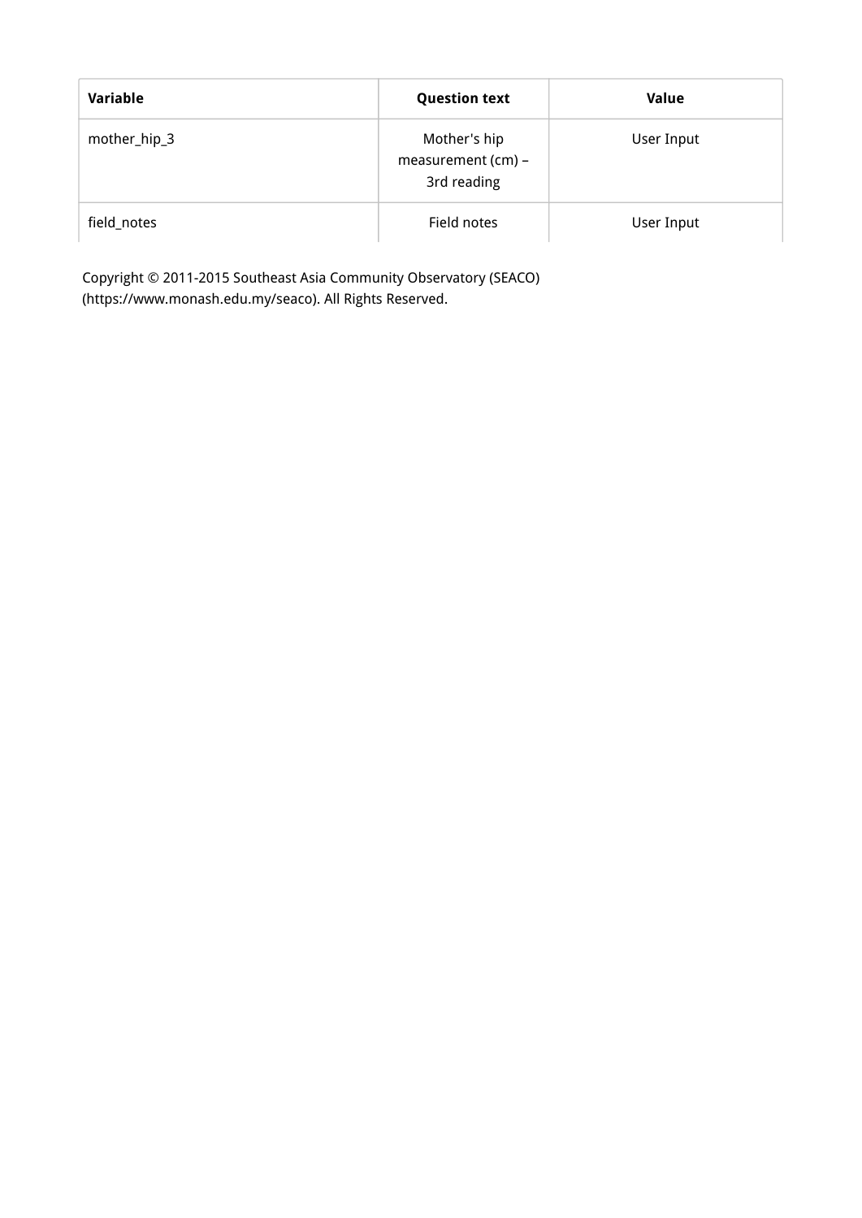| Variable | Question text | Value |
| --- | --- | --- |
| mother_hip_3 | Mother's hip measurement (cm) – 3rd reading | User Input |
| field_notes | Field notes | User Input |

Copyright © 2011-2015 Southeast Asia Community Observatory (SEACO) (https://www.monash.edu.my/seaco). All Rights Reserved.